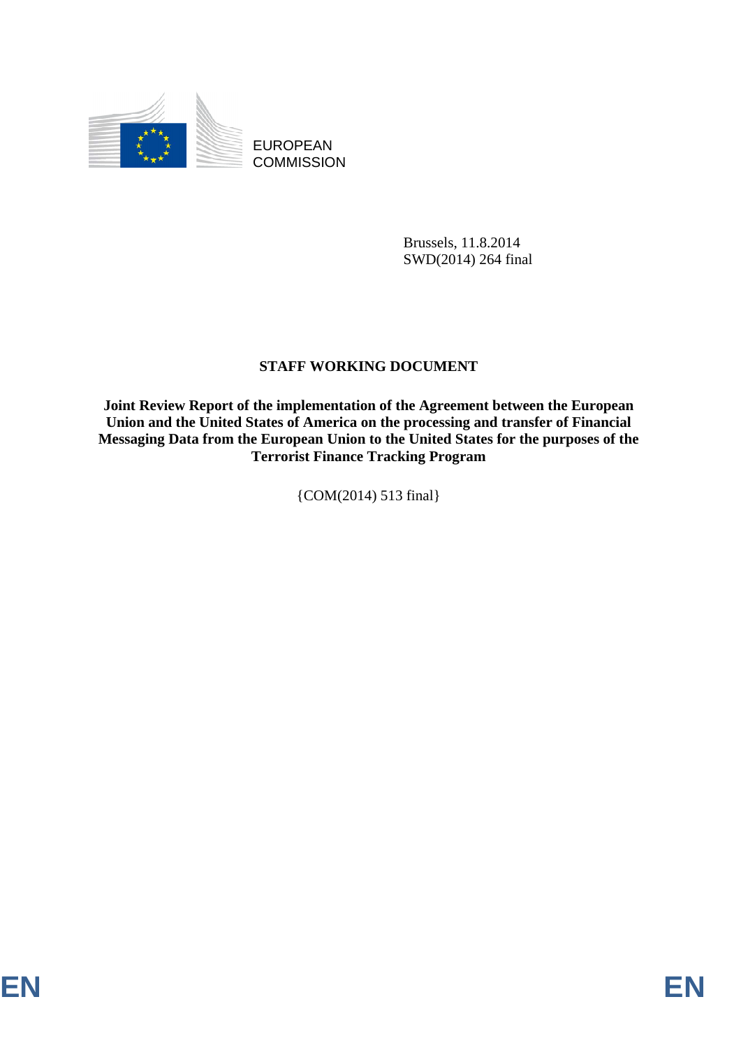EUROPEAN COMMISSION

Brussels, 11.8.2014
SWD(2014) 264 final

# STAFF WORKING DOCUMENT

**Joint Review Report of the implementation of the Agreement between the European Union and the United States of America on the processing and transfer of Financial Messaging Data from the European Union to the United States for the purposes of the Terrorist Finance Tracking Program**

{COM(2014) 513 final}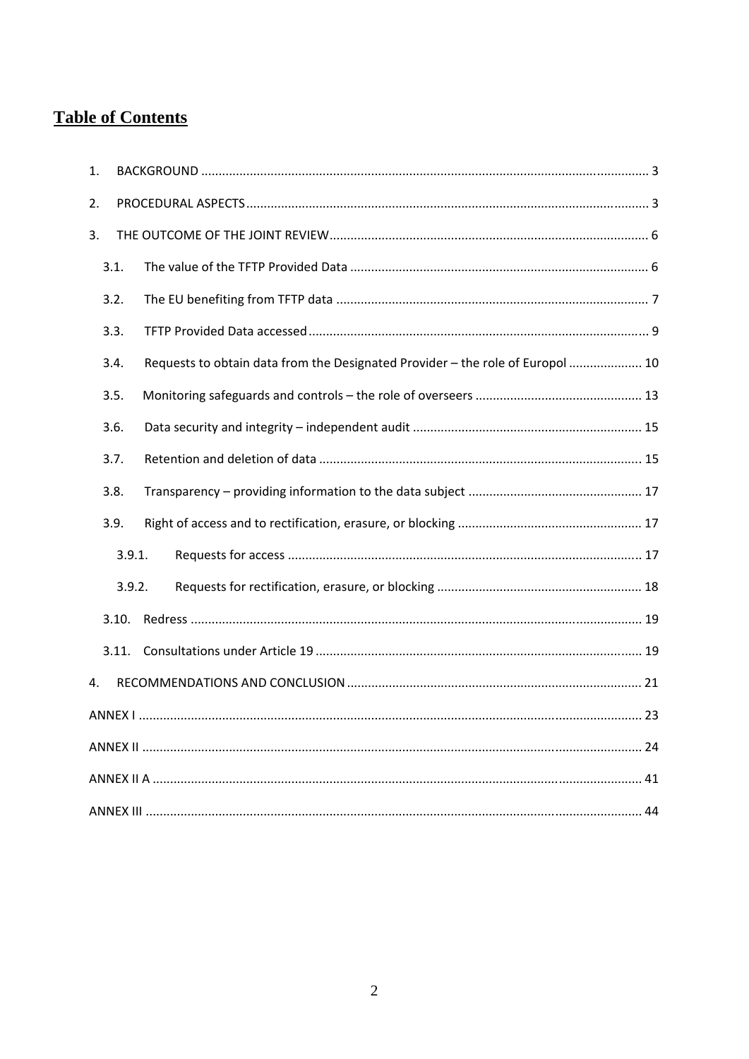# Table of Contents

1. BACKGROUND ..... 3
2. PROCEDURAL ASPECTS ..... 3
3. THE OUTCOME OF THE JOINT REVIEW ..... 6
   - 3.1. The value of the TFTP Provided Data ..... 6
   - 3.2. The EU benefiting from TFTP data ..... 7
   - 3.3. TFTP Provided Data accessed ..... 9
   - 3.4. Requests to obtain data from the Designated Provider – the role of Europol ..... 10
   - 3.5. Monitoring safeguards and controls – the role of overseers ..... 13
   - 3.6. Data security and integrity – independent audit ..... 15
   - 3.7. Retention and deletion of data ..... 15
   - 3.8. Transparency – providing information to the data subject ..... 17
   - 3.9. Right of access and to rectification, erasure, or blocking ..... 17
     - 3.9.1. Requests for access ..... 17
     - 3.9.2. Requests for rectification, erasure, or blocking ..... 18
   - 3.10. Redress ..... 19
   - 3.11. Consultations under Article 19 ..... 19
4. RECOMMENDATIONS AND CONCLUSION ..... 21

ANNEX I ..... 23

ANNEX II ..... 24

ANNEX II A ..... 41

ANNEX III ..... 44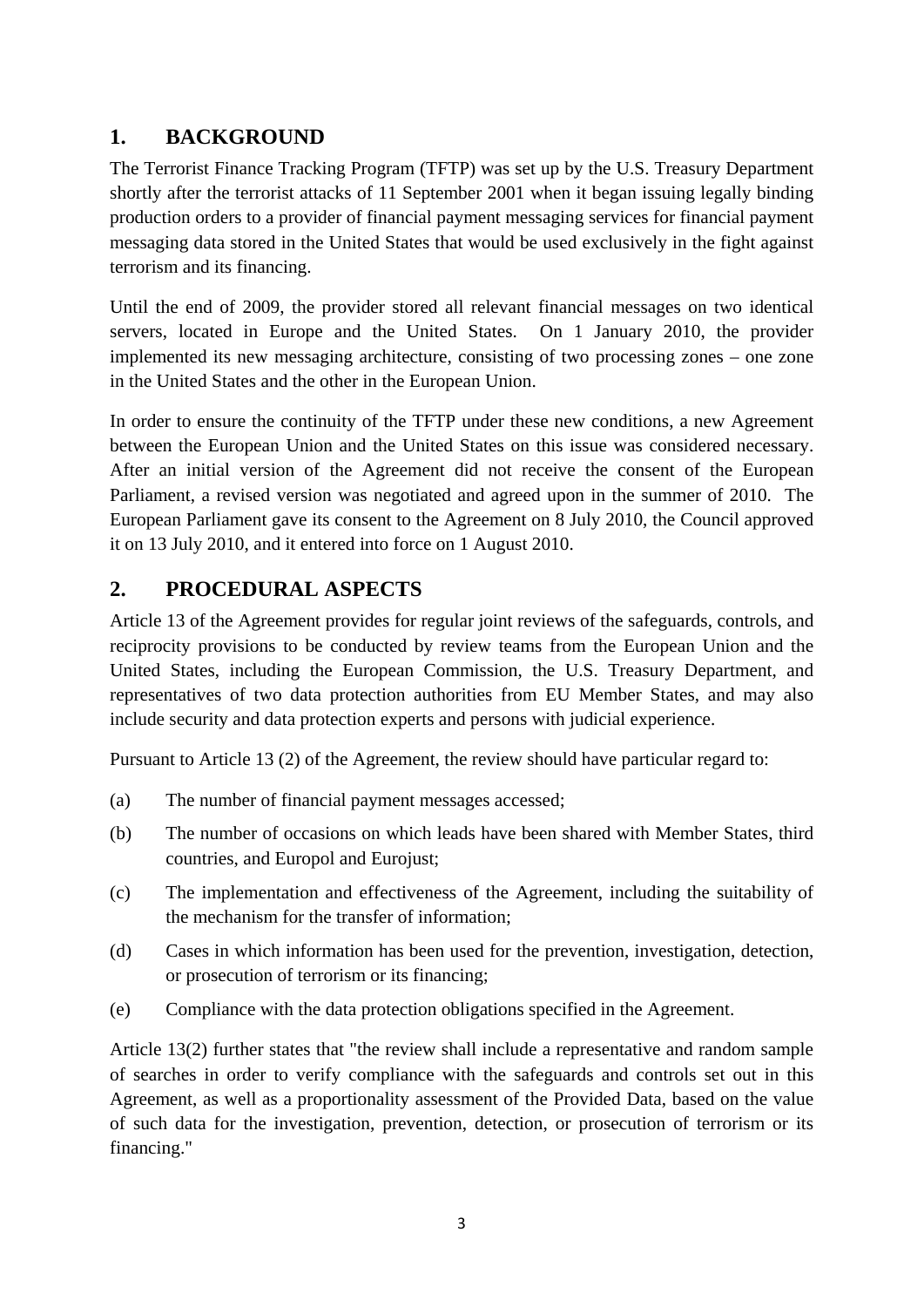## 1. BACKGROUND

The Terrorist Finance Tracking Program (TFTP) was set up by the U.S. Treasury Department shortly after the terrorist attacks of 11 September 2001 when it began issuing legally binding production orders to a provider of financial payment messaging services for financial payment messaging data stored in the United States that would be used exclusively in the fight against terrorism and its financing.

Until the end of 2009, the provider stored all relevant financial messages on two identical servers, located in Europe and the United States. On 1 January 2010, the provider implemented its new messaging architecture, consisting of two processing zones – one zone in the United States and the other in the European Union.

In order to ensure the continuity of the TFTP under these new conditions, a new Agreement between the European Union and the United States on this issue was considered necessary. After an initial version of the Agreement did not receive the consent of the European Parliament, a revised version was negotiated and agreed upon in the summer of 2010. The European Parliament gave its consent to the Agreement on 8 July 2010, the Council approved it on 13 July 2010, and it entered into force on 1 August 2010.

## 2. PROCEDURAL ASPECTS

Article 13 of the Agreement provides for regular joint reviews of the safeguards, controls, and reciprocity provisions to be conducted by review teams from the European Union and the United States, including the European Commission, the U.S. Treasury Department, and representatives of two data protection authorities from EU Member States, and may also include security and data protection experts and persons with judicial experience.

Pursuant to Article 13 (2) of the Agreement, the review should have particular regard to:

(a) The number of financial payment messages accessed;

(b) The number of occasions on which leads have been shared with Member States, third countries, and Europol and Eurojust;

(c) The implementation and effectiveness of the Agreement, including the suitability of the mechanism for the transfer of information;

(d) Cases in which information has been used for the prevention, investigation, detection, or prosecution of terrorism or its financing;

(e) Compliance with the data protection obligations specified in the Agreement.

Article 13(2) further states that "the review shall include a representative and random sample of searches in order to verify compliance with the safeguards and controls set out in this Agreement, as well as a proportionality assessment of the Provided Data, based on the value of such data for the investigation, prevention, detection, or prosecution of terrorism or its financing."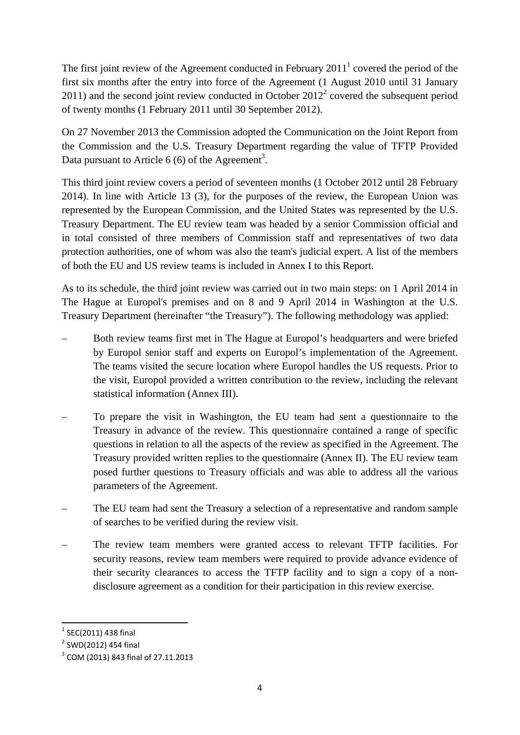The first joint review of the Agreement conducted in February 2011[1] covered the period of the first six months after the entry into force of the Agreement (1 August 2010 until 31 January 2011) and the second joint review conducted in October 2012[2] covered the subsequent period of twenty months (1 February 2011 until 30 September 2012).

On 27 November 2013 the Commission adopted the Communication on the Joint Report from the Commission and the U.S. Treasury Department regarding the value of TFTP Provided Data pursuant to Article 6 (6) of the Agreement[3].

This third joint review covers a period of seventeen months (1 October 2012 until 28 February 2014). In line with Article 13 (3), for the purposes of the review, the European Union was represented by the European Commission, and the United States was represented by the U.S. Treasury Department. The EU review team was headed by a senior Commission official and in total consisted of three members of Commission staff and representatives of two data protection authorities, one of whom was also the team's judicial expert. A list of the members of both the EU and US review teams is included in Annex I to this Report.

As to its schedule, the third joint review was carried out in two main steps: on 1 April 2014 in The Hague at Europol's premises and on 8 and 9 April 2014 in Washington at the U.S. Treasury Department (hereinafter "the Treasury"). The following methodology was applied:

– Both review teams first met in The Hague at Europol's headquarters and were briefed by Europol senior staff and experts on Europol's implementation of the Agreement. The teams visited the secure location where Europol handles the US requests. Prior to the visit, Europol provided a written contribution to the review, including the relevant statistical information (Annex III).

– To prepare the visit in Washington, the EU team had sent a questionnaire to the Treasury in advance of the review. This questionnaire contained a range of specific questions in relation to all the aspects of the review as specified in the Agreement. The Treasury provided written replies to the questionnaire (Annex II). The EU review team posed further questions to Treasury officials and was able to address all the various parameters of the Agreement.

– The EU team had sent the Treasury a selection of a representative and random sample of searches to be verified during the review visit.

– The review team members were granted access to relevant TFTP facilities. For security reasons, review team members were required to provide advance evidence of their security clearances to access the TFTP facility and to sign a copy of a non-disclosure agreement as a condition for their participation in this review exercise.

[1] SEC(2011) 438 final

[2] SWD(2012) 454 final

[3] COM (2013) 843 final of 27.11.2013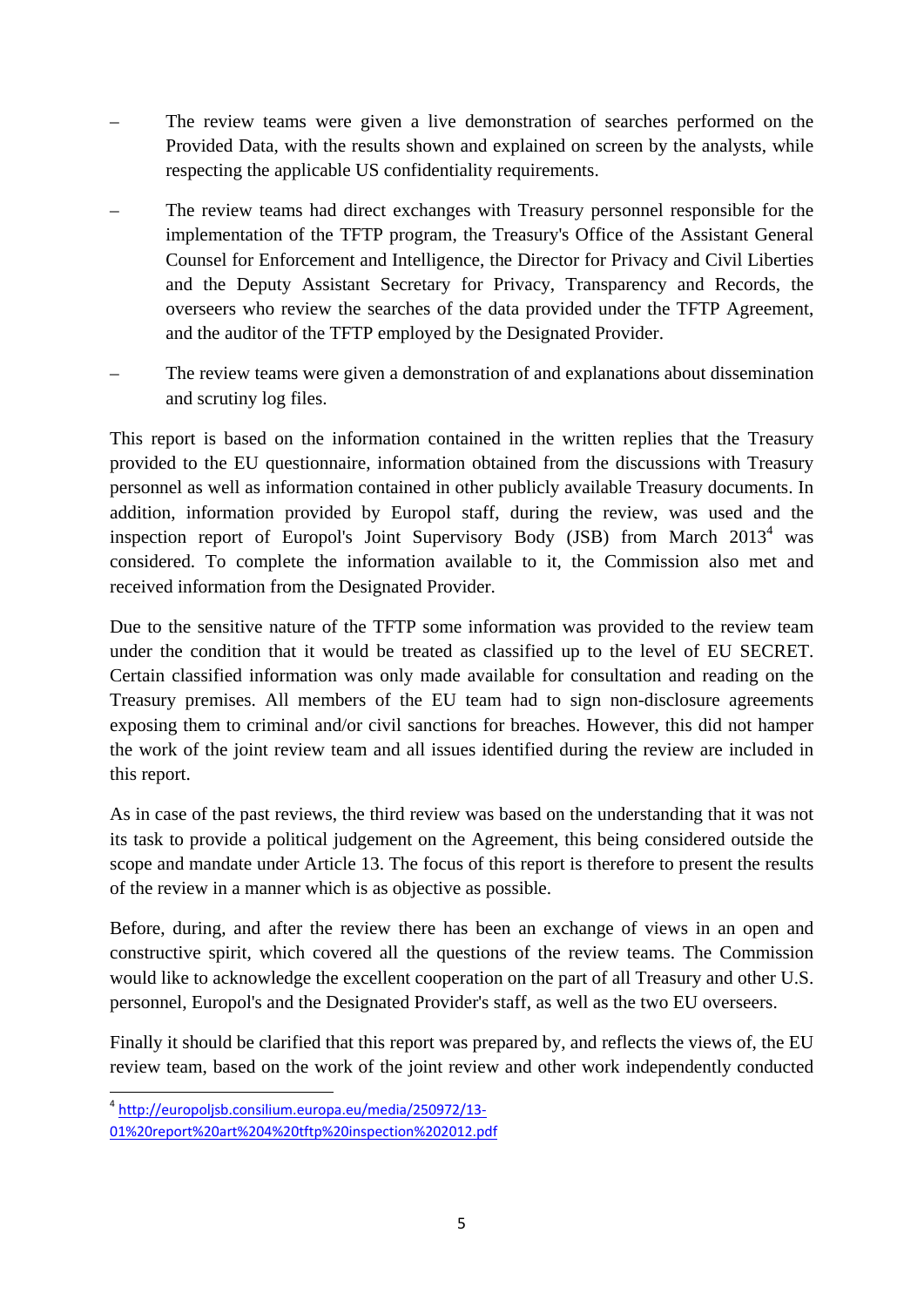- The review teams were given a live demonstration of searches performed on the Provided Data, with the results shown and explained on screen by the analysts, while respecting the applicable US confidentiality requirements.
- The review teams had direct exchanges with Treasury personnel responsible for the implementation of the TFTP program, the Treasury's Office of the Assistant General Counsel for Enforcement and Intelligence, the Director for Privacy and Civil Liberties and the Deputy Assistant Secretary for Privacy, Transparency and Records, the overseers who review the searches of the data provided under the TFTP Agreement, and the auditor of the TFTP employed by the Designated Provider.
- The review teams were given a demonstration of and explanations about dissemination and scrutiny log files.

This report is based on the information contained in the written replies that the Treasury provided to the EU questionnaire, information obtained from the discussions with Treasury personnel as well as information contained in other publicly available Treasury documents. In addition, information provided by Europol staff, during the review, was used and the inspection report of Europol's Joint Supervisory Body (JSB) from March 2013[4] was considered. To complete the information available to it, the Commission also met and received information from the Designated Provider.

Due to the sensitive nature of the TFTP some information was provided to the review team under the condition that it would be treated as classified up to the level of EU SECRET. Certain classified information was only made available for consultation and reading on the Treasury premises. All members of the EU team had to sign non-disclosure agreements exposing them to criminal and/or civil sanctions for breaches. However, this did not hamper the work of the joint review team and all issues identified during the review are included in this report.

As in case of the past reviews, the third review was based on the understanding that it was not its task to provide a political judgement on the Agreement, this being considered outside the scope and mandate under Article 13. The focus of this report is therefore to present the results of the review in a manner which is as objective as possible.

Before, during, and after the review there has been an exchange of views in an open and constructive spirit, which covered all the questions of the review teams. The Commission would like to acknowledge the excellent cooperation on the part of all Treasury and other U.S. personnel, Europol's and the Designated Provider's staff, as well as the two EU overseers.

Finally it should be clarified that this report was prepared by, and reflects the views of, the EU review team, based on the work of the joint review and other work independently conducted

---

[4] http://europoljsb.consilium.europa.eu/media/250972/13-01%20report%20art%204%20tftp%20inspection%202012.pdf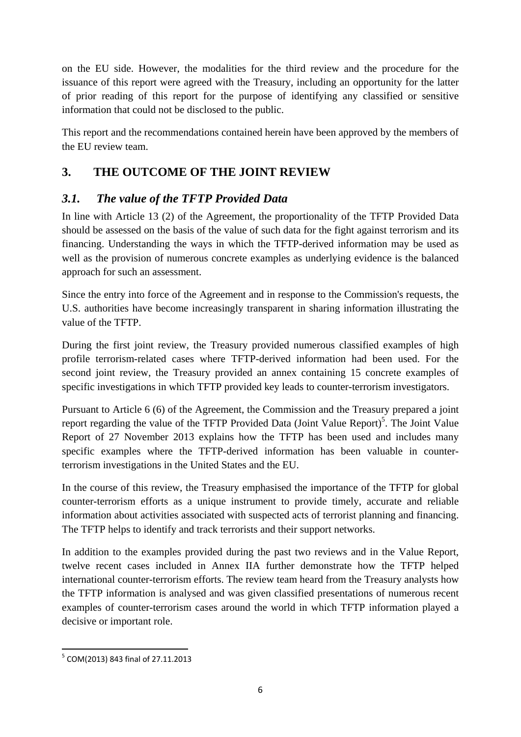on the EU side. However, the modalities for the third review and the procedure for the issuance of this report were agreed with the Treasury, including an opportunity for the latter of prior reading of this report for the purpose of identifying any classified or sensitive information that could not be disclosed to the public.

This report and the recommendations contained herein have been approved by the members of the EU review team.

# 3. THE OUTCOME OF THE JOINT REVIEW

## *3.1. The value of the TFTP Provided Data*

In line with Article 13 (2) of the Agreement, the proportionality of the TFTP Provided Data should be assessed on the basis of the value of such data for the fight against terrorism and its financing. Understanding the ways in which the TFTP-derived information may be used as well as the provision of numerous concrete examples as underlying evidence is the balanced approach for such an assessment.

Since the entry into force of the Agreement and in response to the Commission's requests, the U.S. authorities have become increasingly transparent in sharing information illustrating the value of the TFTP.

During the first joint review, the Treasury provided numerous classified examples of high profile terrorism-related cases where TFTP-derived information had been used. For the second joint review, the Treasury provided an annex containing 15 concrete examples of specific investigations in which TFTP provided key leads to counter-terrorism investigators.

Pursuant to Article 6 (6) of the Agreement, the Commission and the Treasury prepared a joint report regarding the value of the TFTP Provided Data (Joint Value Report)[5]. The Joint Value Report of 27 November 2013 explains how the TFTP has been used and includes many specific examples where the TFTP-derived information has been valuable in counter-terrorism investigations in the United States and the EU.

In the course of this review, the Treasury emphasised the importance of the TFTP for global counter-terrorism efforts as a unique instrument to provide timely, accurate and reliable information about activities associated with suspected acts of terrorist planning and financing. The TFTP helps to identify and track terrorists and their support networks.

In addition to the examples provided during the past two reviews and in the Value Report, twelve recent cases included in Annex IIA further demonstrate how the TFTP helped international counter-terrorism efforts. The review team heard from the Treasury analysts how the TFTP information is analysed and was given classified presentations of numerous recent examples of counter-terrorism cases around the world in which TFTP information played a decisive or important role.

[5] COM(2013) 843 final of 27.11.2013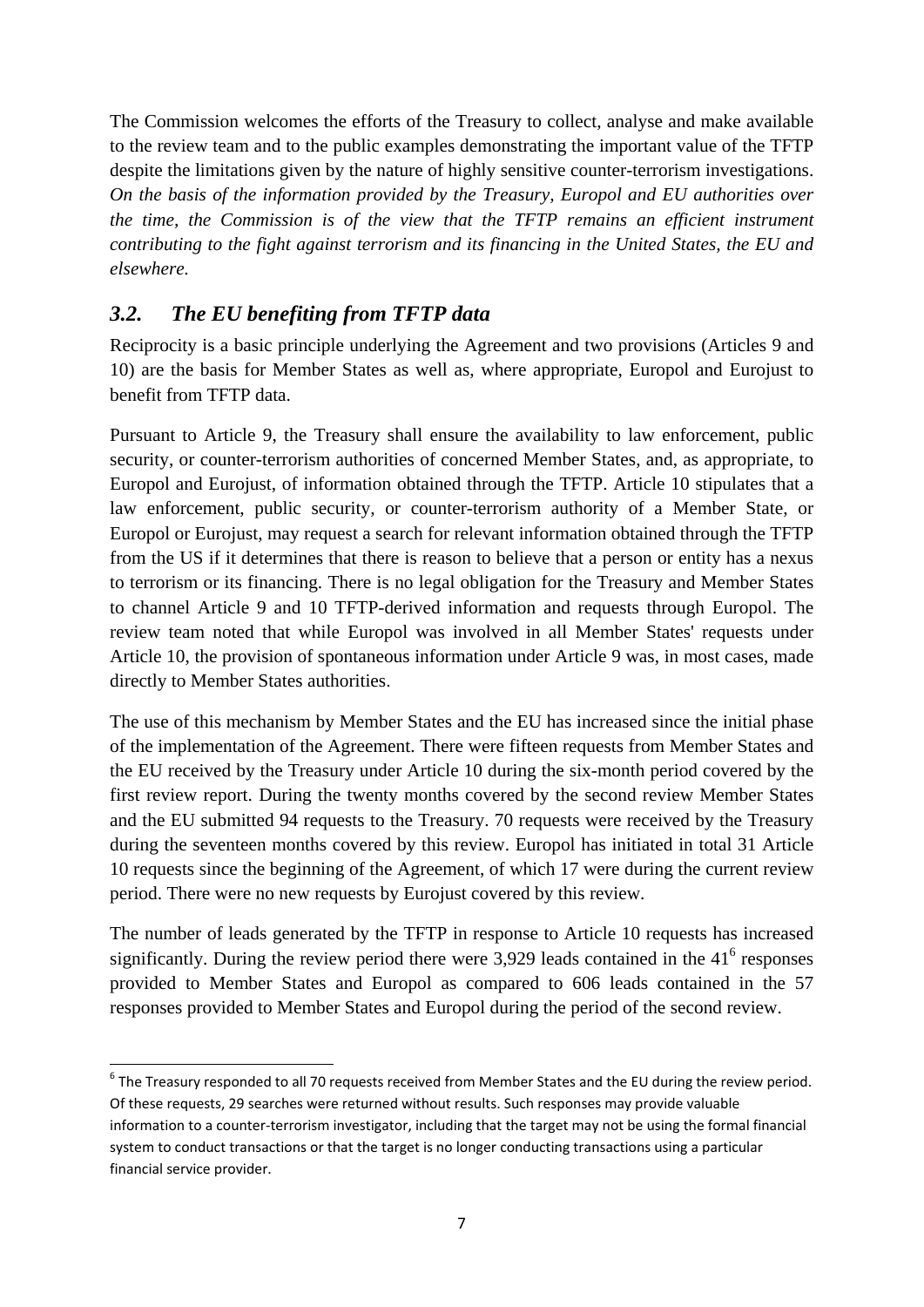The Commission welcomes the efforts of the Treasury to collect, analyse and make available to the review team and to the public examples demonstrating the important value of the TFTP despite the limitations given by the nature of highly sensitive counter-terrorism investigations. *On the basis of the information provided by the Treasury, Europol and EU authorities over the time, the Commission is of the view that the TFTP remains an efficient instrument contributing to the fight against terrorism and its financing in the United States, the EU and elsewhere.*

## *3.2. The EU benefiting from TFTP data*

Reciprocity is a basic principle underlying the Agreement and two provisions (Articles 9 and 10) are the basis for Member States as well as, where appropriate, Europol and Eurojust to benefit from TFTP data.

Pursuant to Article 9, the Treasury shall ensure the availability to law enforcement, public security, or counter-terrorism authorities of concerned Member States, and, as appropriate, to Europol and Eurojust, of information obtained through the TFTP. Article 10 stipulates that a law enforcement, public security, or counter-terrorism authority of a Member State, or Europol or Eurojust, may request a search for relevant information obtained through the TFTP from the US if it determines that there is reason to believe that a person or entity has a nexus to terrorism or its financing. There is no legal obligation for the Treasury and Member States to channel Article 9 and 10 TFTP-derived information and requests through Europol. The review team noted that while Europol was involved in all Member States' requests under Article 10, the provision of spontaneous information under Article 9 was, in most cases, made directly to Member States authorities.

The use of this mechanism by Member States and the EU has increased since the initial phase of the implementation of the Agreement. There were fifteen requests from Member States and the EU received by the Treasury under Article 10 during the six-month period covered by the first review report. During the twenty months covered by the second review Member States and the EU submitted 94 requests to the Treasury. 70 requests were received by the Treasury during the seventeen months covered by this review. Europol has initiated in total 31 Article 10 requests since the beginning of the Agreement, of which 17 were during the current review period. There were no new requests by Eurojust covered by this review.

The number of leads generated by the TFTP in response to Article 10 requests has increased significantly. During the review period there were 3,929 leads contained in the 41[6] responses provided to Member States and Europol as compared to 606 leads contained in the 57 responses provided to Member States and Europol during the period of the second review.

---

[6] The Treasury responded to all 70 requests received from Member States and the EU during the review period. Of these requests, 29 searches were returned without results. Such responses may provide valuable information to a counter-terrorism investigator, including that the target may not be using the formal financial system to conduct transactions or that the target is no longer conducting transactions using a particular financial service provider.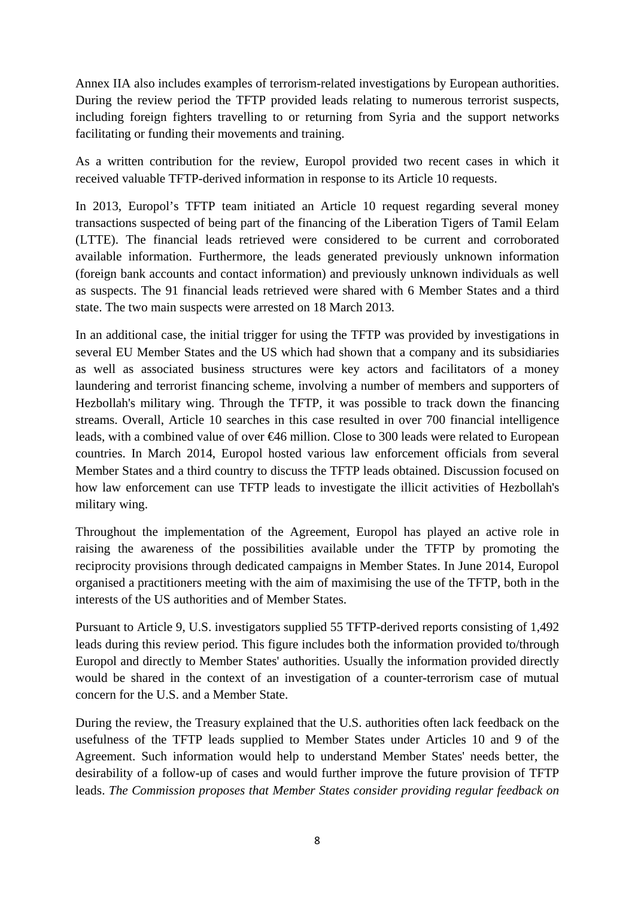Annex IIA also includes examples of terrorism-related investigations by European authorities. During the review period the TFTP provided leads relating to numerous terrorist suspects, including foreign fighters travelling to or returning from Syria and the support networks facilitating or funding their movements and training.

As a written contribution for the review, Europol provided two recent cases in which it received valuable TFTP-derived information in response to its Article 10 requests.

In 2013, Europol's TFTP team initiated an Article 10 request regarding several money transactions suspected of being part of the financing of the Liberation Tigers of Tamil Eelam (LTTE). The financial leads retrieved were considered to be current and corroborated available information. Furthermore, the leads generated previously unknown information (foreign bank accounts and contact information) and previously unknown individuals as well as suspects. The 91 financial leads retrieved were shared with 6 Member States and a third state. The two main suspects were arrested on 18 March 2013.

In an additional case, the initial trigger for using the TFTP was provided by investigations in several EU Member States and the US which had shown that a company and its subsidiaries as well as associated business structures were key actors and facilitators of a money laundering and terrorist financing scheme, involving a number of members and supporters of Hezbollah's military wing. Through the TFTP, it was possible to track down the financing streams. Overall, Article 10 searches in this case resulted in over 700 financial intelligence leads, with a combined value of over €46 million. Close to 300 leads were related to European countries. In March 2014, Europol hosted various law enforcement officials from several Member States and a third country to discuss the TFTP leads obtained. Discussion focused on how law enforcement can use TFTP leads to investigate the illicit activities of Hezbollah's military wing.

Throughout the implementation of the Agreement, Europol has played an active role in raising the awareness of the possibilities available under the TFTP by promoting the reciprocity provisions through dedicated campaigns in Member States. In June 2014, Europol organised a practitioners meeting with the aim of maximising the use of the TFTP, both in the interests of the US authorities and of Member States.

Pursuant to Article 9, U.S. investigators supplied 55 TFTP-derived reports consisting of 1,492 leads during this review period. This figure includes both the information provided to/through Europol and directly to Member States' authorities. Usually the information provided directly would be shared in the context of an investigation of a counter-terrorism case of mutual concern for the U.S. and a Member State.

During the review, the Treasury explained that the U.S. authorities often lack feedback on the usefulness of the TFTP leads supplied to Member States under Articles 10 and 9 of the Agreement. Such information would help to understand Member States' needs better, the desirability of a follow-up of cases and would further improve the future provision of TFTP leads. *The Commission proposes that Member States consider providing regular feedback on*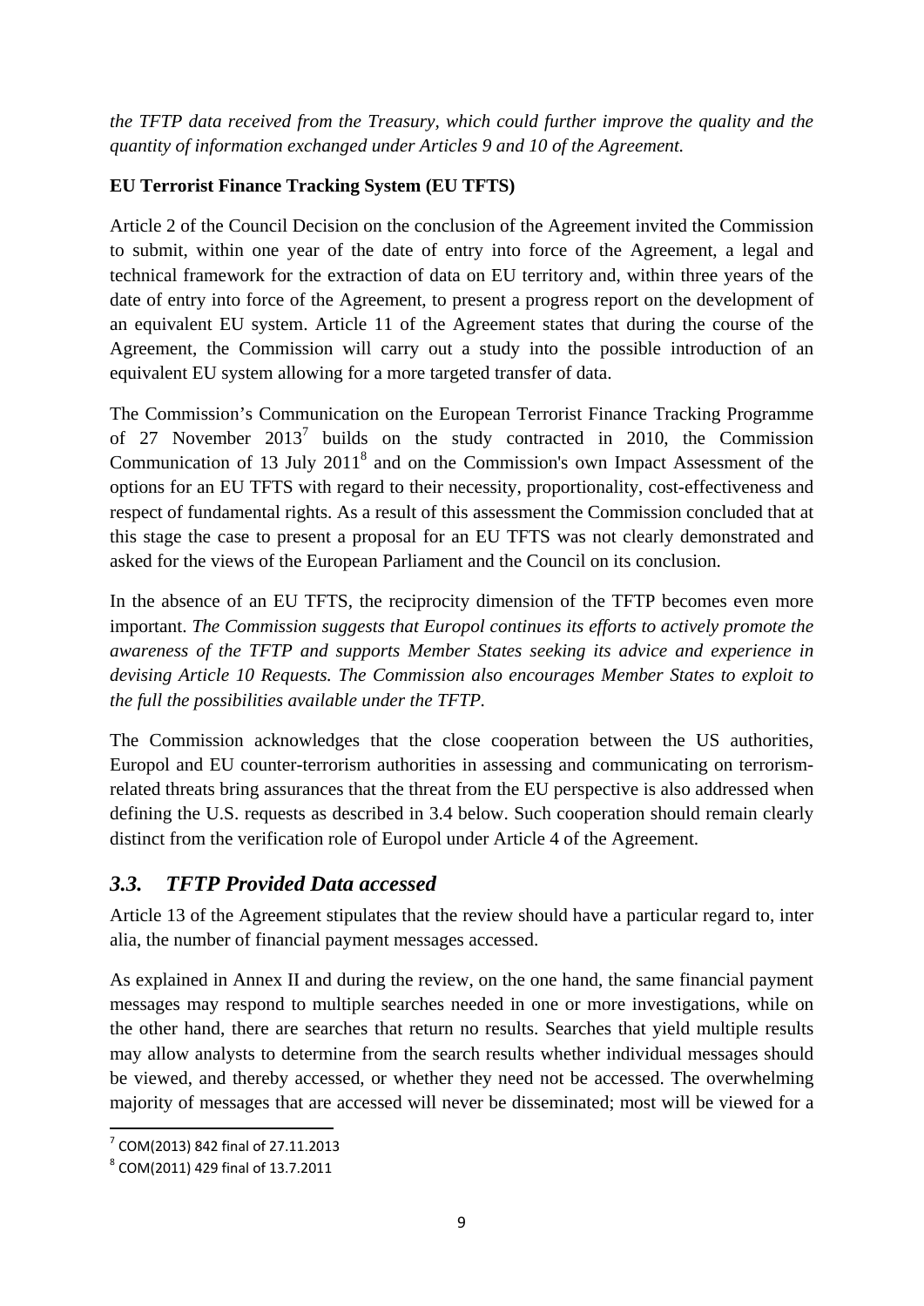*the TFTP data received from the Treasury, which could further improve the quality and the quantity of information exchanged under Articles 9 and 10 of the Agreement.*

**EU Terrorist Finance Tracking System (EU TFTS)**

Article 2 of the Council Decision on the conclusion of the Agreement invited the Commission to submit, within one year of the date of entry into force of the Agreement, a legal and technical framework for the extraction of data on EU territory and, within three years of the date of entry into force of the Agreement, to present a progress report on the development of an equivalent EU system. Article 11 of the Agreement states that during the course of the Agreement, the Commission will carry out a study into the possible introduction of an equivalent EU system allowing for a more targeted transfer of data.

The Commission's Communication on the European Terrorist Finance Tracking Programme of 27 November 2013[7] builds on the study contracted in 2010, the Commission Communication of 13 July 2011[8] and on the Commission's own Impact Assessment of the options for an EU TFTS with regard to their necessity, proportionality, cost-effectiveness and respect of fundamental rights. As a result of this assessment the Commission concluded that at this stage the case to present a proposal for an EU TFTS was not clearly demonstrated and asked for the views of the European Parliament and the Council on its conclusion.

In the absence of an EU TFTS, the reciprocity dimension of the TFTP becomes even more important. *The Commission suggests that Europol continues its efforts to actively promote the awareness of the TFTP and supports Member States seeking its advice and experience in devising Article 10 Requests. The Commission also encourages Member States to exploit to the full the possibilities available under the TFTP.*

The Commission acknowledges that the close cooperation between the US authorities, Europol and EU counter-terrorism authorities in assessing and communicating on terrorism-related threats bring assurances that the threat from the EU perspective is also addressed when defining the U.S. requests as described in 3.4 below. Such cooperation should remain clearly distinct from the verification role of Europol under Article 4 of the Agreement.

## *3.3. TFTP Provided Data accessed*

Article 13 of the Agreement stipulates that the review should have a particular regard to, inter alia, the number of financial payment messages accessed.

As explained in Annex II and during the review, on the one hand, the same financial payment messages may respond to multiple searches needed in one or more investigations, while on the other hand, there are searches that return no results. Searches that yield multiple results may allow analysts to determine from the search results whether individual messages should be viewed, and thereby accessed, or whether they need not be accessed. The overwhelming majority of messages that are accessed will never be disseminated; most will be viewed for a

---

[7] COM(2013) 842 final of 27.11.2013

[8] COM(2011) 429 final of 13.7.2011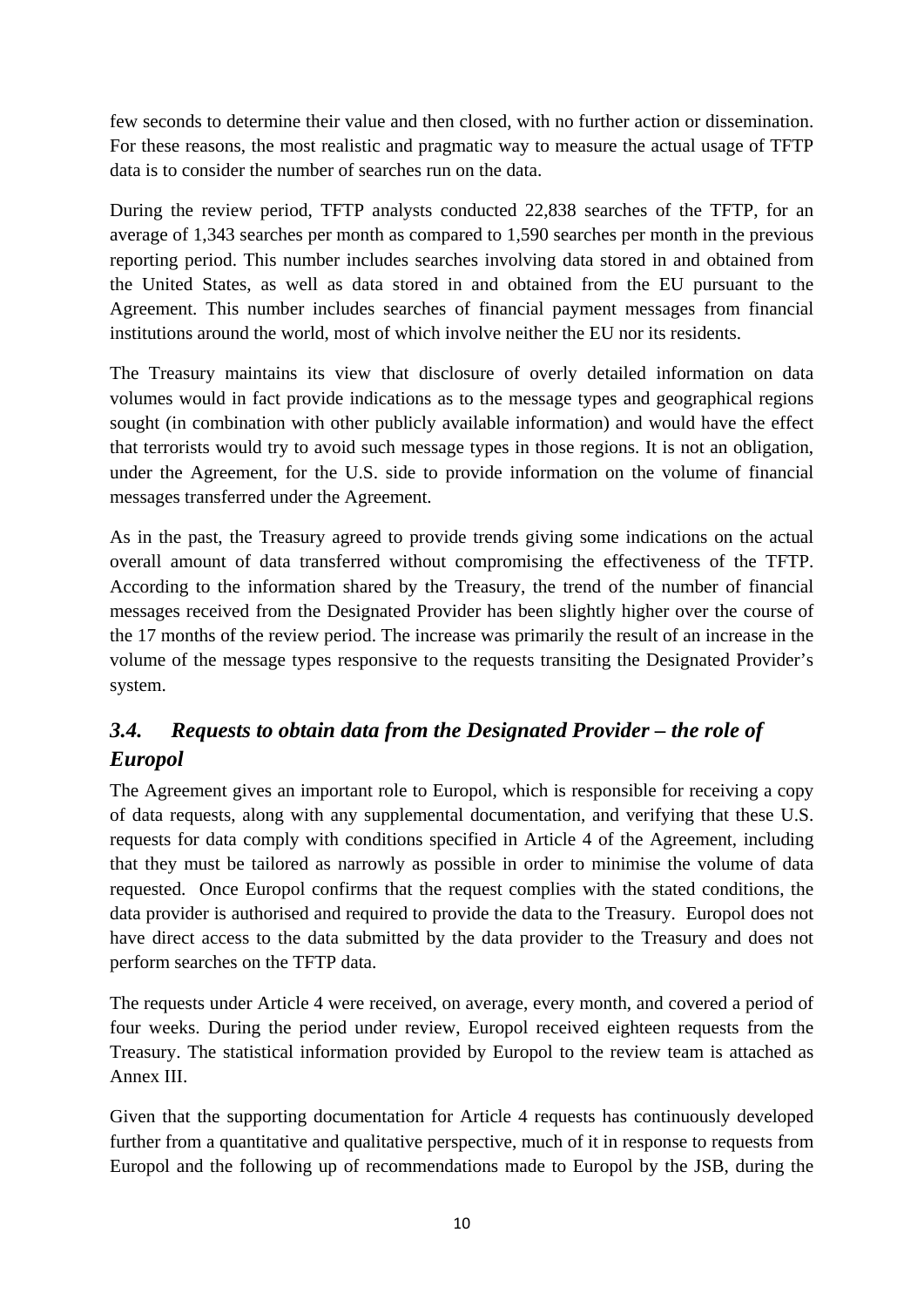few seconds to determine their value and then closed, with no further action or dissemination. For these reasons, the most realistic and pragmatic way to measure the actual usage of TFTP data is to consider the number of searches run on the data.

During the review period, TFTP analysts conducted 22,838 searches of the TFTP, for an average of 1,343 searches per month as compared to 1,590 searches per month in the previous reporting period. This number includes searches involving data stored in and obtained from the United States, as well as data stored in and obtained from the EU pursuant to the Agreement. This number includes searches of financial payment messages from financial institutions around the world, most of which involve neither the EU nor its residents.

The Treasury maintains its view that disclosure of overly detailed information on data volumes would in fact provide indications as to the message types and geographical regions sought (in combination with other publicly available information) and would have the effect that terrorists would try to avoid such message types in those regions. It is not an obligation, under the Agreement, for the U.S. side to provide information on the volume of financial messages transferred under the Agreement.

As in the past, the Treasury agreed to provide trends giving some indications on the actual overall amount of data transferred without compromising the effectiveness of the TFTP. According to the information shared by the Treasury, the trend of the number of financial messages received from the Designated Provider has been slightly higher over the course of the 17 months of the review period. The increase was primarily the result of an increase in the volume of the message types responsive to the requests transiting the Designated Provider's system.

## *3.4. Requests to obtain data from the Designated Provider – the role of Europol*

The Agreement gives an important role to Europol, which is responsible for receiving a copy of data requests, along with any supplemental documentation, and verifying that these U.S. requests for data comply with conditions specified in Article 4 of the Agreement, including that they must be tailored as narrowly as possible in order to minimise the volume of data requested. Once Europol confirms that the request complies with the stated conditions, the data provider is authorised and required to provide the data to the Treasury. Europol does not have direct access to the data submitted by the data provider to the Treasury and does not perform searches on the TFTP data.

The requests under Article 4 were received, on average, every month, and covered a period of four weeks. During the period under review, Europol received eighteen requests from the Treasury. The statistical information provided by Europol to the review team is attached as Annex III.

Given that the supporting documentation for Article 4 requests has continuously developed further from a quantitative and qualitative perspective, much of it in response to requests from Europol and the following up of recommendations made to Europol by the JSB, during the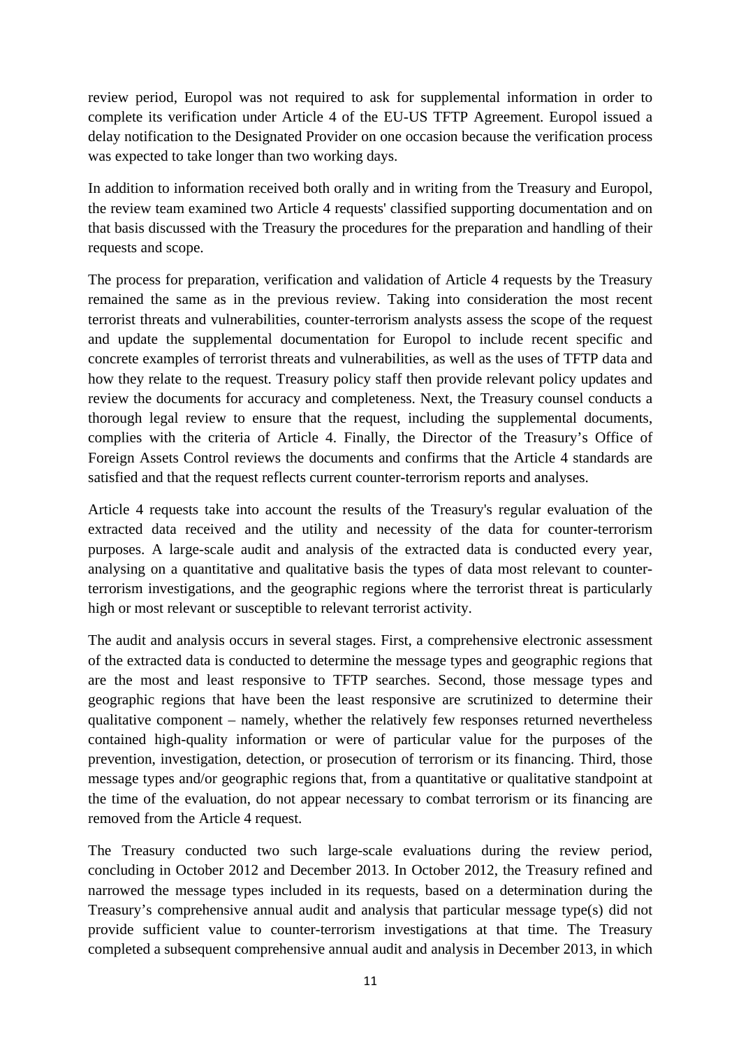review period, Europol was not required to ask for supplemental information in order to complete its verification under Article 4 of the EU-US TFTP Agreement. Europol issued a delay notification to the Designated Provider on one occasion because the verification process was expected to take longer than two working days.

In addition to information received both orally and in writing from the Treasury and Europol, the review team examined two Article 4 requests' classified supporting documentation and on that basis discussed with the Treasury the procedures for the preparation and handling of their requests and scope.

The process for preparation, verification and validation of Article 4 requests by the Treasury remained the same as in the previous review. Taking into consideration the most recent terrorist threats and vulnerabilities, counter-terrorism analysts assess the scope of the request and update the supplemental documentation for Europol to include recent specific and concrete examples of terrorist threats and vulnerabilities, as well as the uses of TFTP data and how they relate to the request. Treasury policy staff then provide relevant policy updates and review the documents for accuracy and completeness. Next, the Treasury counsel conducts a thorough legal review to ensure that the request, including the supplemental documents, complies with the criteria of Article 4. Finally, the Director of the Treasury's Office of Foreign Assets Control reviews the documents and confirms that the Article 4 standards are satisfied and that the request reflects current counter-terrorism reports and analyses.

Article 4 requests take into account the results of the Treasury's regular evaluation of the extracted data received and the utility and necessity of the data for counter-terrorism purposes. A large-scale audit and analysis of the extracted data is conducted every year, analysing on a quantitative and qualitative basis the types of data most relevant to counter-terrorism investigations, and the geographic regions where the terrorist threat is particularly high or most relevant or susceptible to relevant terrorist activity.

The audit and analysis occurs in several stages. First, a comprehensive electronic assessment of the extracted data is conducted to determine the message types and geographic regions that are the most and least responsive to TFTP searches. Second, those message types and geographic regions that have been the least responsive are scrutinized to determine their qualitative component – namely, whether the relatively few responses returned nevertheless contained high-quality information or were of particular value for the purposes of the prevention, investigation, detection, or prosecution of terrorism or its financing. Third, those message types and/or geographic regions that, from a quantitative or qualitative standpoint at the time of the evaluation, do not appear necessary to combat terrorism or its financing are removed from the Article 4 request.

The Treasury conducted two such large-scale evaluations during the review period, concluding in October 2012 and December 2013. In October 2012, the Treasury refined and narrowed the message types included in its requests, based on a determination during the Treasury's comprehensive annual audit and analysis that particular message type(s) did not provide sufficient value to counter-terrorism investigations at that time. The Treasury completed a subsequent comprehensive annual audit and analysis in December 2013, in which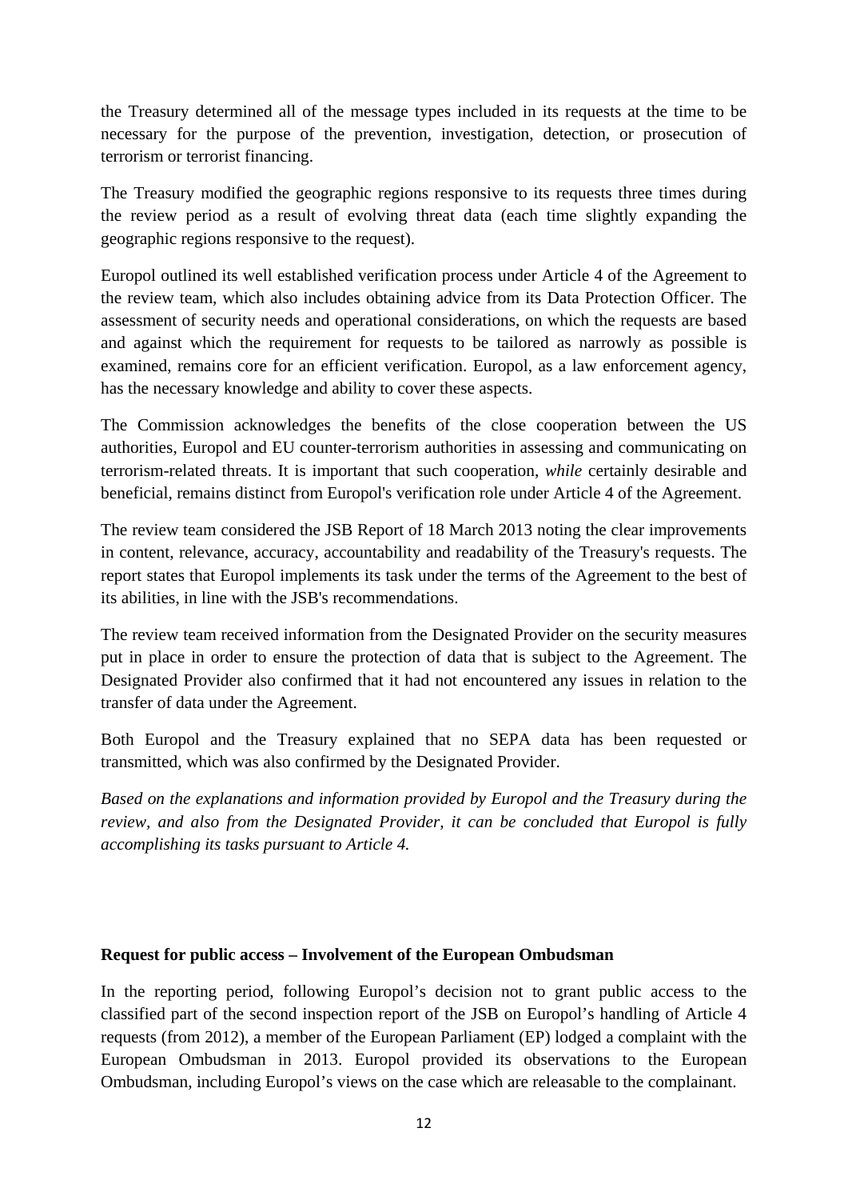the Treasury determined all of the message types included in its requests at the time to be necessary for the purpose of the prevention, investigation, detection, or prosecution of terrorism or terrorist financing.

The Treasury modified the geographic regions responsive to its requests three times during the review period as a result of evolving threat data (each time slightly expanding the geographic regions responsive to the request).

Europol outlined its well established verification process under Article 4 of the Agreement to the review team, which also includes obtaining advice from its Data Protection Officer. The assessment of security needs and operational considerations, on which the requests are based and against which the requirement for requests to be tailored as narrowly as possible is examined, remains core for an efficient verification. Europol, as a law enforcement agency, has the necessary knowledge and ability to cover these aspects.

The Commission acknowledges the benefits of the close cooperation between the US authorities, Europol and EU counter-terrorism authorities in assessing and communicating on terrorism-related threats. It is important that such cooperation, *while* certainly desirable and beneficial, remains distinct from Europol's verification role under Article 4 of the Agreement.

The review team considered the JSB Report of 18 March 2013 noting the clear improvements in content, relevance, accuracy, accountability and readability of the Treasury's requests. The report states that Europol implements its task under the terms of the Agreement to the best of its abilities, in line with the JSB's recommendations.

The review team received information from the Designated Provider on the security measures put in place in order to ensure the protection of data that is subject to the Agreement. The Designated Provider also confirmed that it had not encountered any issues in relation to the transfer of data under the Agreement.

Both Europol and the Treasury explained that no SEPA data has been requested or transmitted, which was also confirmed by the Designated Provider.

*Based on the explanations and information provided by Europol and the Treasury during the review, and also from the Designated Provider, it can be concluded that Europol is fully accomplishing its tasks pursuant to Article 4.*

**Request for public access – Involvement of the European Ombudsman**

In the reporting period, following Europol's decision not to grant public access to the classified part of the second inspection report of the JSB on Europol's handling of Article 4 requests (from 2012), a member of the European Parliament (EP) lodged a complaint with the European Ombudsman in 2013. Europol provided its observations to the European Ombudsman, including Europol's views on the case which are releasable to the complainant.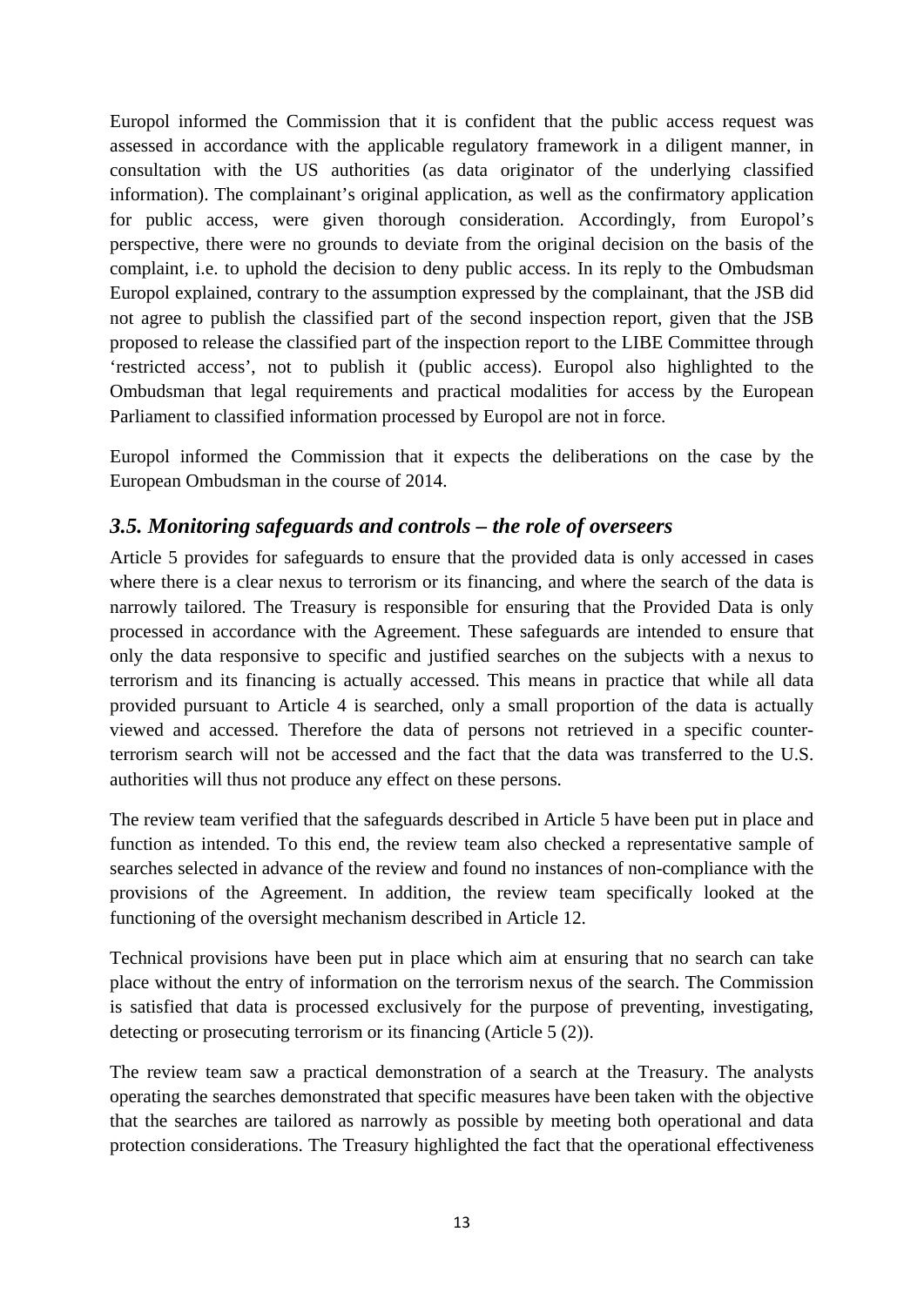Europol informed the Commission that it is confident that the public access request was assessed in accordance with the applicable regulatory framework in a diligent manner, in consultation with the US authorities (as data originator of the underlying classified information). The complainant's original application, as well as the confirmatory application for public access, were given thorough consideration. Accordingly, from Europol's perspective, there were no grounds to deviate from the original decision on the basis of the complaint, i.e. to uphold the decision to deny public access. In its reply to the Ombudsman Europol explained, contrary to the assumption expressed by the complainant, that the JSB did not agree to publish the classified part of the second inspection report, given that the JSB proposed to release the classified part of the inspection report to the LIBE Committee through 'restricted access', not to publish it (public access). Europol also highlighted to the Ombudsman that legal requirements and practical modalities for access by the European Parliament to classified information processed by Europol are not in force.

Europol informed the Commission that it expects the deliberations on the case by the European Ombudsman in the course of 2014.

### *3.5. Monitoring safeguards and controls – the role of overseers*

Article 5 provides for safeguards to ensure that the provided data is only accessed in cases where there is a clear nexus to terrorism or its financing, and where the search of the data is narrowly tailored. The Treasury is responsible for ensuring that the Provided Data is only processed in accordance with the Agreement. These safeguards are intended to ensure that only the data responsive to specific and justified searches on the subjects with a nexus to terrorism and its financing is actually accessed. This means in practice that while all data provided pursuant to Article 4 is searched, only a small proportion of the data is actually viewed and accessed. Therefore the data of persons not retrieved in a specific counter-terrorism search will not be accessed and the fact that the data was transferred to the U.S. authorities will thus not produce any effect on these persons.

The review team verified that the safeguards described in Article 5 have been put in place and function as intended. To this end, the review team also checked a representative sample of searches selected in advance of the review and found no instances of non-compliance with the provisions of the Agreement. In addition, the review team specifically looked at the functioning of the oversight mechanism described in Article 12.

Technical provisions have been put in place which aim at ensuring that no search can take place without the entry of information on the terrorism nexus of the search. The Commission is satisfied that data is processed exclusively for the purpose of preventing, investigating, detecting or prosecuting terrorism or its financing (Article 5 (2)).

The review team saw a practical demonstration of a search at the Treasury. The analysts operating the searches demonstrated that specific measures have been taken with the objective that the searches are tailored as narrowly as possible by meeting both operational and data protection considerations. The Treasury highlighted the fact that the operational effectiveness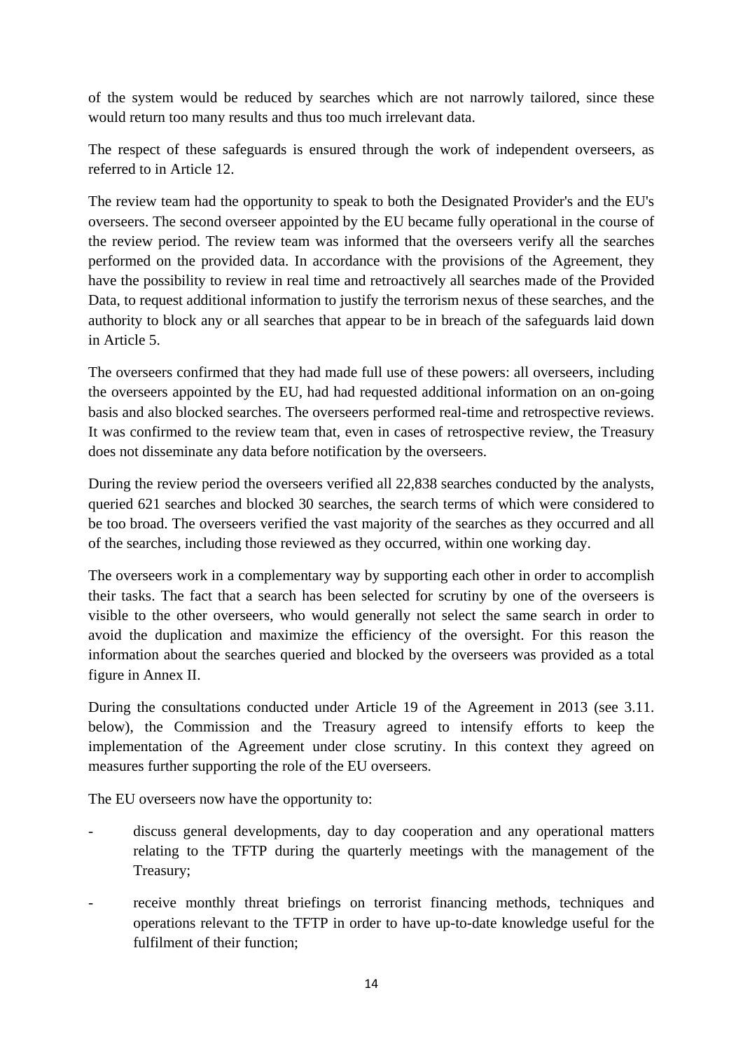of the system would be reduced by searches which are not narrowly tailored, since these would return too many results and thus too much irrelevant data.

The respect of these safeguards is ensured through the work of independent overseers, as referred to in Article 12.

The review team had the opportunity to speak to both the Designated Provider's and the EU's overseers. The second overseer appointed by the EU became fully operational in the course of the review period. The review team was informed that the overseers verify all the searches performed on the provided data. In accordance with the provisions of the Agreement, they have the possibility to review in real time and retroactively all searches made of the Provided Data, to request additional information to justify the terrorism nexus of these searches, and the authority to block any or all searches that appear to be in breach of the safeguards laid down in Article 5.

The overseers confirmed that they had made full use of these powers: all overseers, including the overseers appointed by the EU, had had requested additional information on an on-going basis and also blocked searches. The overseers performed real-time and retrospective reviews. It was confirmed to the review team that, even in cases of retrospective review, the Treasury does not disseminate any data before notification by the overseers.

During the review period the overseers verified all 22,838 searches conducted by the analysts, queried 621 searches and blocked 30 searches, the search terms of which were considered to be too broad. The overseers verified the vast majority of the searches as they occurred and all of the searches, including those reviewed as they occurred, within one working day.

The overseers work in a complementary way by supporting each other in order to accomplish their tasks. The fact that a search has been selected for scrutiny by one of the overseers is visible to the other overseers, who would generally not select the same search in order to avoid the duplication and maximize the efficiency of the oversight. For this reason the information about the searches queried and blocked by the overseers was provided as a total figure in Annex II.

During the consultations conducted under Article 19 of the Agreement in 2013 (see 3.11. below), the Commission and the Treasury agreed to intensify efforts to keep the implementation of the Agreement under close scrutiny. In this context they agreed on measures further supporting the role of the EU overseers.

The EU overseers now have the opportunity to:

- discuss general developments, day to day cooperation and any operational matters relating to the TFTP during the quarterly meetings with the management of the Treasury;
- receive monthly threat briefings on terrorist financing methods, techniques and operations relevant to the TFTP in order to have up-to-date knowledge useful for the fulfilment of their function;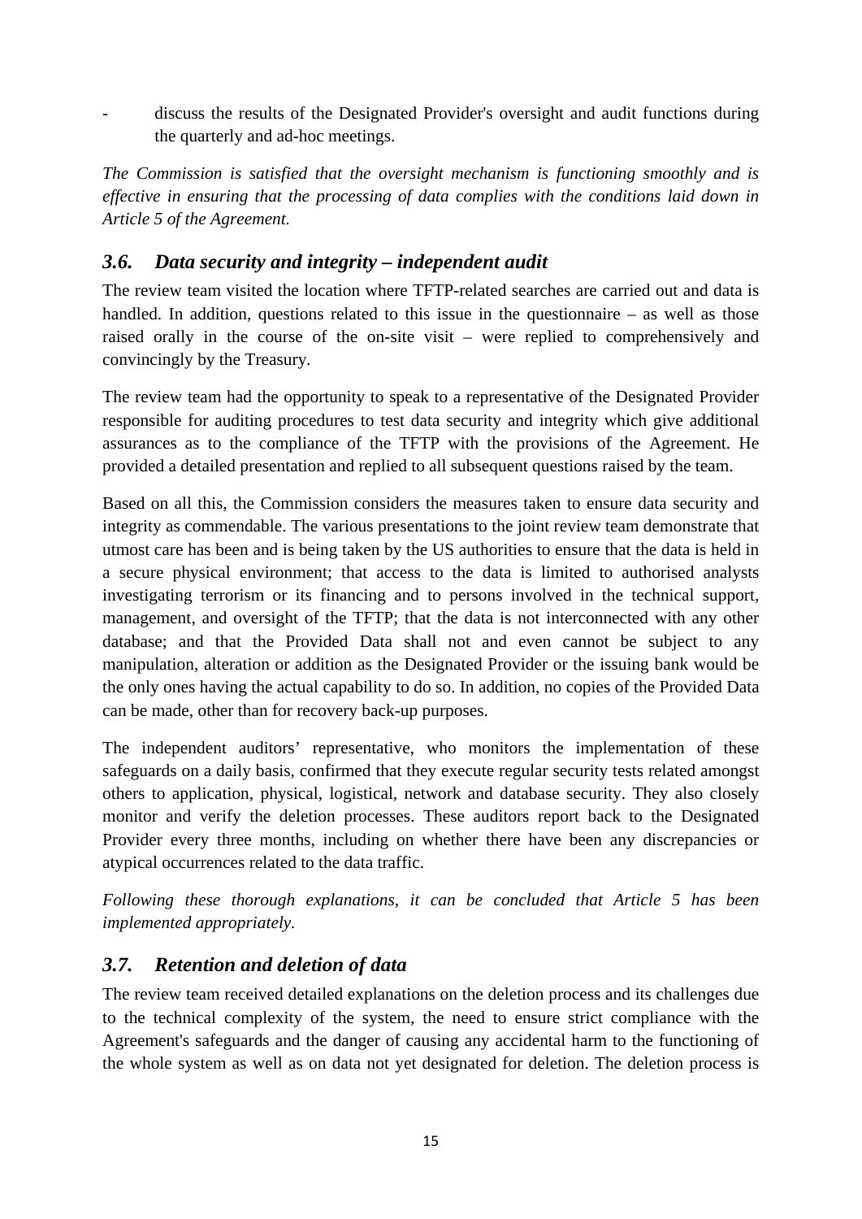- discuss the results of the Designated Provider's oversight and audit functions during the quarterly and ad-hoc meetings.

*The Commission is satisfied that the oversight mechanism is functioning smoothly and is effective in ensuring that the processing of data complies with the conditions laid down in Article 5 of the Agreement.*

### *3.6. Data security and integrity – independent audit*

The review team visited the location where TFTP-related searches are carried out and data is handled. In addition, questions related to this issue in the questionnaire – as well as those raised orally in the course of the on-site visit – were replied to comprehensively and convincingly by the Treasury.

The review team had the opportunity to speak to a representative of the Designated Provider responsible for auditing procedures to test data security and integrity which give additional assurances as to the compliance of the TFTP with the provisions of the Agreement. He provided a detailed presentation and replied to all subsequent questions raised by the team.

Based on all this, the Commission considers the measures taken to ensure data security and integrity as commendable. The various presentations to the joint review team demonstrate that utmost care has been and is being taken by the US authorities to ensure that the data is held in a secure physical environment; that access to the data is limited to authorised analysts investigating terrorism or its financing and to persons involved in the technical support, management, and oversight of the TFTP; that the data is not interconnected with any other database; and that the Provided Data shall not and even cannot be subject to any manipulation, alteration or addition as the Designated Provider or the issuing bank would be the only ones having the actual capability to do so. In addition, no copies of the Provided Data can be made, other than for recovery back-up purposes.

The independent auditors' representative, who monitors the implementation of these safeguards on a daily basis, confirmed that they execute regular security tests related amongst others to application, physical, logistical, network and database security. They also closely monitor and verify the deletion processes. These auditors report back to the Designated Provider every three months, including on whether there have been any discrepancies or atypical occurrences related to the data traffic.

*Following these thorough explanations, it can be concluded that Article 5 has been implemented appropriately.*

### *3.7. Retention and deletion of data*

The review team received detailed explanations on the deletion process and its challenges due to the technical complexity of the system, the need to ensure strict compliance with the Agreement's safeguards and the danger of causing any accidental harm to the functioning of the whole system as well as on data not yet designated for deletion. The deletion process is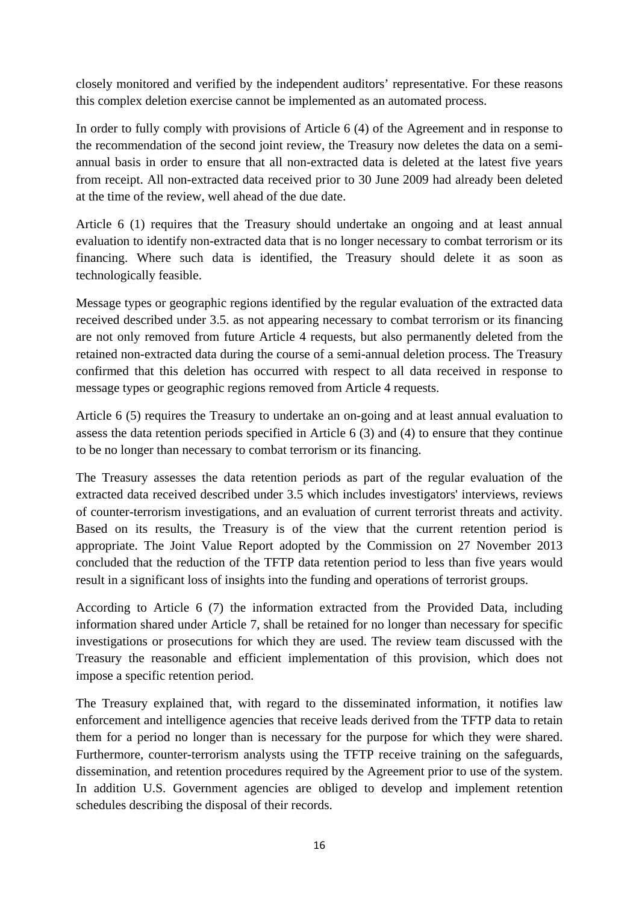closely monitored and verified by the independent auditors' representative. For these reasons this complex deletion exercise cannot be implemented as an automated process.

In order to fully comply with provisions of Article 6 (4) of the Agreement and in response to the recommendation of the second joint review, the Treasury now deletes the data on a semi-annual basis in order to ensure that all non-extracted data is deleted at the latest five years from receipt. All non-extracted data received prior to 30 June 2009 had already been deleted at the time of the review, well ahead of the due date.

Article 6 (1) requires that the Treasury should undertake an ongoing and at least annual evaluation to identify non-extracted data that is no longer necessary to combat terrorism or its financing. Where such data is identified, the Treasury should delete it as soon as technologically feasible.

Message types or geographic regions identified by the regular evaluation of the extracted data received described under 3.5. as not appearing necessary to combat terrorism or its financing are not only removed from future Article 4 requests, but also permanently deleted from the retained non-extracted data during the course of a semi-annual deletion process. The Treasury confirmed that this deletion has occurred with respect to all data received in response to message types or geographic regions removed from Article 4 requests.

Article 6 (5) requires the Treasury to undertake an on-going and at least annual evaluation to assess the data retention periods specified in Article 6 (3) and (4) to ensure that they continue to be no longer than necessary to combat terrorism or its financing.

The Treasury assesses the data retention periods as part of the regular evaluation of the extracted data received described under 3.5 which includes investigators' interviews, reviews of counter-terrorism investigations, and an evaluation of current terrorist threats and activity. Based on its results, the Treasury is of the view that the current retention period is appropriate. The Joint Value Report adopted by the Commission on 27 November 2013 concluded that the reduction of the TFTP data retention period to less than five years would result in a significant loss of insights into the funding and operations of terrorist groups.

According to Article 6 (7) the information extracted from the Provided Data, including information shared under Article 7, shall be retained for no longer than necessary for specific investigations or prosecutions for which they are used. The review team discussed with the Treasury the reasonable and efficient implementation of this provision, which does not impose a specific retention period.

The Treasury explained that, with regard to the disseminated information, it notifies law enforcement and intelligence agencies that receive leads derived from the TFTP data to retain them for a period no longer than is necessary for the purpose for which they were shared. Furthermore, counter-terrorism analysts using the TFTP receive training on the safeguards, dissemination, and retention procedures required by the Agreement prior to use of the system. In addition U.S. Government agencies are obliged to develop and implement retention schedules describing the disposal of their records.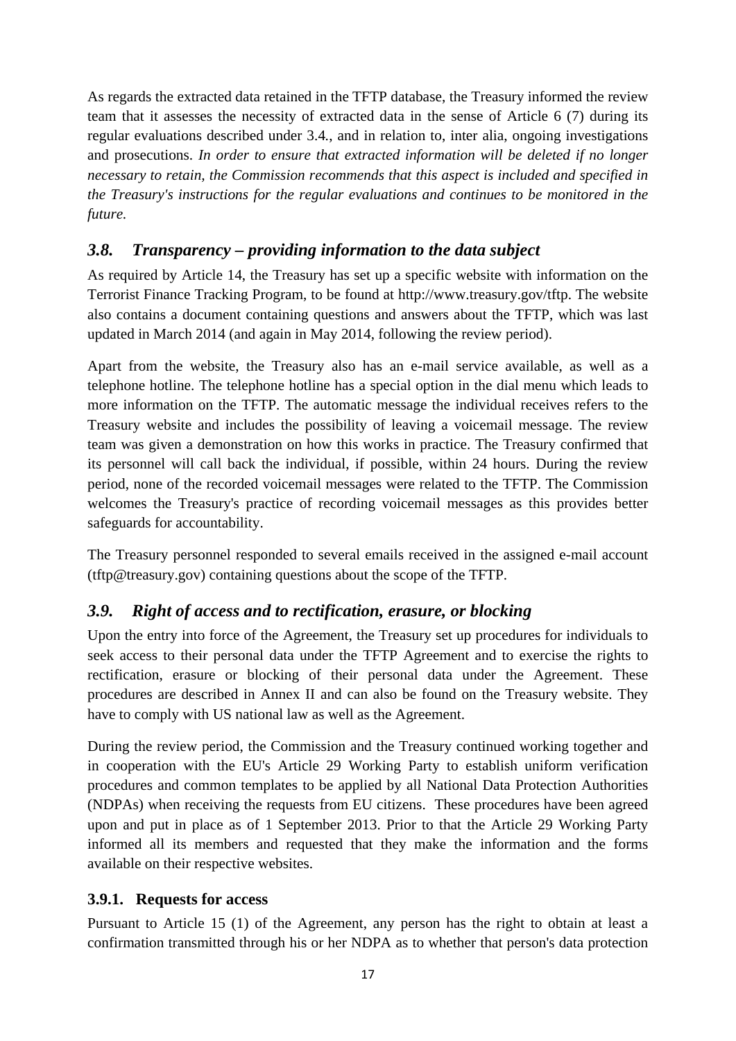As regards the extracted data retained in the TFTP database, the Treasury informed the review team that it assesses the necessity of extracted data in the sense of Article 6 (7) during its regular evaluations described under 3.4., and in relation to, inter alia, ongoing investigations and prosecutions. *In order to ensure that extracted information will be deleted if no longer necessary to retain, the Commission recommends that this aspect is included and specified in the Treasury's instructions for the regular evaluations and continues to be monitored in the future.*

## *3.8. Transparency – providing information to the data subject*

As required by Article 14, the Treasury has set up a specific website with information on the Terrorist Finance Tracking Program, to be found at http://www.treasury.gov/tftp. The website also contains a document containing questions and answers about the TFTP, which was last updated in March 2014 (and again in May 2014, following the review period).

Apart from the website, the Treasury also has an e-mail service available, as well as a telephone hotline. The telephone hotline has a special option in the dial menu which leads to more information on the TFTP. The automatic message the individual receives refers to the Treasury website and includes the possibility of leaving a voicemail message. The review team was given a demonstration on how this works in practice. The Treasury confirmed that its personnel will call back the individual, if possible, within 24 hours. During the review period, none of the recorded voicemail messages were related to the TFTP. The Commission welcomes the Treasury's practice of recording voicemail messages as this provides better safeguards for accountability.

The Treasury personnel responded to several emails received in the assigned e-mail account (tftp@treasury.gov) containing questions about the scope of the TFTP.

## *3.9. Right of access and to rectification, erasure, or blocking*

Upon the entry into force of the Agreement, the Treasury set up procedures for individuals to seek access to their personal data under the TFTP Agreement and to exercise the rights to rectification, erasure or blocking of their personal data under the Agreement. These procedures are described in Annex II and can also be found on the Treasury website. They have to comply with US national law as well as the Agreement.

During the review period, the Commission and the Treasury continued working together and in cooperation with the EU's Article 29 Working Party to establish uniform verification procedures and common templates to be applied by all National Data Protection Authorities (NDPAs) when receiving the requests from EU citizens. These procedures have been agreed upon and put in place as of 1 September 2013. Prior to that the Article 29 Working Party informed all its members and requested that they make the information and the forms available on their respective websites.

### 3.9.1. Requests for access

Pursuant to Article 15 (1) of the Agreement, any person has the right to obtain at least a confirmation transmitted through his or her NDPA as to whether that person's data protection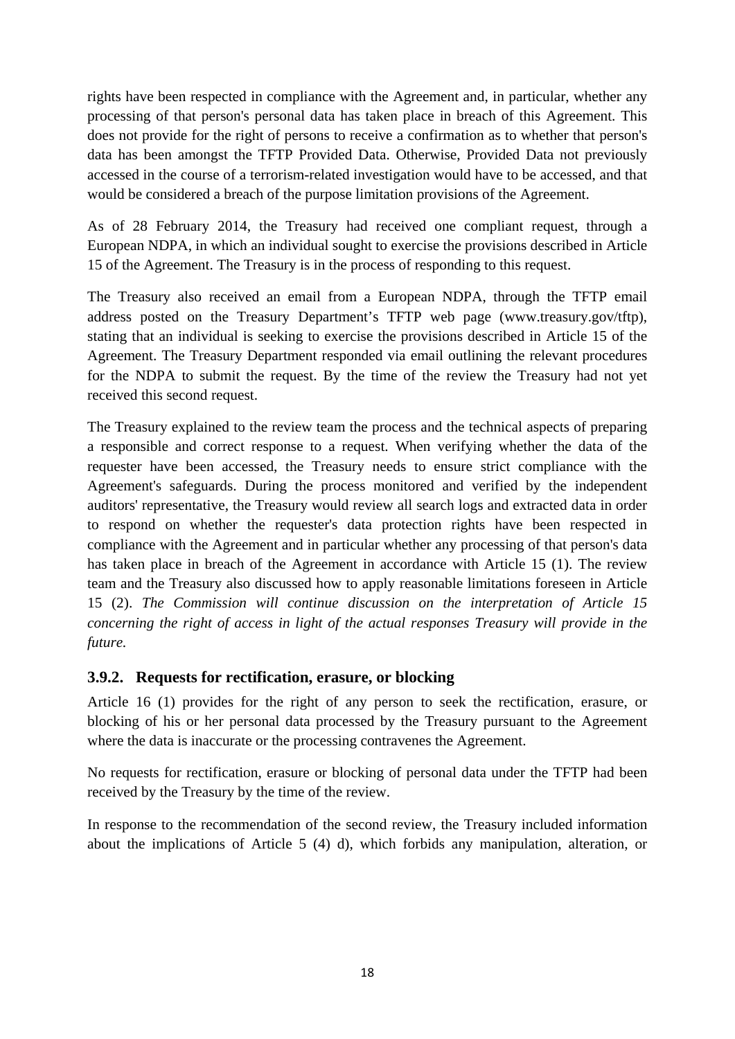rights have been respected in compliance with the Agreement and, in particular, whether any processing of that person's personal data has taken place in breach of this Agreement. This does not provide for the right of persons to receive a confirmation as to whether that person's data has been amongst the TFTP Provided Data. Otherwise, Provided Data not previously accessed in the course of a terrorism-related investigation would have to be accessed, and that would be considered a breach of the purpose limitation provisions of the Agreement.

As of 28 February 2014, the Treasury had received one compliant request, through a European NDPA, in which an individual sought to exercise the provisions described in Article 15 of the Agreement. The Treasury is in the process of responding to this request.

The Treasury also received an email from a European NDPA, through the TFTP email address posted on the Treasury Department's TFTP web page (www.treasury.gov/tftp), stating that an individual is seeking to exercise the provisions described in Article 15 of the Agreement. The Treasury Department responded via email outlining the relevant procedures for the NDPA to submit the request. By the time of the review the Treasury had not yet received this second request.

The Treasury explained to the review team the process and the technical aspects of preparing a responsible and correct response to a request. When verifying whether the data of the requester have been accessed, the Treasury needs to ensure strict compliance with the Agreement's safeguards. During the process monitored and verified by the independent auditors' representative, the Treasury would review all search logs and extracted data in order to respond on whether the requester's data protection rights have been respected in compliance with the Agreement and in particular whether any processing of that person's data has taken place in breach of the Agreement in accordance with Article 15 (1). The review team and the Treasury also discussed how to apply reasonable limitations foreseen in Article 15 (2). *The Commission will continue discussion on the interpretation of Article 15 concerning the right of access in light of the actual responses Treasury will provide in the future.*

### 3.9.2. Requests for rectification, erasure, or blocking

Article 16 (1) provides for the right of any person to seek the rectification, erasure, or blocking of his or her personal data processed by the Treasury pursuant to the Agreement where the data is inaccurate or the processing contravenes the Agreement.

No requests for rectification, erasure or blocking of personal data under the TFTP had been received by the Treasury by the time of the review.

In response to the recommendation of the second review, the Treasury included information about the implications of Article 5 (4) d), which forbids any manipulation, alteration, or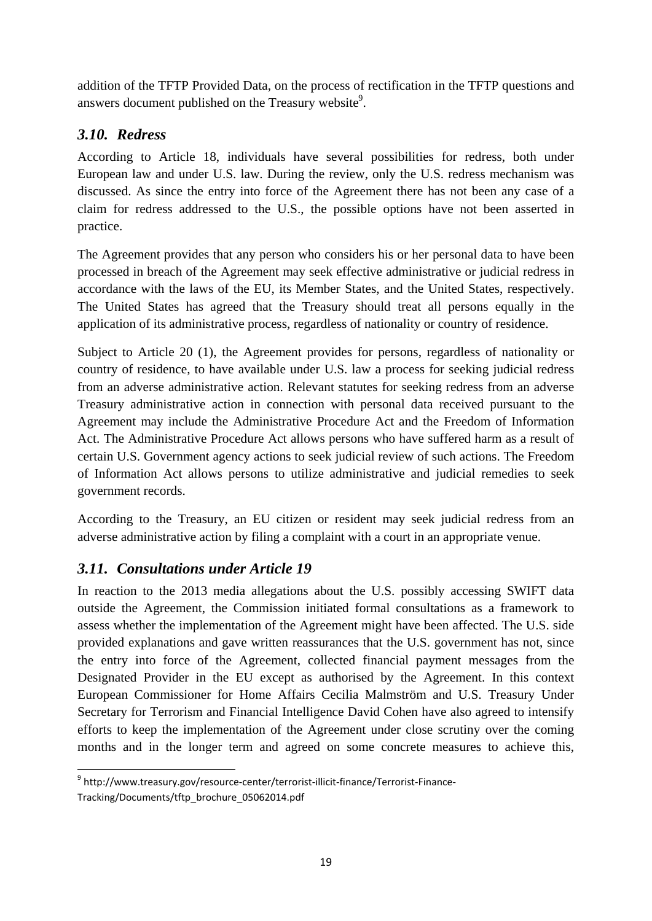addition of the TFTP Provided Data, on the process of rectification in the TFTP questions and answers document published on the Treasury website[9].

### *3.10. Redress*

According to Article 18, individuals have several possibilities for redress, both under European law and under U.S. law. During the review, only the U.S. redress mechanism was discussed. As since the entry into force of the Agreement there has not been any case of a claim for redress addressed to the U.S., the possible options have not been asserted in practice.

The Agreement provides that any person who considers his or her personal data to have been processed in breach of the Agreement may seek effective administrative or judicial redress in accordance with the laws of the EU, its Member States, and the United States, respectively. The United States has agreed that the Treasury should treat all persons equally in the application of its administrative process, regardless of nationality or country of residence.

Subject to Article 20 (1), the Agreement provides for persons, regardless of nationality or country of residence, to have available under U.S. law a process for seeking judicial redress from an adverse administrative action. Relevant statutes for seeking redress from an adverse Treasury administrative action in connection with personal data received pursuant to the Agreement may include the Administrative Procedure Act and the Freedom of Information Act. The Administrative Procedure Act allows persons who have suffered harm as a result of certain U.S. Government agency actions to seek judicial review of such actions. The Freedom of Information Act allows persons to utilize administrative and judicial remedies to seek government records.

According to the Treasury, an EU citizen or resident may seek judicial redress from an adverse administrative action by filing a complaint with a court in an appropriate venue.

### *3.11. Consultations under Article 19*

In reaction to the 2013 media allegations about the U.S. possibly accessing SWIFT data outside the Agreement, the Commission initiated formal consultations as a framework to assess whether the implementation of the Agreement might have been affected. The U.S. side provided explanations and gave written reassurances that the U.S. government has not, since the entry into force of the Agreement, collected financial payment messages from the Designated Provider in the EU except as authorised by the Agreement. In this context European Commissioner for Home Affairs Cecilia Malmström and U.S. Treasury Under Secretary for Terrorism and Financial Intelligence David Cohen have also agreed to intensify efforts to keep the implementation of the Agreement under close scrutiny over the coming months and in the longer term and agreed on some concrete measures to achieve this,

---

[9] http://www.treasury.gov/resource-center/terrorist-illicit-finance/Terrorist-Finance-Tracking/Documents/tftp_brochure_05062014.pdf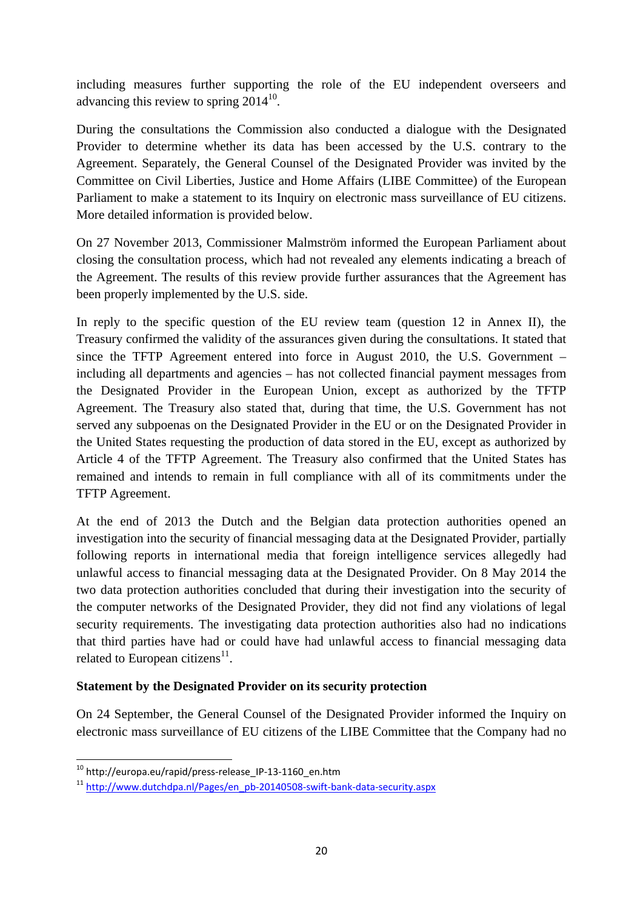including measures further supporting the role of the EU independent overseers and advancing this review to spring 2014[10].

During the consultations the Commission also conducted a dialogue with the Designated Provider to determine whether its data has been accessed by the U.S. contrary to the Agreement. Separately, the General Counsel of the Designated Provider was invited by the Committee on Civil Liberties, Justice and Home Affairs (LIBE Committee) of the European Parliament to make a statement to its Inquiry on electronic mass surveillance of EU citizens. More detailed information is provided below.

On 27 November 2013, Commissioner Malmström informed the European Parliament about closing the consultation process, which had not revealed any elements indicating a breach of the Agreement. The results of this review provide further assurances that the Agreement has been properly implemented by the U.S. side.

In reply to the specific question of the EU review team (question 12 in Annex II), the Treasury confirmed the validity of the assurances given during the consultations. It stated that since the TFTP Agreement entered into force in August 2010, the U.S. Government – including all departments and agencies – has not collected financial payment messages from the Designated Provider in the European Union, except as authorized by the TFTP Agreement. The Treasury also stated that, during that time, the U.S. Government has not served any subpoenas on the Designated Provider in the EU or on the Designated Provider in the United States requesting the production of data stored in the EU, except as authorized by Article 4 of the TFTP Agreement. The Treasury also confirmed that the United States has remained and intends to remain in full compliance with all of its commitments under the TFTP Agreement.

At the end of 2013 the Dutch and the Belgian data protection authorities opened an investigation into the security of financial messaging data at the Designated Provider, partially following reports in international media that foreign intelligence services allegedly had unlawful access to financial messaging data at the Designated Provider. On 8 May 2014 the two data protection authorities concluded that during their investigation into the security of the computer networks of the Designated Provider, they did not find any violations of legal security requirements. The investigating data protection authorities also had no indications that third parties have had or could have had unlawful access to financial messaging data related to European citizens[11].

**Statement by the Designated Provider on its security protection**

On 24 September, the General Counsel of the Designated Provider informed the Inquiry on electronic mass surveillance of EU citizens of the LIBE Committee that the Company had no

[10] http://europa.eu/rapid/press-release_IP-13-1160_en.htm

[11] http://www.dutchdpa.nl/Pages/en_pb-20140508-swift-bank-data-security.aspx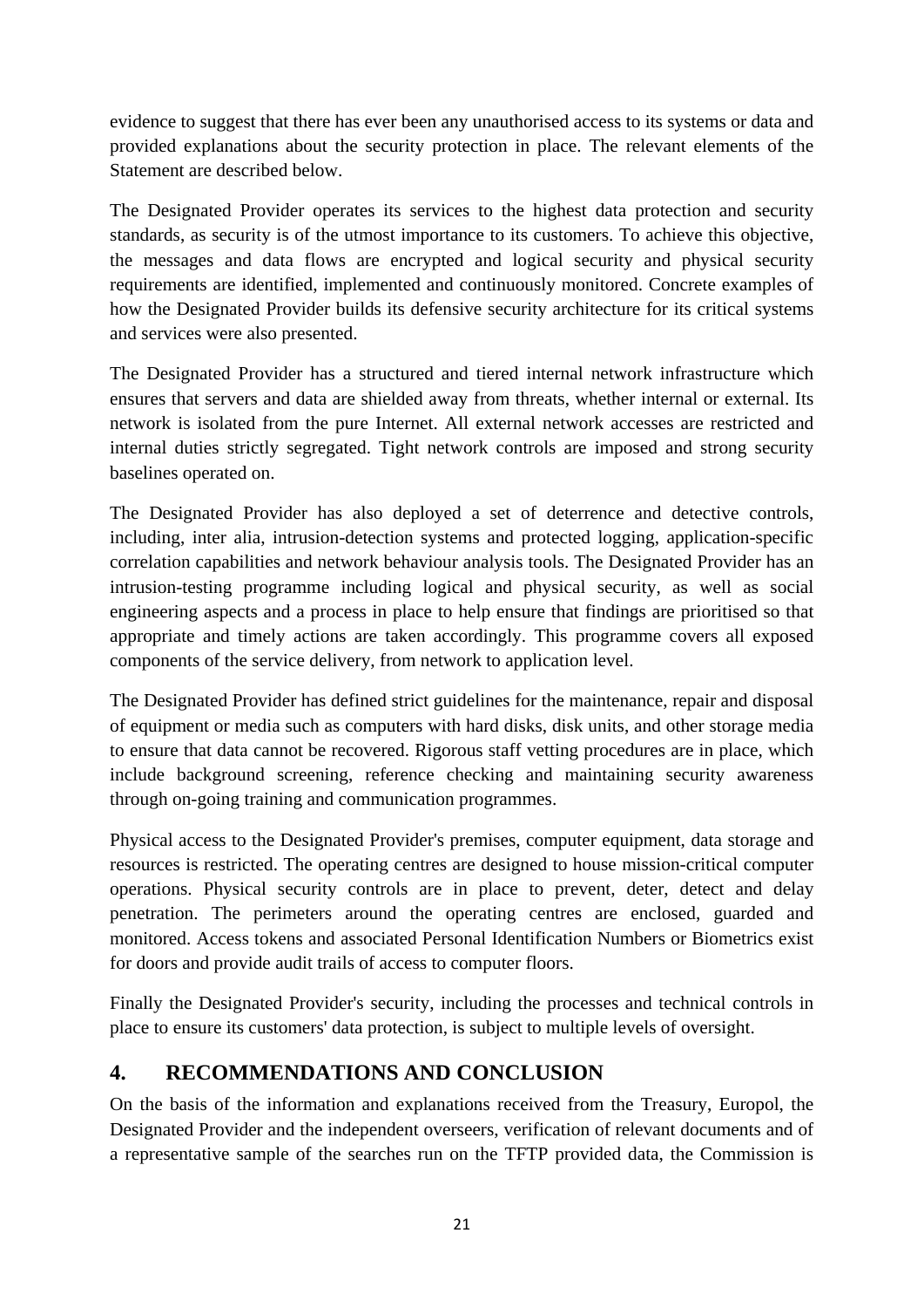evidence to suggest that there has ever been any unauthorised access to its systems or data and provided explanations about the security protection in place. The relevant elements of the Statement are described below.

The Designated Provider operates its services to the highest data protection and security standards, as security is of the utmost importance to its customers. To achieve this objective, the messages and data flows are encrypted and logical security and physical security requirements are identified, implemented and continuously monitored. Concrete examples of how the Designated Provider builds its defensive security architecture for its critical systems and services were also presented.

The Designated Provider has a structured and tiered internal network infrastructure which ensures that servers and data are shielded away from threats, whether internal or external. Its network is isolated from the pure Internet. All external network accesses are restricted and internal duties strictly segregated. Tight network controls are imposed and strong security baselines operated on.

The Designated Provider has also deployed a set of deterrence and detective controls, including, inter alia, intrusion-detection systems and protected logging, application-specific correlation capabilities and network behaviour analysis tools. The Designated Provider has an intrusion-testing programme including logical and physical security, as well as social engineering aspects and a process in place to help ensure that findings are prioritised so that appropriate and timely actions are taken accordingly. This programme covers all exposed components of the service delivery, from network to application level.

The Designated Provider has defined strict guidelines for the maintenance, repair and disposal of equipment or media such as computers with hard disks, disk units, and other storage media to ensure that data cannot be recovered. Rigorous staff vetting procedures are in place, which include background screening, reference checking and maintaining security awareness through on-going training and communication programmes.

Physical access to the Designated Provider's premises, computer equipment, data storage and resources is restricted. The operating centres are designed to house mission-critical computer operations. Physical security controls are in place to prevent, deter, detect and delay penetration. The perimeters around the operating centres are enclosed, guarded and monitored. Access tokens and associated Personal Identification Numbers or Biometrics exist for doors and provide audit trails of access to computer floors.

Finally the Designated Provider's security, including the processes and technical controls in place to ensure its customers' data protection, is subject to multiple levels of oversight.

## 4. RECOMMENDATIONS AND CONCLUSION

On the basis of the information and explanations received from the Treasury, Europol, the Designated Provider and the independent overseers, verification of relevant documents and of a representative sample of the searches run on the TFTP provided data, the Commission is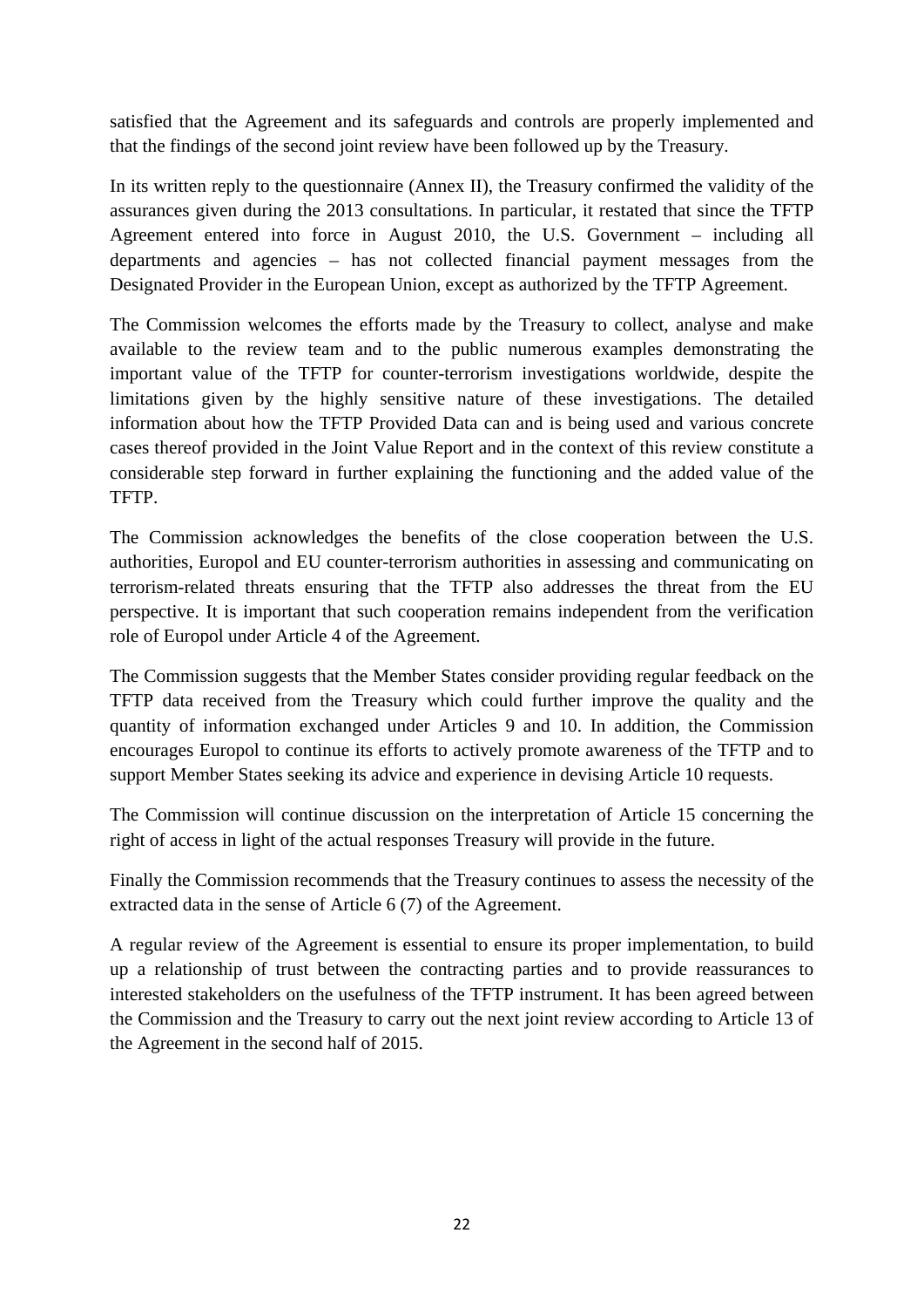satisfied that the Agreement and its safeguards and controls are properly implemented and that the findings of the second joint review have been followed up by the Treasury.

In its written reply to the questionnaire (Annex II), the Treasury confirmed the validity of the assurances given during the 2013 consultations. In particular, it restated that since the TFTP Agreement entered into force in August 2010, the U.S. Government – including all departments and agencies – has not collected financial payment messages from the Designated Provider in the European Union, except as authorized by the TFTP Agreement.

The Commission welcomes the efforts made by the Treasury to collect, analyse and make available to the review team and to the public numerous examples demonstrating the important value of the TFTP for counter-terrorism investigations worldwide, despite the limitations given by the highly sensitive nature of these investigations. The detailed information about how the TFTP Provided Data can and is being used and various concrete cases thereof provided in the Joint Value Report and in the context of this review constitute a considerable step forward in further explaining the functioning and the added value of the TFTP.

The Commission acknowledges the benefits of the close cooperation between the U.S. authorities, Europol and EU counter-terrorism authorities in assessing and communicating on terrorism-related threats ensuring that the TFTP also addresses the threat from the EU perspective. It is important that such cooperation remains independent from the verification role of Europol under Article 4 of the Agreement.

The Commission suggests that the Member States consider providing regular feedback on the TFTP data received from the Treasury which could further improve the quality and the quantity of information exchanged under Articles 9 and 10. In addition, the Commission encourages Europol to continue its efforts to actively promote awareness of the TFTP and to support Member States seeking its advice and experience in devising Article 10 requests.

The Commission will continue discussion on the interpretation of Article 15 concerning the right of access in light of the actual responses Treasury will provide in the future.

Finally the Commission recommends that the Treasury continues to assess the necessity of the extracted data in the sense of Article 6 (7) of the Agreement.

A regular review of the Agreement is essential to ensure its proper implementation, to build up a relationship of trust between the contracting parties and to provide reassurances to interested stakeholders on the usefulness of the TFTP instrument. It has been agreed between the Commission and the Treasury to carry out the next joint review according to Article 13 of the Agreement in the second half of 2015.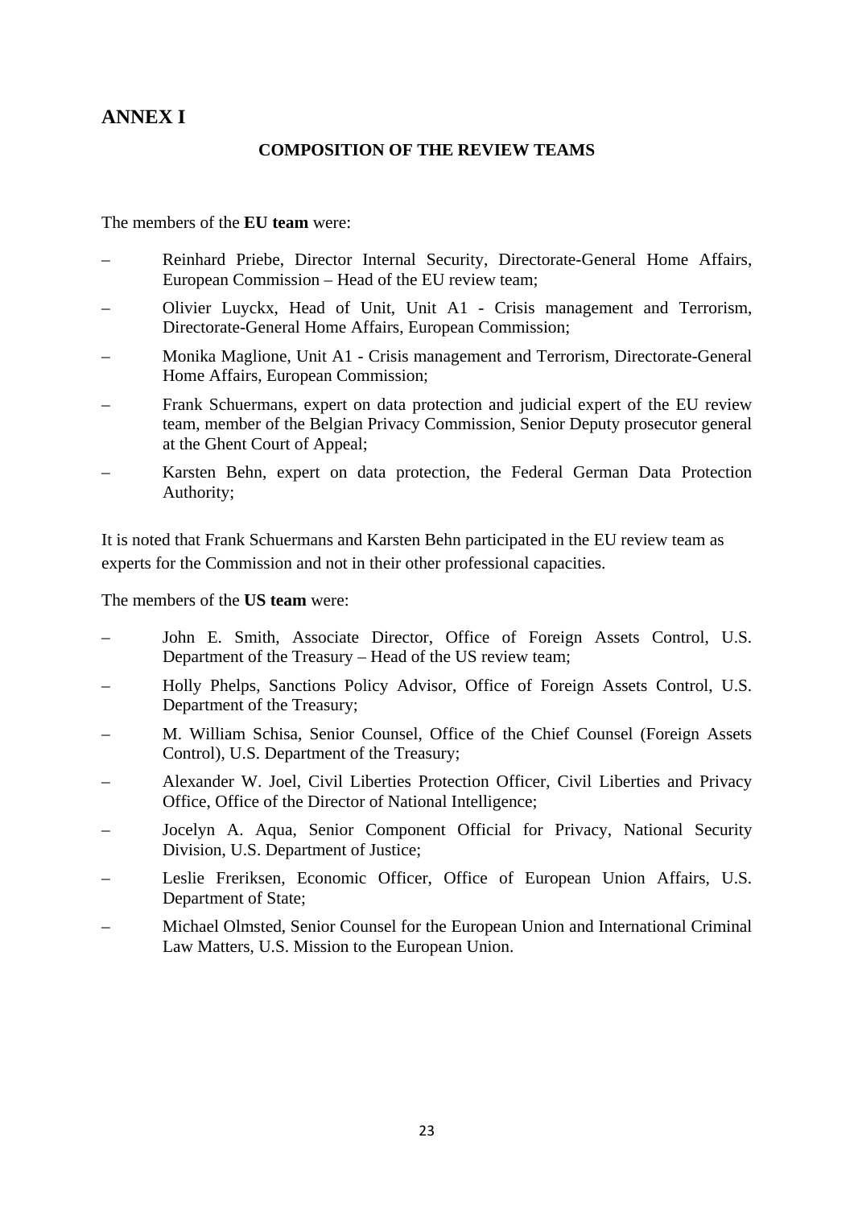# ANNEX I

## COMPOSITION OF THE REVIEW TEAMS

The members of the **EU team** were:

- Reinhard Priebe, Director Internal Security, Directorate-General Home Affairs, European Commission – Head of the EU review team;
- Olivier Luyckx, Head of Unit, Unit A1 - Crisis management and Terrorism, Directorate-General Home Affairs, European Commission;
- Monika Maglione, Unit A1 - Crisis management and Terrorism, Directorate-General Home Affairs, European Commission;
- Frank Schuermans, expert on data protection and judicial expert of the EU review team, member of the Belgian Privacy Commission, Senior Deputy prosecutor general at the Ghent Court of Appeal;
- Karsten Behn, expert on data protection, the Federal German Data Protection Authority;

It is noted that Frank Schuermans and Karsten Behn participated in the EU review team as experts for the Commission and not in their other professional capacities.

The members of the **US team** were:

- John E. Smith, Associate Director, Office of Foreign Assets Control, U.S. Department of the Treasury – Head of the US review team;
- Holly Phelps, Sanctions Policy Advisor, Office of Foreign Assets Control, U.S. Department of the Treasury;
- M. William Schisa, Senior Counsel, Office of the Chief Counsel (Foreign Assets Control), U.S. Department of the Treasury;
- Alexander W. Joel, Civil Liberties Protection Officer, Civil Liberties and Privacy Office, Office of the Director of National Intelligence;
- Jocelyn A. Aqua, Senior Component Official for Privacy, National Security Division, U.S. Department of Justice;
- Leslie Freriksen, Economic Officer, Office of European Union Affairs, U.S. Department of State;
- Michael Olmsted, Senior Counsel for the European Union and International Criminal Law Matters, U.S. Mission to the European Union.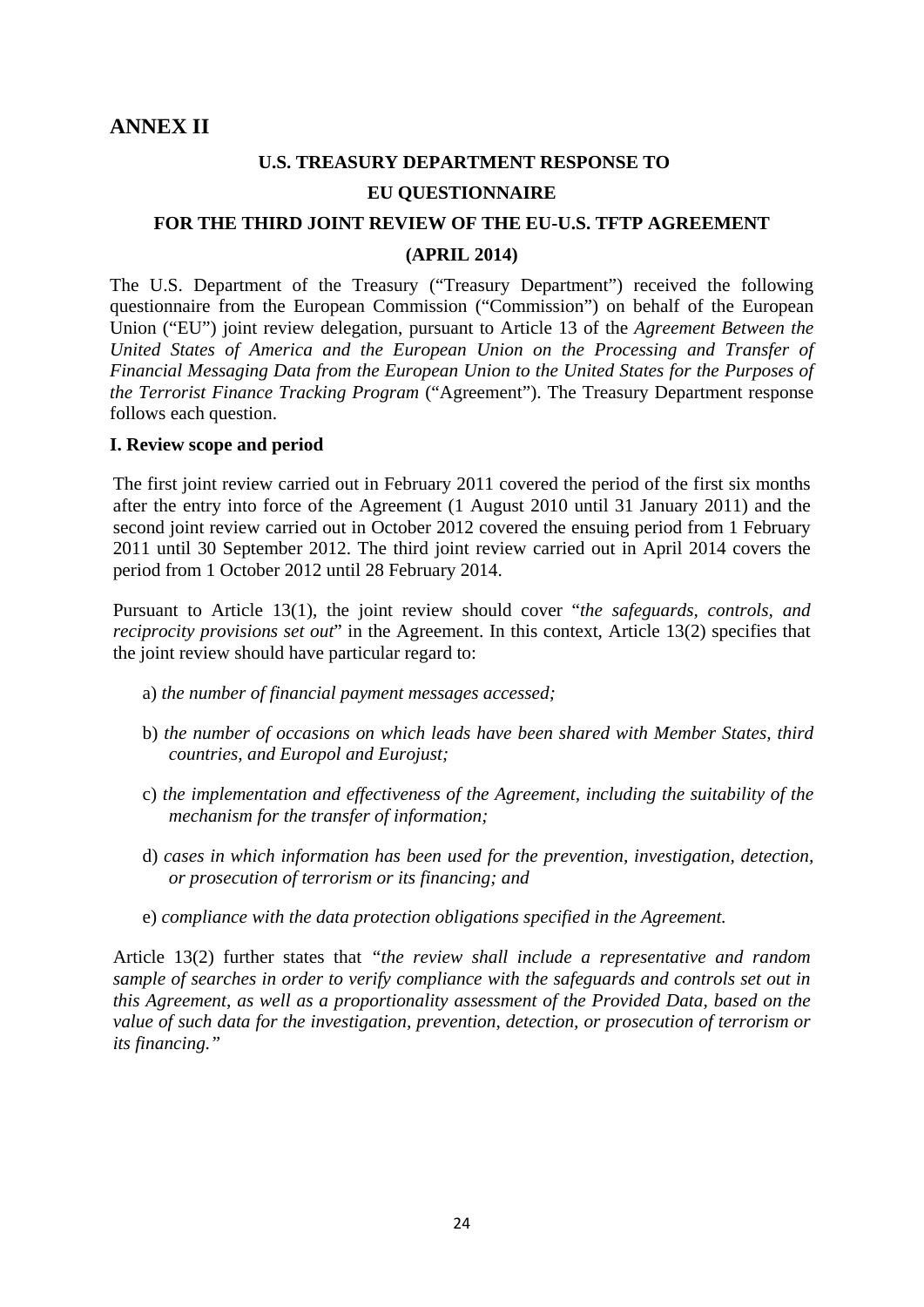# ANNEX II

## U.S. TREASURY DEPARTMENT RESPONSE TO EU QUESTIONNAIRE FOR THE THIRD JOINT REVIEW OF THE EU-U.S. TFTP AGREEMENT (APRIL 2014)

The U.S. Department of the Treasury ("Treasury Department") received the following questionnaire from the European Commission ("Commission") on behalf of the European Union ("EU") joint review delegation, pursuant to Article 13 of the *Agreement Between the United States of America and the European Union on the Processing and Transfer of Financial Messaging Data from the European Union to the United States for the Purposes of the Terrorist Finance Tracking Program* ("Agreement"). The Treasury Department response follows each question.

### I. Review scope and period

The first joint review carried out in February 2011 covered the period of the first six months after the entry into force of the Agreement (1 August 2010 until 31 January 2011) and the second joint review carried out in October 2012 covered the ensuing period from 1 February 2011 until 30 September 2012. The third joint review carried out in April 2014 covers the period from 1 October 2012 until 28 February 2014.

Pursuant to Article 13(1), the joint review should cover "*the safeguards, controls, and reciprocity provisions set out*" in the Agreement. In this context, Article 13(2) specifies that the joint review should have particular regard to:

a) *the number of financial payment messages accessed;*

b) *the number of occasions on which leads have been shared with Member States, third countries, and Europol and Eurojust;*

c) *the implementation and effectiveness of the Agreement, including the suitability of the mechanism for the transfer of information;*

d) *cases in which information has been used for the prevention, investigation, detection, or prosecution of terrorism or its financing; and*

e) *compliance with the data protection obligations specified in the Agreement.*

Article 13(2) further states that *"the review shall include a representative and random sample of searches in order to verify compliance with the safeguards and controls set out in this Agreement, as well as a proportionality assessment of the Provided Data, based on the value of such data for the investigation, prevention, detection, or prosecution of terrorism or its financing."*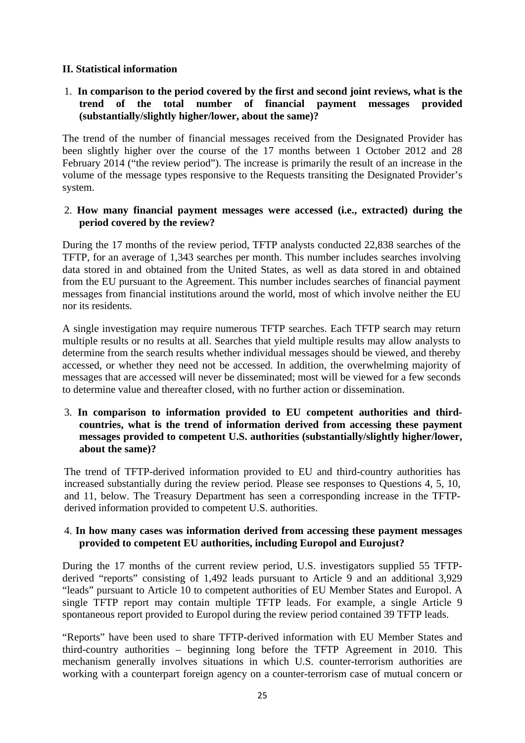## II. Statistical information

1. **In comparison to the period covered by the first and second joint reviews, what is the trend of the total number of financial payment messages provided (substantially/slightly higher/lower, about the same)?**

The trend of the number of financial messages received from the Designated Provider has been slightly higher over the course of the 17 months between 1 October 2012 and 28 February 2014 ("the review period"). The increase is primarily the result of an increase in the volume of the message types responsive to the Requests transiting the Designated Provider's system.

2. **How many financial payment messages were accessed (i.e., extracted) during the period covered by the review?**

During the 17 months of the review period, TFTP analysts conducted 22,838 searches of the TFTP, for an average of 1,343 searches per month. This number includes searches involving data stored in and obtained from the United States, as well as data stored in and obtained from the EU pursuant to the Agreement. This number includes searches of financial payment messages from financial institutions around the world, most of which involve neither the EU nor its residents.

A single investigation may require numerous TFTP searches. Each TFTP search may return multiple results or no results at all. Searches that yield multiple results may allow analysts to determine from the search results whether individual messages should be viewed, and thereby accessed, or whether they need not be accessed. In addition, the overwhelming majority of messages that are accessed will never be disseminated; most will be viewed for a few seconds to determine value and thereafter closed, with no further action or dissemination.

3. **In comparison to information provided to EU competent authorities and third-countries, what is the trend of information derived from accessing these payment messages provided to competent U.S. authorities (substantially/slightly higher/lower, about the same)?**

The trend of TFTP-derived information provided to EU and third-country authorities has increased substantially during the review period. Please see responses to Questions 4, 5, 10, and 11, below. The Treasury Department has seen a corresponding increase in the TFTP-derived information provided to competent U.S. authorities.

4. **In how many cases was information derived from accessing these payment messages provided to competent EU authorities, including Europol and Eurojust?**

During the 17 months of the current review period, U.S. investigators supplied 55 TFTP-derived "reports" consisting of 1,492 leads pursuant to Article 9 and an additional 3,929 "leads" pursuant to Article 10 to competent authorities of EU Member States and Europol. A single TFTP report may contain multiple TFTP leads. For example, a single Article 9 spontaneous report provided to Europol during the review period contained 39 TFTP leads.

"Reports" have been used to share TFTP-derived information with EU Member States and third-country authorities – beginning long before the TFTP Agreement in 2010. This mechanism generally involves situations in which U.S. counter-terrorism authorities are working with a counterpart foreign agency on a counter-terrorism case of mutual concern or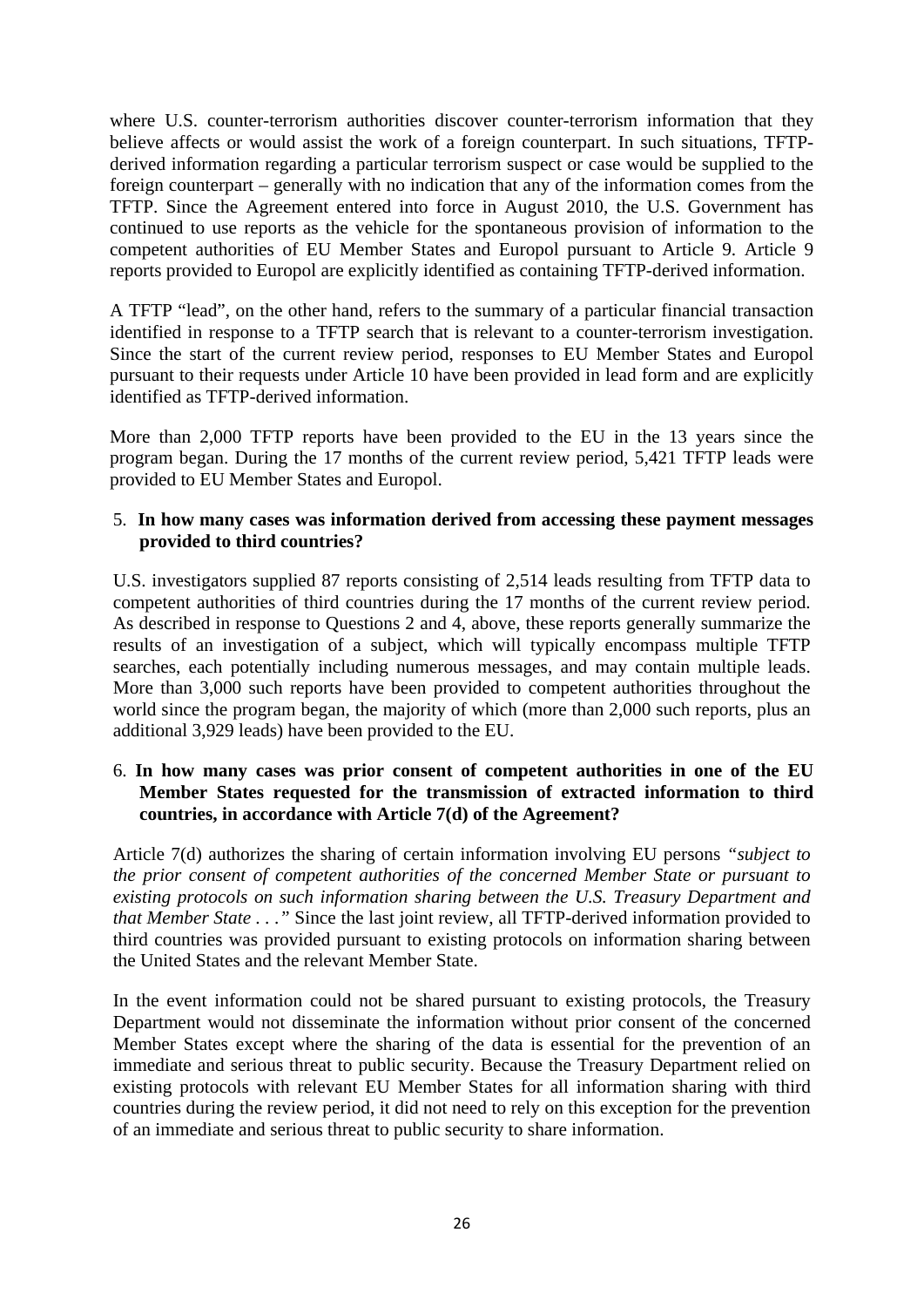where U.S. counter-terrorism authorities discover counter-terrorism information that they believe affects or would assist the work of a foreign counterpart. In such situations, TFTP-derived information regarding a particular terrorism suspect or case would be supplied to the foreign counterpart – generally with no indication that any of the information comes from the TFTP. Since the Agreement entered into force in August 2010, the U.S. Government has continued to use reports as the vehicle for the spontaneous provision of information to the competent authorities of EU Member States and Europol pursuant to Article 9. Article 9 reports provided to Europol are explicitly identified as containing TFTP-derived information.

A TFTP "lead", on the other hand, refers to the summary of a particular financial transaction identified in response to a TFTP search that is relevant to a counter-terrorism investigation. Since the start of the current review period, responses to EU Member States and Europol pursuant to their requests under Article 10 have been provided in lead form and are explicitly identified as TFTP-derived information.

More than 2,000 TFTP reports have been provided to the EU in the 13 years since the program began. During the 17 months of the current review period, 5,421 TFTP leads were provided to EU Member States and Europol.

5. **In how many cases was information derived from accessing these payment messages provided to third countries?**

U.S. investigators supplied 87 reports consisting of 2,514 leads resulting from TFTP data to competent authorities of third countries during the 17 months of the current review period. As described in response to Questions 2 and 4, above, these reports generally summarize the results of an investigation of a subject, which will typically encompass multiple TFTP searches, each potentially including numerous messages, and may contain multiple leads. More than 3,000 such reports have been provided to competent authorities throughout the world since the program began, the majority of which (more than 2,000 such reports, plus an additional 3,929 leads) have been provided to the EU.

6. **In how many cases was prior consent of competent authorities in one of the EU Member States requested for the transmission of extracted information to third countries, in accordance with Article 7(d) of the Agreement?**

Article 7(d) authorizes the sharing of certain information involving EU persons *"subject to the prior consent of competent authorities of the concerned Member State or pursuant to existing protocols on such information sharing between the U.S. Treasury Department and that Member State . . ."* Since the last joint review, all TFTP-derived information provided to third countries was provided pursuant to existing protocols on information sharing between the United States and the relevant Member State.

In the event information could not be shared pursuant to existing protocols, the Treasury Department would not disseminate the information without prior consent of the concerned Member States except where the sharing of the data is essential for the prevention of an immediate and serious threat to public security. Because the Treasury Department relied on existing protocols with relevant EU Member States for all information sharing with third countries during the review period, it did not need to rely on this exception for the prevention of an immediate and serious threat to public security to share information.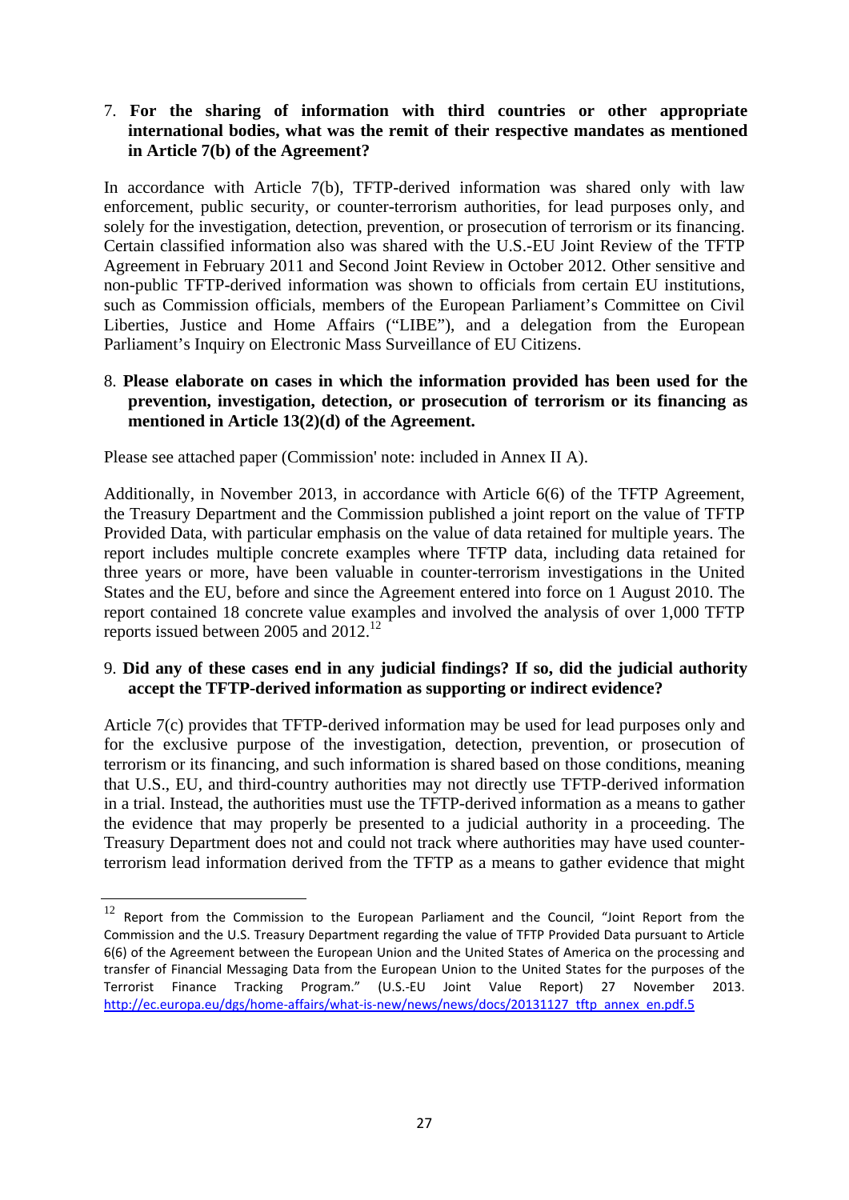7. **For the sharing of information with third countries or other appropriate international bodies, what was the remit of their respective mandates as mentioned in Article 7(b) of the Agreement?**

In accordance with Article 7(b), TFTP-derived information was shared only with law enforcement, public security, or counter-terrorism authorities, for lead purposes only, and solely for the investigation, detection, prevention, or prosecution of terrorism or its financing. Certain classified information also was shared with the U.S.-EU Joint Review of the TFTP Agreement in February 2011 and Second Joint Review in October 2012. Other sensitive and non-public TFTP-derived information was shown to officials from certain EU institutions, such as Commission officials, members of the European Parliament's Committee on Civil Liberties, Justice and Home Affairs ("LIBE"), and a delegation from the European Parliament's Inquiry on Electronic Mass Surveillance of EU Citizens.

8. **Please elaborate on cases in which the information provided has been used for the prevention, investigation, detection, or prosecution of terrorism or its financing as mentioned in Article 13(2)(d) of the Agreement.**

Please see attached paper (Commission' note: included in Annex II A).

Additionally, in November 2013, in accordance with Article 6(6) of the TFTP Agreement, the Treasury Department and the Commission published a joint report on the value of TFTP Provided Data, with particular emphasis on the value of data retained for multiple years. The report includes multiple concrete examples where TFTP data, including data retained for three years or more, have been valuable in counter-terrorism investigations in the United States and the EU, before and since the Agreement entered into force on 1 August 2010. The report contained 18 concrete value examples and involved the analysis of over 1,000 TFTP reports issued between 2005 and 2012.[12]

9. **Did any of these cases end in any judicial findings? If so, did the judicial authority accept the TFTP-derived information as supporting or indirect evidence?**

Article 7(c) provides that TFTP-derived information may be used for lead purposes only and for the exclusive purpose of the investigation, detection, prevention, or prosecution of terrorism or its financing, and such information is shared based on those conditions, meaning that U.S., EU, and third-country authorities may not directly use TFTP-derived information in a trial. Instead, the authorities must use the TFTP-derived information as a means to gather the evidence that may properly be presented to a judicial authority in a proceeding. The Treasury Department does not and could not track where authorities may have used counter-terrorism lead information derived from the TFTP as a means to gather evidence that might

---

[12] Report from the Commission to the European Parliament and the Council, "Joint Report from the Commission and the U.S. Treasury Department regarding the value of TFTP Provided Data pursuant to Article 6(6) of the Agreement between the European Union and the United States of America on the processing and transfer of Financial Messaging Data from the European Union to the United States for the purposes of the Terrorist Finance Tracking Program." (U.S.-EU Joint Value Report) 27 November 2013. http://ec.europa.eu/dgs/home-affairs/what-is-new/news/news/docs/20131127_tftp_annex_en.pdf.5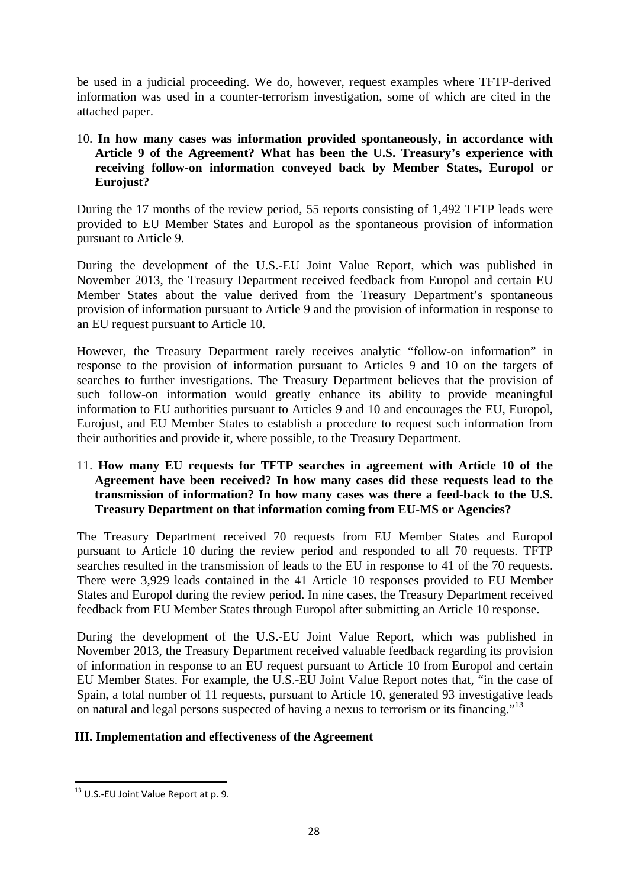be used in a judicial proceeding. We do, however, request examples where TFTP-derived information was used in a counter-terrorism investigation, some of which are cited in the attached paper.

10. **In how many cases was information provided spontaneously, in accordance with Article 9 of the Agreement? What has been the U.S. Treasury's experience with receiving follow-on information conveyed back by Member States, Europol or Eurojust?**

During the 17 months of the review period, 55 reports consisting of 1,492 TFTP leads were provided to EU Member States and Europol as the spontaneous provision of information pursuant to Article 9.

During the development of the U.S.-EU Joint Value Report, which was published in November 2013, the Treasury Department received feedback from Europol and certain EU Member States about the value derived from the Treasury Department's spontaneous provision of information pursuant to Article 9 and the provision of information in response to an EU request pursuant to Article 10.

However, the Treasury Department rarely receives analytic "follow-on information" in response to the provision of information pursuant to Articles 9 and 10 on the targets of searches to further investigations. The Treasury Department believes that the provision of such follow-on information would greatly enhance its ability to provide meaningful information to EU authorities pursuant to Articles 9 and 10 and encourages the EU, Europol, Eurojust, and EU Member States to establish a procedure to request such information from their authorities and provide it, where possible, to the Treasury Department.

11. **How many EU requests for TFTP searches in agreement with Article 10 of the Agreement have been received? In how many cases did these requests lead to the transmission of information? In how many cases was there a feed-back to the U.S. Treasury Department on that information coming from EU-MS or Agencies?**

The Treasury Department received 70 requests from EU Member States and Europol pursuant to Article 10 during the review period and responded to all 70 requests. TFTP searches resulted in the transmission of leads to the EU in response to 41 of the 70 requests. There were 3,929 leads contained in the 41 Article 10 responses provided to EU Member States and Europol during the review period. In nine cases, the Treasury Department received feedback from EU Member States through Europol after submitting an Article 10 response.

During the development of the U.S.-EU Joint Value Report, which was published in November 2013, the Treasury Department received valuable feedback regarding its provision of information in response to an EU request pursuant to Article 10 from Europol and certain EU Member States. For example, the U.S.-EU Joint Value Report notes that, "in the case of Spain, a total number of 11 requests, pursuant to Article 10, generated 93 investigative leads on natural and legal persons suspected of having a nexus to terrorism or its financing."[13]

## III. Implementation and effectiveness of the Agreement

[13] U.S.-EU Joint Value Report at p. 9.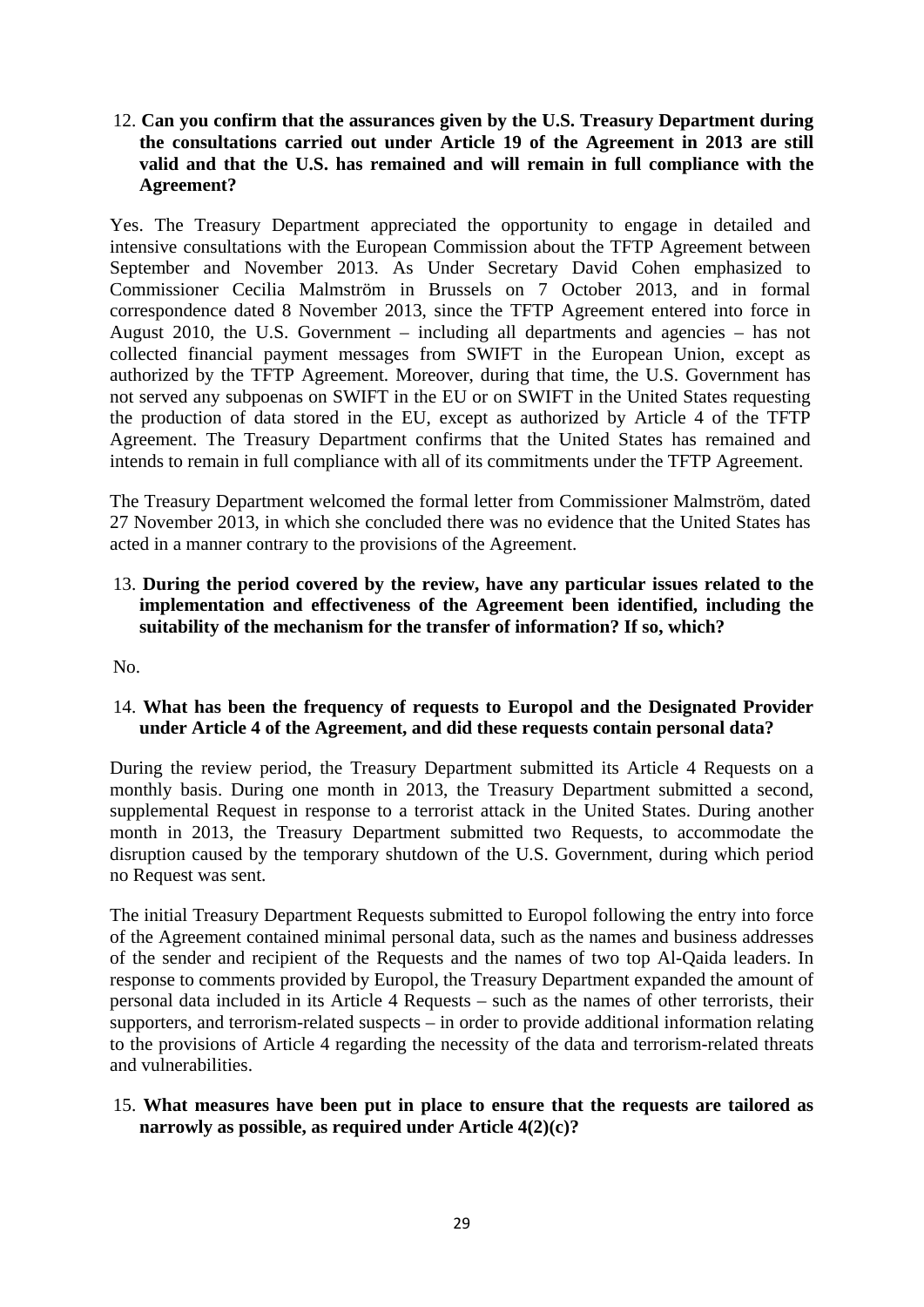12. **Can you confirm that the assurances given by the U.S. Treasury Department during the consultations carried out under Article 19 of the Agreement in 2013 are still valid and that the U.S. has remained and will remain in full compliance with the Agreement?**

Yes. The Treasury Department appreciated the opportunity to engage in detailed and intensive consultations with the European Commission about the TFTP Agreement between September and November 2013. As Under Secretary David Cohen emphasized to Commissioner Cecilia Malmström in Brussels on 7 October 2013, and in formal correspondence dated 8 November 2013, since the TFTP Agreement entered into force in August 2010, the U.S. Government – including all departments and agencies – has not collected financial payment messages from SWIFT in the European Union, except as authorized by the TFTP Agreement. Moreover, during that time, the U.S. Government has not served any subpoenas on SWIFT in the EU or on SWIFT in the United States requesting the production of data stored in the EU, except as authorized by Article 4 of the TFTP Agreement. The Treasury Department confirms that the United States has remained and intends to remain in full compliance with all of its commitments under the TFTP Agreement.

The Treasury Department welcomed the formal letter from Commissioner Malmström, dated 27 November 2013, in which she concluded there was no evidence that the United States has acted in a manner contrary to the provisions of the Agreement.

13. **During the period covered by the review, have any particular issues related to the implementation and effectiveness of the Agreement been identified, including the suitability of the mechanism for the transfer of information? If so, which?**

No.

14. **What has been the frequency of requests to Europol and the Designated Provider under Article 4 of the Agreement, and did these requests contain personal data?**

During the review period, the Treasury Department submitted its Article 4 Requests on a monthly basis. During one month in 2013, the Treasury Department submitted a second, supplemental Request in response to a terrorist attack in the United States. During another month in 2013, the Treasury Department submitted two Requests, to accommodate the disruption caused by the temporary shutdown of the U.S. Government, during which period no Request was sent.

The initial Treasury Department Requests submitted to Europol following the entry into force of the Agreement contained minimal personal data, such as the names and business addresses of the sender and recipient of the Requests and the names of two top Al-Qaida leaders. In response to comments provided by Europol, the Treasury Department expanded the amount of personal data included in its Article 4 Requests – such as the names of other terrorists, their supporters, and terrorism-related suspects – in order to provide additional information relating to the provisions of Article 4 regarding the necessity of the data and terrorism-related threats and vulnerabilities.

15. **What measures have been put in place to ensure that the requests are tailored as narrowly as possible, as required under Article 4(2)(c)?**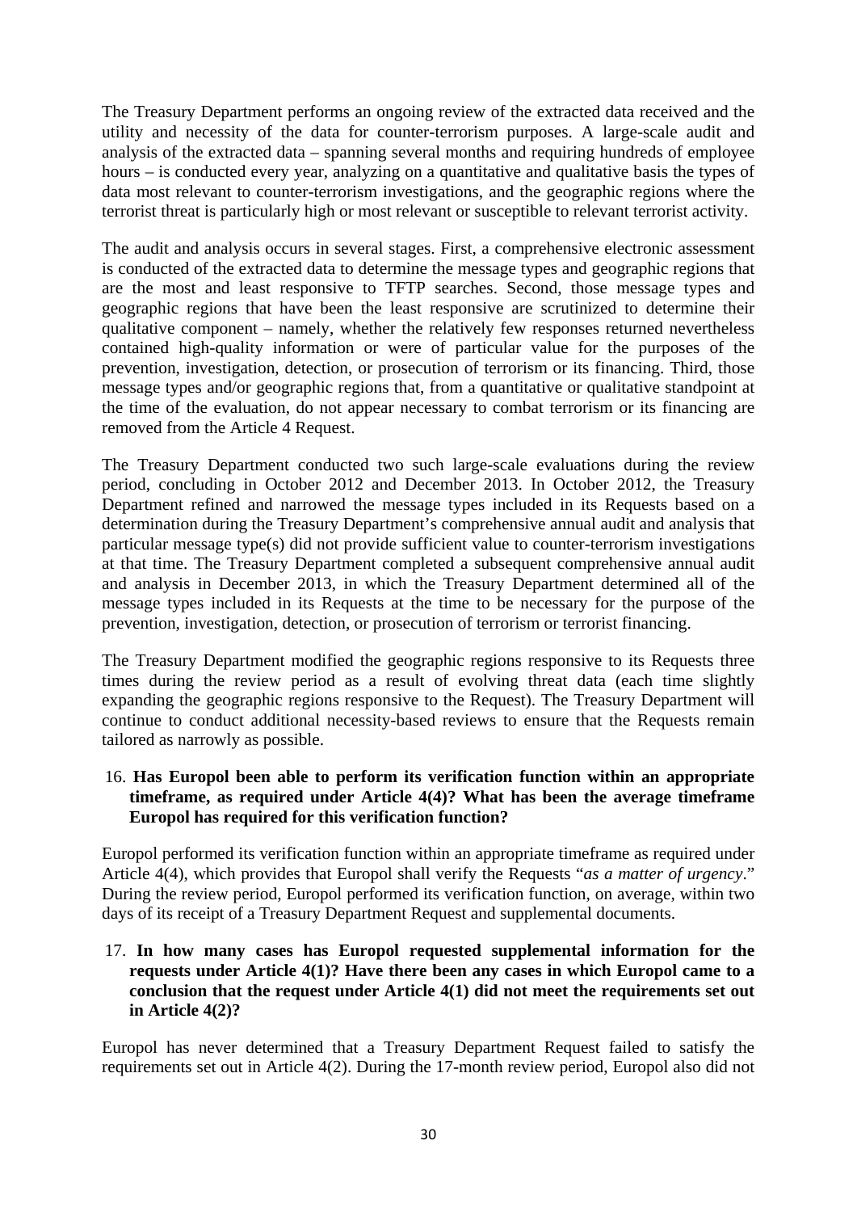The Treasury Department performs an ongoing review of the extracted data received and the utility and necessity of the data for counter-terrorism purposes. A large-scale audit and analysis of the extracted data – spanning several months and requiring hundreds of employee hours – is conducted every year, analyzing on a quantitative and qualitative basis the types of data most relevant to counter-terrorism investigations, and the geographic regions where the terrorist threat is particularly high or most relevant or susceptible to relevant terrorist activity.

The audit and analysis occurs in several stages. First, a comprehensive electronic assessment is conducted of the extracted data to determine the message types and geographic regions that are the most and least responsive to TFTP searches. Second, those message types and geographic regions that have been the least responsive are scrutinized to determine their qualitative component – namely, whether the relatively few responses returned nevertheless contained high-quality information or were of particular value for the purposes of the prevention, investigation, detection, or prosecution of terrorism or its financing. Third, those message types and/or geographic regions that, from a quantitative or qualitative standpoint at the time of the evaluation, do not appear necessary to combat terrorism or its financing are removed from the Article 4 Request.

The Treasury Department conducted two such large-scale evaluations during the review period, concluding in October 2012 and December 2013. In October 2012, the Treasury Department refined and narrowed the message types included in its Requests based on a determination during the Treasury Department's comprehensive annual audit and analysis that particular message type(s) did not provide sufficient value to counter-terrorism investigations at that time. The Treasury Department completed a subsequent comprehensive annual audit and analysis in December 2013, in which the Treasury Department determined all of the message types included in its Requests at the time to be necessary for the purpose of the prevention, investigation, detection, or prosecution of terrorism or terrorist financing.

The Treasury Department modified the geographic regions responsive to its Requests three times during the review period as a result of evolving threat data (each time slightly expanding the geographic regions responsive to the Request). The Treasury Department will continue to conduct additional necessity-based reviews to ensure that the Requests remain tailored as narrowly as possible.

16. **Has Europol been able to perform its verification function within an appropriate timeframe, as required under Article 4(4)? What has been the average timeframe Europol has required for this verification function?**

Europol performed its verification function within an appropriate timeframe as required under Article 4(4), which provides that Europol shall verify the Requests "*as a matter of urgency*." During the review period, Europol performed its verification function, on average, within two days of its receipt of a Treasury Department Request and supplemental documents.

17. **In how many cases has Europol requested supplemental information for the requests under Article 4(1)? Have there been any cases in which Europol came to a conclusion that the request under Article 4(1) did not meet the requirements set out in Article 4(2)?**

Europol has never determined that a Treasury Department Request failed to satisfy the requirements set out in Article 4(2). During the 17-month review period, Europol also did not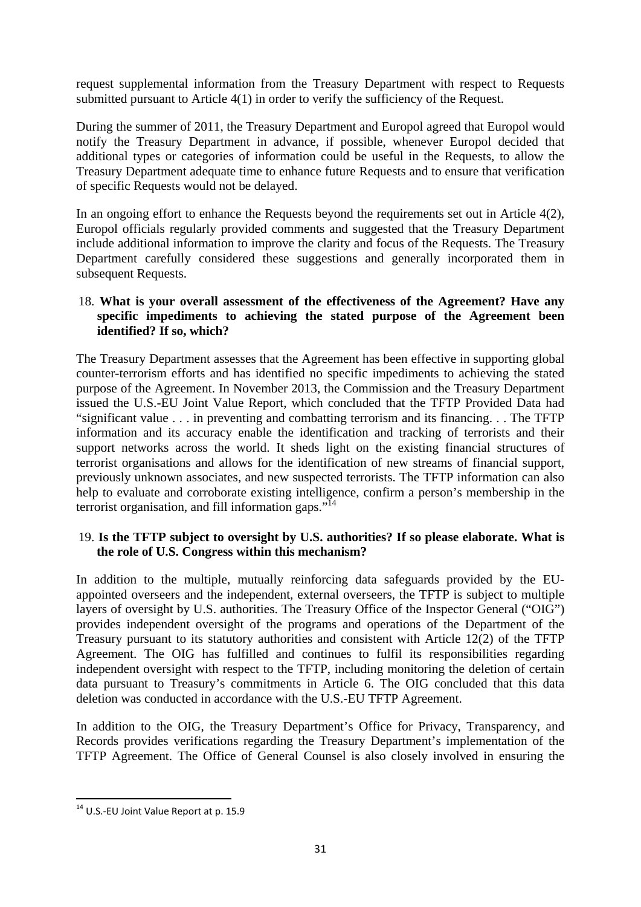request supplemental information from the Treasury Department with respect to Requests submitted pursuant to Article 4(1) in order to verify the sufficiency of the Request.

During the summer of 2011, the Treasury Department and Europol agreed that Europol would notify the Treasury Department in advance, if possible, whenever Europol decided that additional types or categories of information could be useful in the Requests, to allow the Treasury Department adequate time to enhance future Requests and to ensure that verification of specific Requests would not be delayed.

In an ongoing effort to enhance the Requests beyond the requirements set out in Article 4(2), Europol officials regularly provided comments and suggested that the Treasury Department include additional information to improve the clarity and focus of the Requests. The Treasury Department carefully considered these suggestions and generally incorporated them in subsequent Requests.

18. **What is your overall assessment of the effectiveness of the Agreement? Have any specific impediments to achieving the stated purpose of the Agreement been identified? If so, which?**

The Treasury Department assesses that the Agreement has been effective in supporting global counter-terrorism efforts and has identified no specific impediments to achieving the stated purpose of the Agreement. In November 2013, the Commission and the Treasury Department issued the U.S.-EU Joint Value Report, which concluded that the TFTP Provided Data had "significant value . . . in preventing and combatting terrorism and its financing. . . The TFTP information and its accuracy enable the identification and tracking of terrorists and their support networks across the world. It sheds light on the existing financial structures of terrorist organisations and allows for the identification of new streams of financial support, previously unknown associates, and new suspected terrorists. The TFTP information can also help to evaluate and corroborate existing intelligence, confirm a person's membership in the terrorist organisation, and fill information gaps."[14]

19. **Is the TFTP subject to oversight by U.S. authorities? If so please elaborate. What is the role of U.S. Congress within this mechanism?**

In addition to the multiple, mutually reinforcing data safeguards provided by the EU-appointed overseers and the independent, external overseers, the TFTP is subject to multiple layers of oversight by U.S. authorities. The Treasury Office of the Inspector General ("OIG") provides independent oversight of the programs and operations of the Department of the Treasury pursuant to its statutory authorities and consistent with Article 12(2) of the TFTP Agreement. The OIG has fulfilled and continues to fulfil its responsibilities regarding independent oversight with respect to the TFTP, including monitoring the deletion of certain data pursuant to Treasury's commitments in Article 6. The OIG concluded that this data deletion was conducted in accordance with the U.S.-EU TFTP Agreement.

In addition to the OIG, the Treasury Department's Office for Privacy, Transparency, and Records provides verifications regarding the Treasury Department's implementation of the TFTP Agreement. The Office of General Counsel is also closely involved in ensuring the

[14] U.S.-EU Joint Value Report at p. 15.9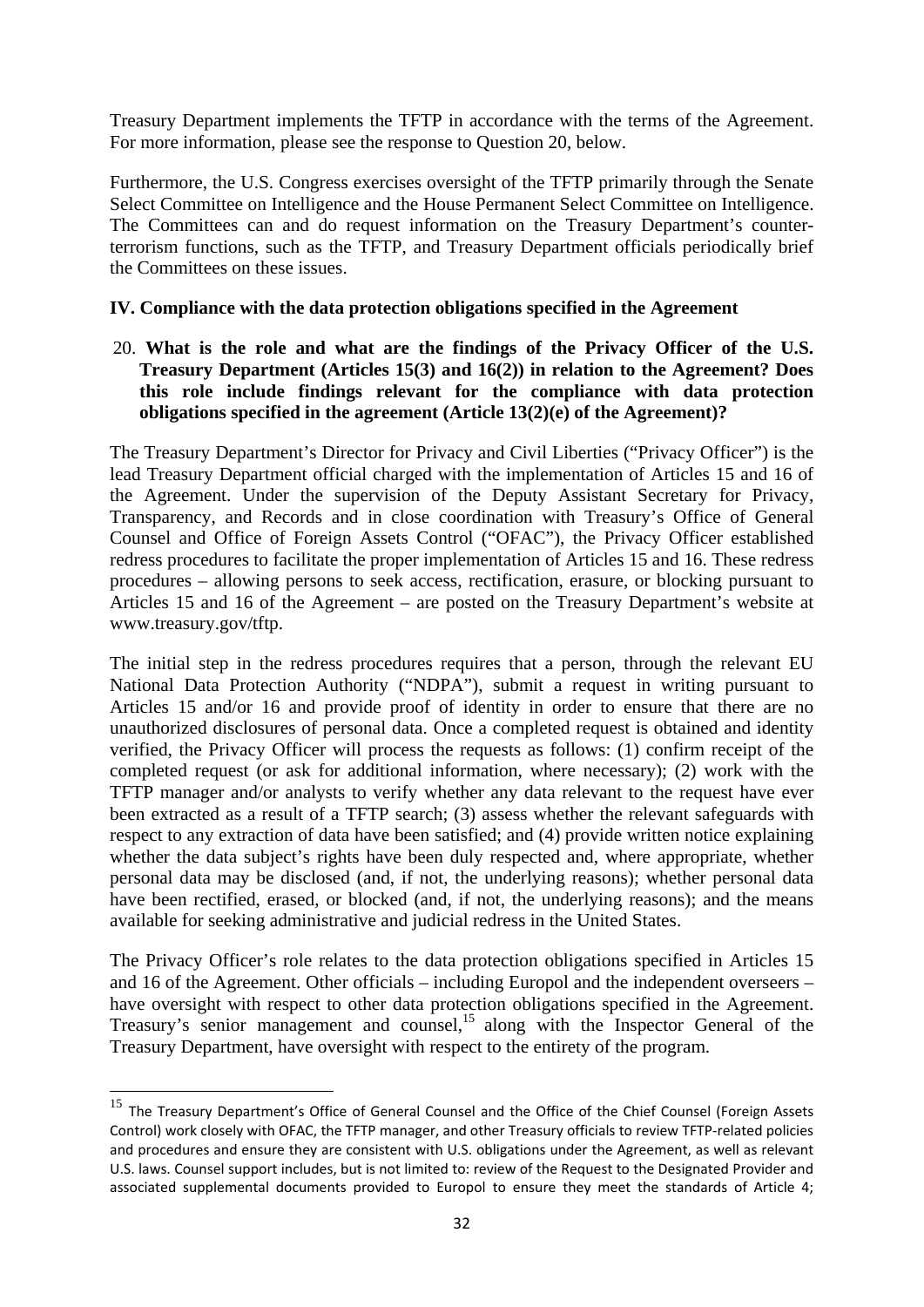Treasury Department implements the TFTP in accordance with the terms of the Agreement. For more information, please see the response to Question 20, below.

Furthermore, the U.S. Congress exercises oversight of the TFTP primarily through the Senate Select Committee on Intelligence and the House Permanent Select Committee on Intelligence. The Committees can and do request information on the Treasury Department's counter-terrorism functions, such as the TFTP, and Treasury Department officials periodically brief the Committees on these issues.

## IV. Compliance with the data protection obligations specified in the Agreement

20. **What is the role and what are the findings of the Privacy Officer of the U.S. Treasury Department (Articles 15(3) and 16(2)) in relation to the Agreement? Does this role include findings relevant for the compliance with data protection obligations specified in the agreement (Article 13(2)(e) of the Agreement)?**

The Treasury Department's Director for Privacy and Civil Liberties ("Privacy Officer") is the lead Treasury Department official charged with the implementation of Articles 15 and 16 of the Agreement. Under the supervision of the Deputy Assistant Secretary for Privacy, Transparency, and Records and in close coordination with Treasury's Office of General Counsel and Office of Foreign Assets Control ("OFAC"), the Privacy Officer established redress procedures to facilitate the proper implementation of Articles 15 and 16. These redress procedures – allowing persons to seek access, rectification, erasure, or blocking pursuant to Articles 15 and 16 of the Agreement – are posted on the Treasury Department's website at www.treasury.gov/tftp.

The initial step in the redress procedures requires that a person, through the relevant EU National Data Protection Authority ("NDPA"), submit a request in writing pursuant to Articles 15 and/or 16 and provide proof of identity in order to ensure that there are no unauthorized disclosures of personal data. Once a completed request is obtained and identity verified, the Privacy Officer will process the requests as follows: (1) confirm receipt of the completed request (or ask for additional information, where necessary); (2) work with the TFTP manager and/or analysts to verify whether any data relevant to the request have ever been extracted as a result of a TFTP search; (3) assess whether the relevant safeguards with respect to any extraction of data have been satisfied; and (4) provide written notice explaining whether the data subject's rights have been duly respected and, where appropriate, whether personal data may be disclosed (and, if not, the underlying reasons); whether personal data have been rectified, erased, or blocked (and, if not, the underlying reasons); and the means available for seeking administrative and judicial redress in the United States.

The Privacy Officer's role relates to the data protection obligations specified in Articles 15 and 16 of the Agreement. Other officials – including Europol and the independent overseers – have oversight with respect to other data protection obligations specified in the Agreement. Treasury's senior management and counsel,[15] along with the Inspector General of the Treasury Department, have oversight with respect to the entirety of the program.

---

[15] The Treasury Department's Office of General Counsel and the Office of the Chief Counsel (Foreign Assets Control) work closely with OFAC, the TFTP manager, and other Treasury officials to review TFTP-related policies and procedures and ensure they are consistent with U.S. obligations under the Agreement, as well as relevant U.S. laws. Counsel support includes, but is not limited to: review of the Request to the Designated Provider and associated supplemental documents provided to Europol to ensure they meet the standards of Article 4;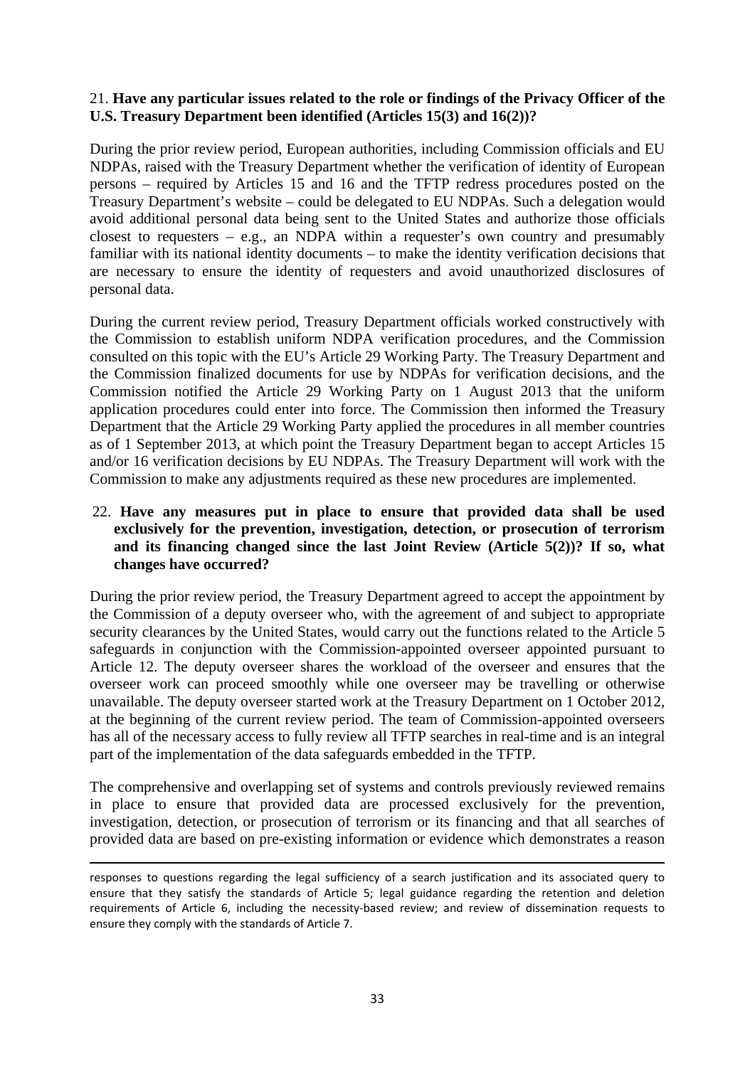21. **Have any particular issues related to the role or findings of the Privacy Officer of the U.S. Treasury Department been identified (Articles 15(3) and 16(2))?**

During the prior review period, European authorities, including Commission officials and EU NDPAs, raised with the Treasury Department whether the verification of identity of European persons – required by Articles 15 and 16 and the TFTP redress procedures posted on the Treasury Department's website – could be delegated to EU NDPAs. Such a delegation would avoid additional personal data being sent to the United States and authorize those officials closest to requesters – e.g., an NDPA within a requester's own country and presumably familiar with its national identity documents – to make the identity verification decisions that are necessary to ensure the identity of requesters and avoid unauthorized disclosures of personal data.

During the current review period, Treasury Department officials worked constructively with the Commission to establish uniform NDPA verification procedures, and the Commission consulted on this topic with the EU's Article 29 Working Party. The Treasury Department and the Commission finalized documents for use by NDPAs for verification decisions, and the Commission notified the Article 29 Working Party on 1 August 2013 that the uniform application procedures could enter into force. The Commission then informed the Treasury Department that the Article 29 Working Party applied the procedures in all member countries as of 1 September 2013, at which point the Treasury Department began to accept Articles 15 and/or 16 verification decisions by EU NDPAs. The Treasury Department will work with the Commission to make any adjustments required as these new procedures are implemented.

22. **Have any measures put in place to ensure that provided data shall be used exclusively for the prevention, investigation, detection, or prosecution of terrorism and its financing changed since the last Joint Review (Article 5(2))? If so, what changes have occurred?**

During the prior review period, the Treasury Department agreed to accept the appointment by the Commission of a deputy overseer who, with the agreement of and subject to appropriate security clearances by the United States, would carry out the functions related to the Article 5 safeguards in conjunction with the Commission-appointed overseer appointed pursuant to Article 12. The deputy overseer shares the workload of the overseer and ensures that the overseer work can proceed smoothly while one overseer may be travelling or otherwise unavailable. The deputy overseer started work at the Treasury Department on 1 October 2012, at the beginning of the current review period. The team of Commission-appointed overseers has all of the necessary access to fully review all TFTP searches in real-time and is an integral part of the implementation of the data safeguards embedded in the TFTP.

The comprehensive and overlapping set of systems and controls previously reviewed remains in place to ensure that provided data are processed exclusively for the prevention, investigation, detection, or prosecution of terrorism or its financing and that all searches of provided data are based on pre-existing information or evidence which demonstrates a reason

---

responses to questions regarding the legal sufficiency of a search justification and its associated query to ensure that they satisfy the standards of Article 5; legal guidance regarding the retention and deletion requirements of Article 6, including the necessity-based review; and review of dissemination requests to ensure they comply with the standards of Article 7.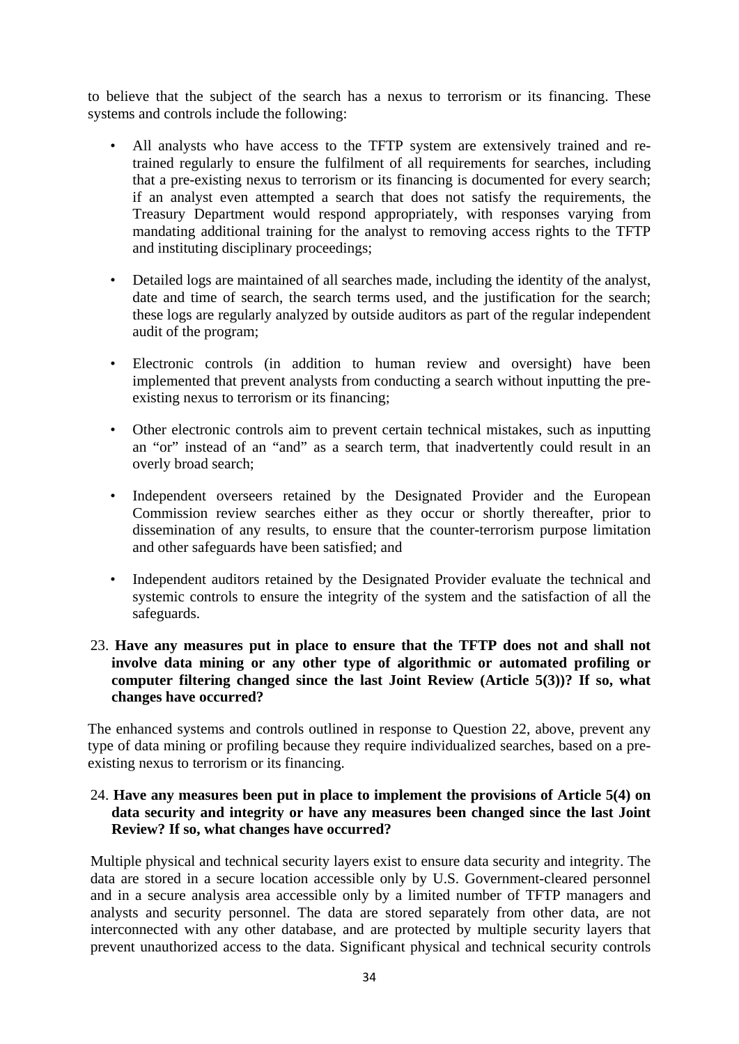to believe that the subject of the search has a nexus to terrorism or its financing. These systems and controls include the following:

- All analysts who have access to the TFTP system are extensively trained and re-trained regularly to ensure the fulfilment of all requirements for searches, including that a pre-existing nexus to terrorism or its financing is documented for every search; if an analyst even attempted a search that does not satisfy the requirements, the Treasury Department would respond appropriately, with responses varying from mandating additional training for the analyst to removing access rights to the TFTP and instituting disciplinary proceedings;

- Detailed logs are maintained of all searches made, including the identity of the analyst, date and time of search, the search terms used, and the justification for the search; these logs are regularly analyzed by outside auditors as part of the regular independent audit of the program;

- Electronic controls (in addition to human review and oversight) have been implemented that prevent analysts from conducting a search without inputting the pre-existing nexus to terrorism or its financing;

- Other electronic controls aim to prevent certain technical mistakes, such as inputting an "or" instead of an "and" as a search term, that inadvertently could result in an overly broad search;

- Independent overseers retained by the Designated Provider and the European Commission review searches either as they occur or shortly thereafter, prior to dissemination of any results, to ensure that the counter-terrorism purpose limitation and other safeguards have been satisfied; and

- Independent auditors retained by the Designated Provider evaluate the technical and systemic controls to ensure the integrity of the system and the satisfaction of all the safeguards.

23. **Have any measures put in place to ensure that the TFTP does not and shall not involve data mining or any other type of algorithmic or automated profiling or computer filtering changed since the last Joint Review (Article 5(3))? If so, what changes have occurred?**

The enhanced systems and controls outlined in response to Question 22, above, prevent any type of data mining or profiling because they require individualized searches, based on a pre-existing nexus to terrorism or its financing.

24. **Have any measures been put in place to implement the provisions of Article 5(4) on data security and integrity or have any measures been changed since the last Joint Review? If so, what changes have occurred?**

Multiple physical and technical security layers exist to ensure data security and integrity. The data are stored in a secure location accessible only by U.S. Government-cleared personnel and in a secure analysis area accessible only by a limited number of TFTP managers and analysts and security personnel. The data are stored separately from other data, are not interconnected with any other database, and are protected by multiple security layers that prevent unauthorized access to the data. Significant physical and technical security controls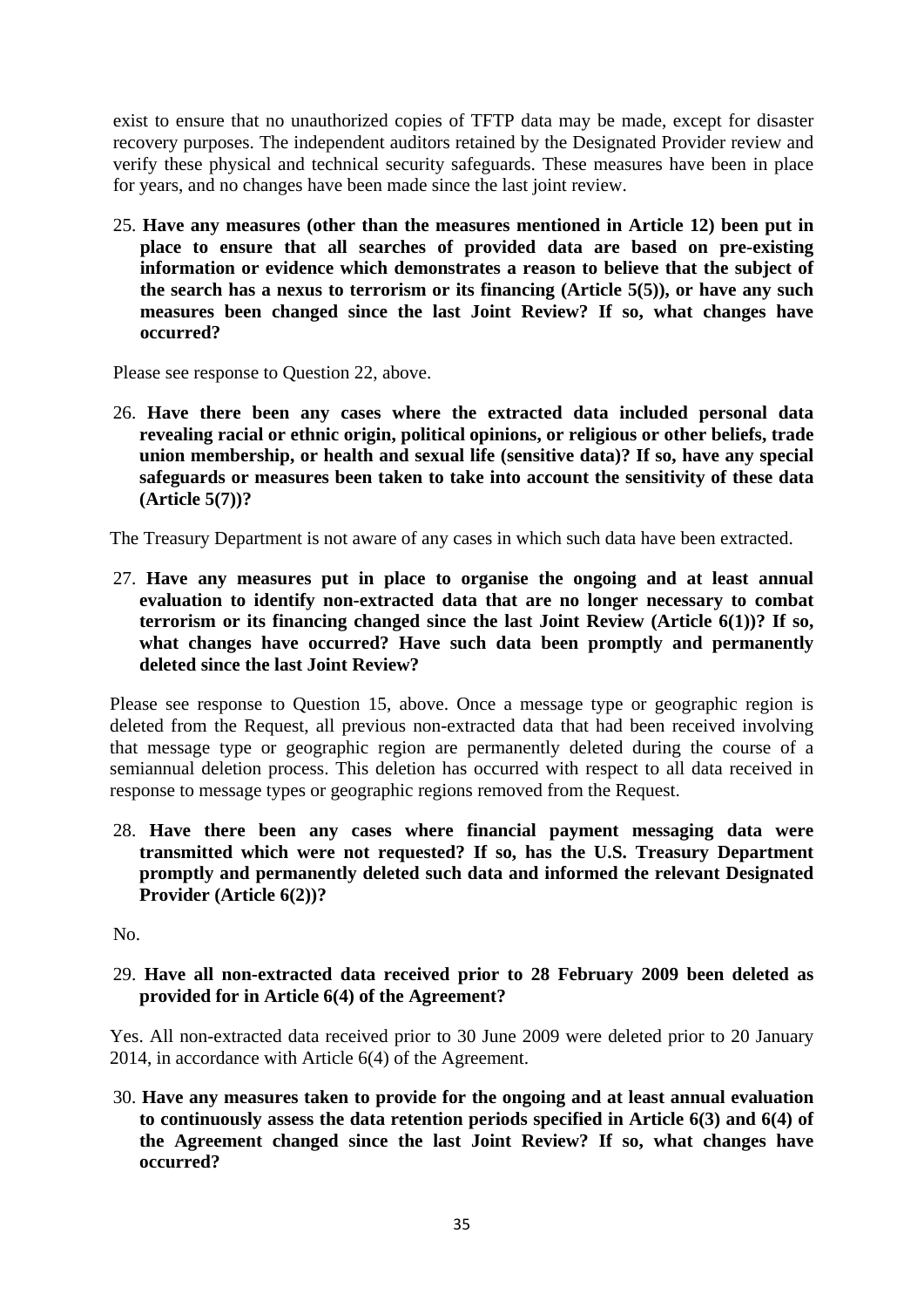exist to ensure that no unauthorized copies of TFTP data may be made, except for disaster recovery purposes. The independent auditors retained by the Designated Provider review and verify these physical and technical security safeguards. These measures have been in place for years, and no changes have been made since the last joint review.

25. **Have any measures (other than the measures mentioned in Article 12) been put in place to ensure that all searches of provided data are based on pre-existing information or evidence which demonstrates a reason to believe that the subject of the search has a nexus to terrorism or its financing (Article 5(5)), or have any such measures been changed since the last Joint Review? If so, what changes have occurred?**

Please see response to Question 22, above.

26. **Have there been any cases where the extracted data included personal data revealing racial or ethnic origin, political opinions, or religious or other beliefs, trade union membership, or health and sexual life (sensitive data)? If so, have any special safeguards or measures been taken to take into account the sensitivity of these data (Article 5(7))?**

The Treasury Department is not aware of any cases in which such data have been extracted.

27. **Have any measures put in place to organise the ongoing and at least annual evaluation to identify non-extracted data that are no longer necessary to combat terrorism or its financing changed since the last Joint Review (Article 6(1))? If so, what changes have occurred? Have such data been promptly and permanently deleted since the last Joint Review?**

Please see response to Question 15, above. Once a message type or geographic region is deleted from the Request, all previous non-extracted data that had been received involving that message type or geographic region are permanently deleted during the course of a semiannual deletion process. This deletion has occurred with respect to all data received in response to message types or geographic regions removed from the Request.

28. **Have there been any cases where financial payment messaging data were transmitted which were not requested? If so, has the U.S. Treasury Department promptly and permanently deleted such data and informed the relevant Designated Provider (Article 6(2))?**

No.

29. **Have all non-extracted data received prior to 28 February 2009 been deleted as provided for in Article 6(4) of the Agreement?**

Yes. All non-extracted data received prior to 30 June 2009 were deleted prior to 20 January 2014, in accordance with Article 6(4) of the Agreement.

30. **Have any measures taken to provide for the ongoing and at least annual evaluation to continuously assess the data retention periods specified in Article 6(3) and 6(4) of the Agreement changed since the last Joint Review? If so, what changes have occurred?**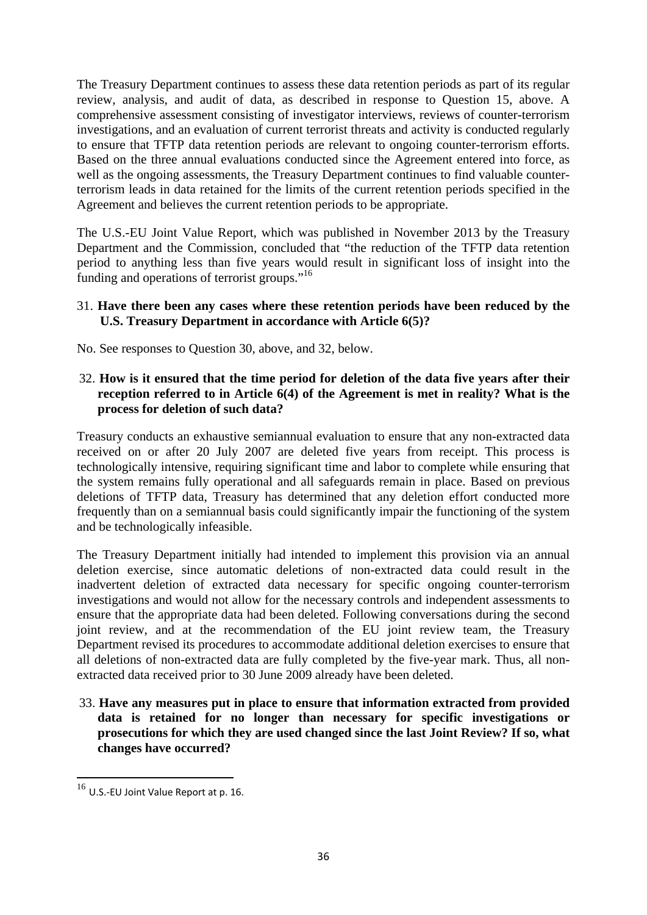The Treasury Department continues to assess these data retention periods as part of its regular review, analysis, and audit of data, as described in response to Question 15, above. A comprehensive assessment consisting of investigator interviews, reviews of counter-terrorism investigations, and an evaluation of current terrorist threats and activity is conducted regularly to ensure that TFTP data retention periods are relevant to ongoing counter-terrorism efforts. Based on the three annual evaluations conducted since the Agreement entered into force, as well as the ongoing assessments, the Treasury Department continues to find valuable counter-terrorism leads in data retained for the limits of the current retention periods specified in the Agreement and believes the current retention periods to be appropriate.

The U.S.-EU Joint Value Report, which was published in November 2013 by the Treasury Department and the Commission, concluded that "the reduction of the TFTP data retention period to anything less than five years would result in significant loss of insight into the funding and operations of terrorist groups."[16]

31. **Have there been any cases where these retention periods have been reduced by the U.S. Treasury Department in accordance with Article 6(5)?**

No. See responses to Question 30, above, and 32, below.

32. **How is it ensured that the time period for deletion of the data five years after their reception referred to in Article 6(4) of the Agreement is met in reality? What is the process for deletion of such data?**

Treasury conducts an exhaustive semiannual evaluation to ensure that any non-extracted data received on or after 20 July 2007 are deleted five years from receipt. This process is technologically intensive, requiring significant time and labor to complete while ensuring that the system remains fully operational and all safeguards remain in place. Based on previous deletions of TFTP data, Treasury has determined that any deletion effort conducted more frequently than on a semiannual basis could significantly impair the functioning of the system and be technologically infeasible.

The Treasury Department initially had intended to implement this provision via an annual deletion exercise, since automatic deletions of non-extracted data could result in the inadvertent deletion of extracted data necessary for specific ongoing counter-terrorism investigations and would not allow for the necessary controls and independent assessments to ensure that the appropriate data had been deleted. Following conversations during the second joint review, and at the recommendation of the EU joint review team, the Treasury Department revised its procedures to accommodate additional deletion exercises to ensure that all deletions of non-extracted data are fully completed by the five-year mark. Thus, all non-extracted data received prior to 30 June 2009 already have been deleted.

33. **Have any measures put in place to ensure that information extracted from provided data is retained for no longer than necessary for specific investigations or prosecutions for which they are used changed since the last Joint Review? If so, what changes have occurred?**

[16] U.S.-EU Joint Value Report at p. 16.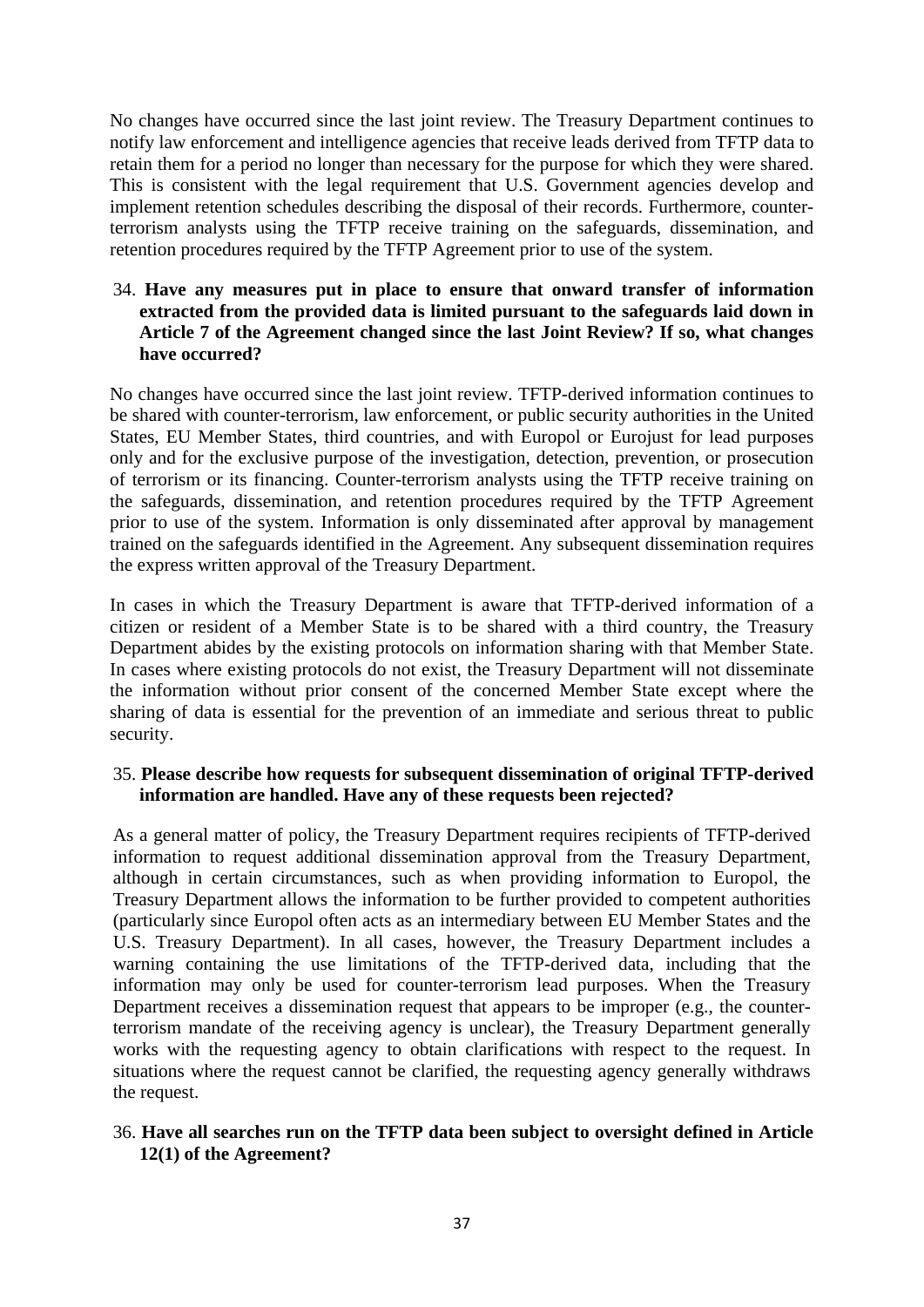No changes have occurred since the last joint review. The Treasury Department continues to notify law enforcement and intelligence agencies that receive leads derived from TFTP data to retain them for a period no longer than necessary for the purpose for which they were shared. This is consistent with the legal requirement that U.S. Government agencies develop and implement retention schedules describing the disposal of their records. Furthermore, counter-terrorism analysts using the TFTP receive training on the safeguards, dissemination, and retention procedures required by the TFTP Agreement prior to use of the system.

34. **Have any measures put in place to ensure that onward transfer of information extracted from the provided data is limited pursuant to the safeguards laid down in Article 7 of the Agreement changed since the last Joint Review? If so, what changes have occurred?**

No changes have occurred since the last joint review. TFTP-derived information continues to be shared with counter-terrorism, law enforcement, or public security authorities in the United States, EU Member States, third countries, and with Europol or Eurojust for lead purposes only and for the exclusive purpose of the investigation, detection, prevention, or prosecution of terrorism or its financing. Counter-terrorism analysts using the TFTP receive training on the safeguards, dissemination, and retention procedures required by the TFTP Agreement prior to use of the system. Information is only disseminated after approval by management trained on the safeguards identified in the Agreement. Any subsequent dissemination requires the express written approval of the Treasury Department.

In cases in which the Treasury Department is aware that TFTP-derived information of a citizen or resident of a Member State is to be shared with a third country, the Treasury Department abides by the existing protocols on information sharing with that Member State. In cases where existing protocols do not exist, the Treasury Department will not disseminate the information without prior consent of the concerned Member State except where the sharing of data is essential for the prevention of an immediate and serious threat to public security.

35. **Please describe how requests for subsequent dissemination of original TFTP-derived information are handled. Have any of these requests been rejected?**

As a general matter of policy, the Treasury Department requires recipients of TFTP-derived information to request additional dissemination approval from the Treasury Department, although in certain circumstances, such as when providing information to Europol, the Treasury Department allows the information to be further provided to competent authorities (particularly since Europol often acts as an intermediary between EU Member States and the U.S. Treasury Department). In all cases, however, the Treasury Department includes a warning containing the use limitations of the TFTP-derived data, including that the information may only be used for counter-terrorism lead purposes. When the Treasury Department receives a dissemination request that appears to be improper (e.g., the counter-terrorism mandate of the receiving agency is unclear), the Treasury Department generally works with the requesting agency to obtain clarifications with respect to the request. In situations where the request cannot be clarified, the requesting agency generally withdraws the request.

36. **Have all searches run on the TFTP data been subject to oversight defined in Article 12(1) of the Agreement?**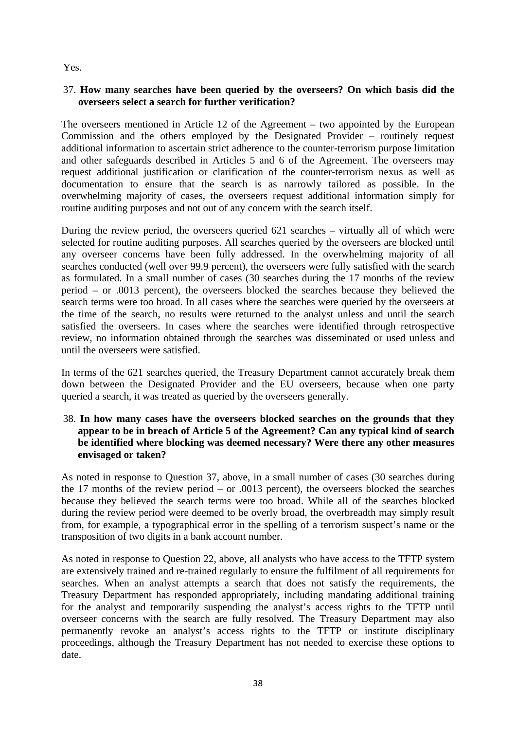Yes.

37. **How many searches have been queried by the overseers? On which basis did the overseers select a search for further verification?**

The overseers mentioned in Article 12 of the Agreement – two appointed by the European Commission and the others employed by the Designated Provider – routinely request additional information to ascertain strict adherence to the counter-terrorism purpose limitation and other safeguards described in Articles 5 and 6 of the Agreement. The overseers may request additional justification or clarification of the counter-terrorism nexus as well as documentation to ensure that the search is as narrowly tailored as possible. In the overwhelming majority of cases, the overseers request additional information simply for routine auditing purposes and not out of any concern with the search itself.

During the review period, the overseers queried 621 searches – virtually all of which were selected for routine auditing purposes. All searches queried by the overseers are blocked until any overseer concerns have been fully addressed. In the overwhelming majority of all searches conducted (well over 99.9 percent), the overseers were fully satisfied with the search as formulated. In a small number of cases (30 searches during the 17 months of the review period – or .0013 percent), the overseers blocked the searches because they believed the search terms were too broad. In all cases where the searches were queried by the overseers at the time of the search, no results were returned to the analyst unless and until the search satisfied the overseers. In cases where the searches were identified through retrospective review, no information obtained through the searches was disseminated or used unless and until the overseers were satisfied.

In terms of the 621 searches queried, the Treasury Department cannot accurately break them down between the Designated Provider and the EU overseers, because when one party queried a search, it was treated as queried by the overseers generally.

38. **In how many cases have the overseers blocked searches on the grounds that they appear to be in breach of Article 5 of the Agreement? Can any typical kind of search be identified where blocking was deemed necessary? Were there any other measures envisaged or taken?**

As noted in response to Question 37, above, in a small number of cases (30 searches during the 17 months of the review period – or .0013 percent), the overseers blocked the searches because they believed the search terms were too broad. While all of the searches blocked during the review period were deemed to be overly broad, the overbreadth may simply result from, for example, a typographical error in the spelling of a terrorism suspect's name or the transposition of two digits in a bank account number.

As noted in response to Question 22, above, all analysts who have access to the TFTP system are extensively trained and re-trained regularly to ensure the fulfilment of all requirements for searches. When an analyst attempts a search that does not satisfy the requirements, the Treasury Department has responded appropriately, including mandating additional training for the analyst and temporarily suspending the analyst's access rights to the TFTP until overseer concerns with the search are fully resolved. The Treasury Department may also permanently revoke an analyst's access rights to the TFTP or institute disciplinary proceedings, although the Treasury Department has not needed to exercise these options to date.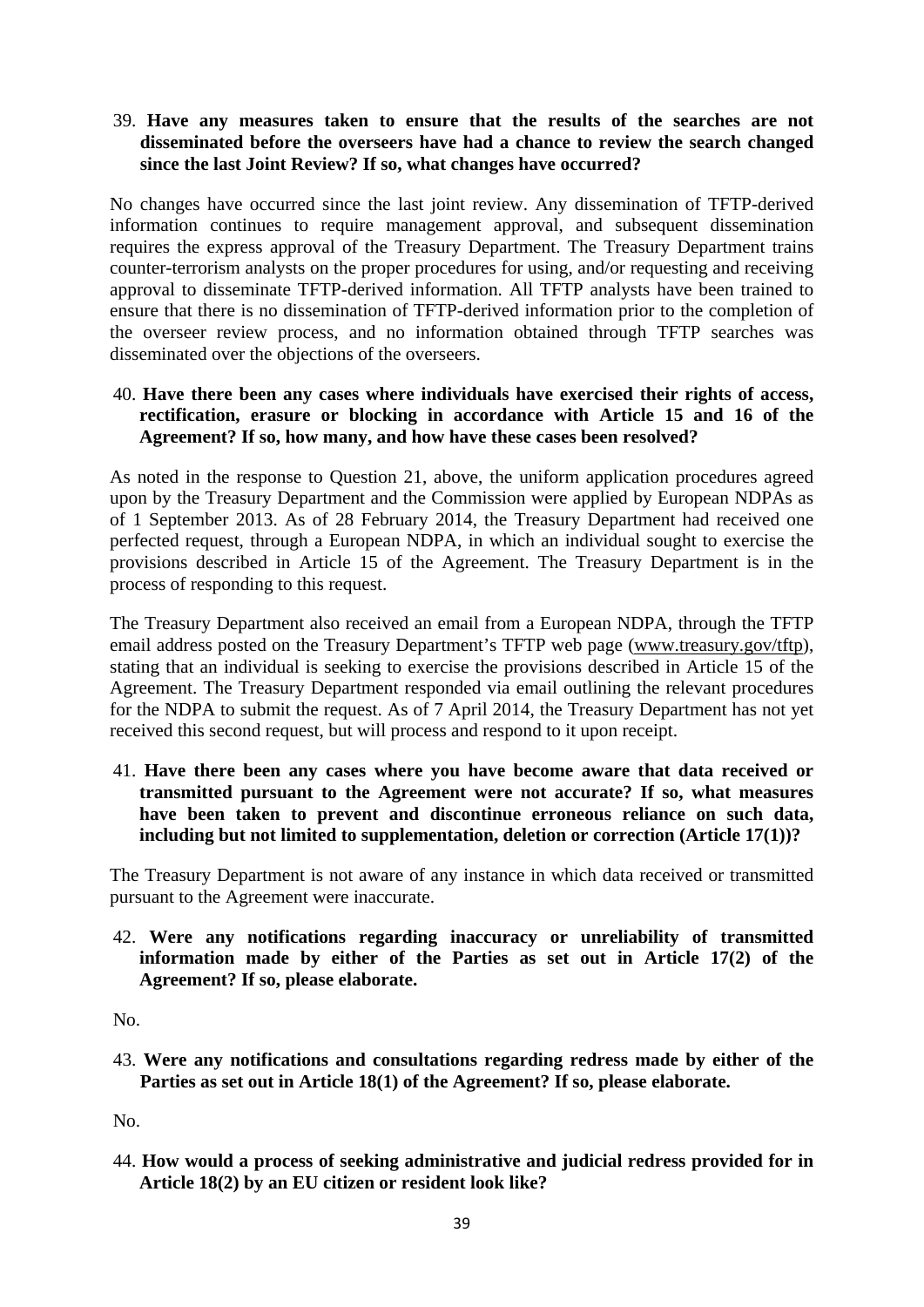39. **Have any measures taken to ensure that the results of the searches are not disseminated before the overseers have had a chance to review the search changed since the last Joint Review? If so, what changes have occurred?**

No changes have occurred since the last joint review. Any dissemination of TFTP-derived information continues to require management approval, and subsequent dissemination requires the express approval of the Treasury Department. The Treasury Department trains counter-terrorism analysts on the proper procedures for using, and/or requesting and receiving approval to disseminate TFTP-derived information. All TFTP analysts have been trained to ensure that there is no dissemination of TFTP-derived information prior to the completion of the overseer review process, and no information obtained through TFTP searches was disseminated over the objections of the overseers.

40. **Have there been any cases where individuals have exercised their rights of access, rectification, erasure or blocking in accordance with Article 15 and 16 of the Agreement? If so, how many, and how have these cases been resolved?**

As noted in the response to Question 21, above, the uniform application procedures agreed upon by the Treasury Department and the Commission were applied by European NDPAs as of 1 September 2013. As of 28 February 2014, the Treasury Department had received one perfected request, through a European NDPA, in which an individual sought to exercise the provisions described in Article 15 of the Agreement. The Treasury Department is in the process of responding to this request.

The Treasury Department also received an email from a European NDPA, through the TFTP email address posted on the Treasury Department's TFTP web page (www.treasury.gov/tftp), stating that an individual is seeking to exercise the provisions described in Article 15 of the Agreement. The Treasury Department responded via email outlining the relevant procedures for the NDPA to submit the request. As of 7 April 2014, the Treasury Department has not yet received this second request, but will process and respond to it upon receipt.

41. **Have there been any cases where you have become aware that data received or transmitted pursuant to the Agreement were not accurate? If so, what measures have been taken to prevent and discontinue erroneous reliance on such data, including but not limited to supplementation, deletion or correction (Article 17(1))?**

The Treasury Department is not aware of any instance in which data received or transmitted pursuant to the Agreement were inaccurate.

42. **Were any notifications regarding inaccuracy or unreliability of transmitted information made by either of the Parties as set out in Article 17(2) of the Agreement? If so, please elaborate.**

No.

43. **Were any notifications and consultations regarding redress made by either of the Parties as set out in Article 18(1) of the Agreement? If so, please elaborate.**

No.

44. **How would a process of seeking administrative and judicial redress provided for in Article 18(2) by an EU citizen or resident look like?**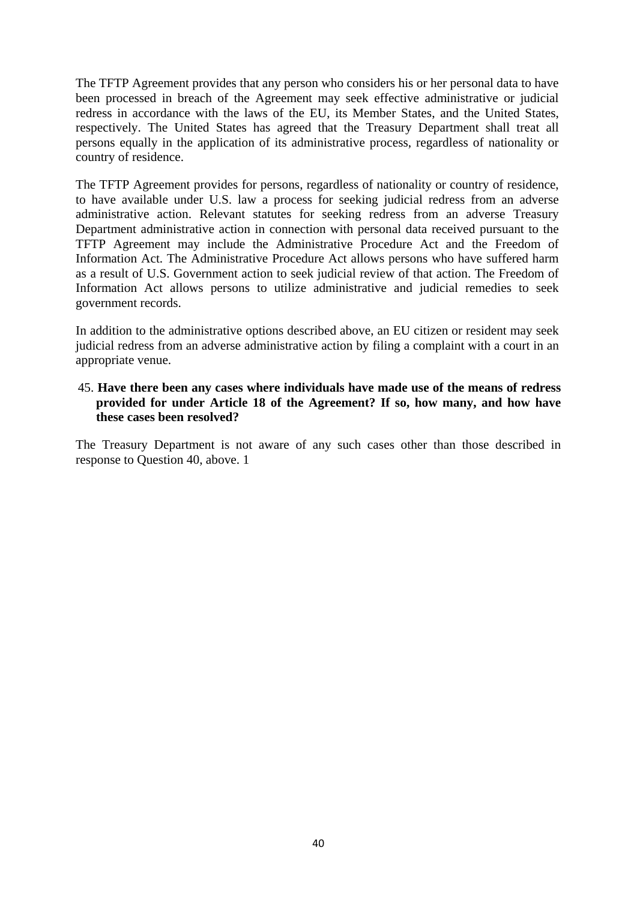The TFTP Agreement provides that any person who considers his or her personal data to have been processed in breach of the Agreement may seek effective administrative or judicial redress in accordance with the laws of the EU, its Member States, and the United States, respectively. The United States has agreed that the Treasury Department shall treat all persons equally in the application of its administrative process, regardless of nationality or country of residence.

The TFTP Agreement provides for persons, regardless of nationality or country of residence, to have available under U.S. law a process for seeking judicial redress from an adverse administrative action. Relevant statutes for seeking redress from an adverse Treasury Department administrative action in connection with personal data received pursuant to the TFTP Agreement may include the Administrative Procedure Act and the Freedom of Information Act. The Administrative Procedure Act allows persons who have suffered harm as a result of U.S. Government action to seek judicial review of that action. The Freedom of Information Act allows persons to utilize administrative and judicial remedies to seek government records.

In addition to the administrative options described above, an EU citizen or resident may seek judicial redress from an adverse administrative action by filing a complaint with a court in an appropriate venue.

45. **Have there been any cases where individuals have made use of the means of redress provided for under Article 18 of the Agreement? If so, how many, and how have these cases been resolved?**

The Treasury Department is not aware of any such cases other than those described in response to Question 40, above. 1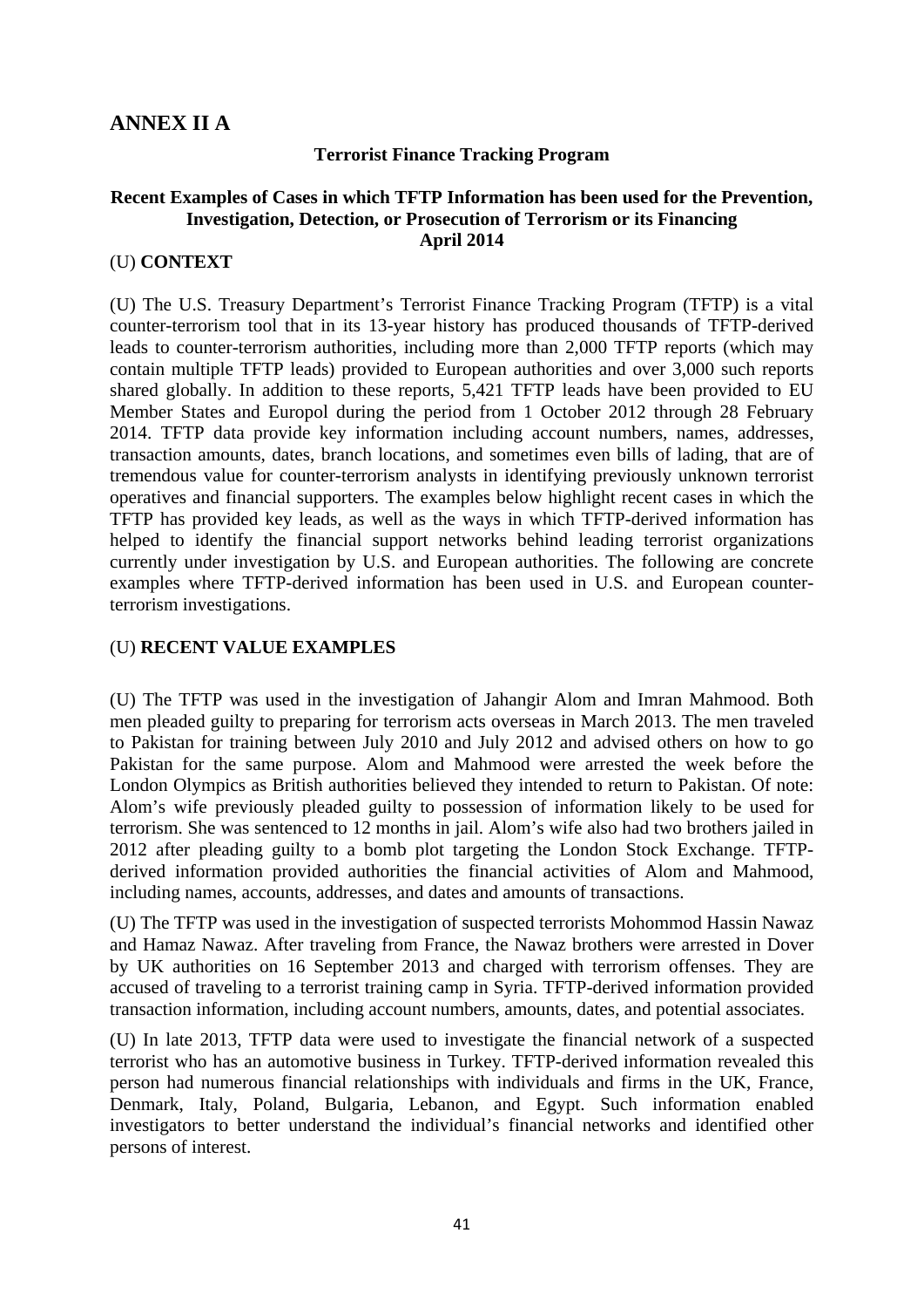# ANNEX II A

**Terrorist Finance Tracking Program**

**Recent Examples of Cases in which TFTP Information has been used for the Prevention, Investigation, Detection, or Prosecution of Terrorism or its Financing**
**April 2014**

(U) **CONTEXT**

(U) The U.S. Treasury Department's Terrorist Finance Tracking Program (TFTP) is a vital counter-terrorism tool that in its 13-year history has produced thousands of TFTP-derived leads to counter-terrorism authorities, including more than 2,000 TFTP reports (which may contain multiple TFTP leads) provided to European authorities and over 3,000 such reports shared globally. In addition to these reports, 5,421 TFTP leads have been provided to EU Member States and Europol during the period from 1 October 2012 through 28 February 2014. TFTP data provide key information including account numbers, names, addresses, transaction amounts, dates, branch locations, and sometimes even bills of lading, that are of tremendous value for counter-terrorism analysts in identifying previously unknown terrorist operatives and financial supporters. The examples below highlight recent cases in which the TFTP has provided key leads, as well as the ways in which TFTP-derived information has helped to identify the financial support networks behind leading terrorist organizations currently under investigation by U.S. and European authorities. The following are concrete examples where TFTP-derived information has been used in U.S. and European counter-terrorism investigations.

(U) **RECENT VALUE EXAMPLES**

(U) The TFTP was used in the investigation of Jahangir Alom and Imran Mahmood. Both men pleaded guilty to preparing for terrorism acts overseas in March 2013. The men traveled to Pakistan for training between July 2010 and July 2012 and advised others on how to go Pakistan for the same purpose. Alom and Mahmood were arrested the week before the London Olympics as British authorities believed they intended to return to Pakistan. Of note: Alom's wife previously pleaded guilty to possession of information likely to be used for terrorism. She was sentenced to 12 months in jail. Alom's wife also had two brothers jailed in 2012 after pleading guilty to a bomb plot targeting the London Stock Exchange. TFTP-derived information provided authorities the financial activities of Alom and Mahmood, including names, accounts, addresses, and dates and amounts of transactions.

(U) The TFTP was used in the investigation of suspected terrorists Mohommod Hassin Nawaz and Hamaz Nawaz. After traveling from France, the Nawaz brothers were arrested in Dover by UK authorities on 16 September 2013 and charged with terrorism offenses. They are accused of traveling to a terrorist training camp in Syria. TFTP-derived information provided transaction information, including account numbers, amounts, dates, and potential associates.

(U) In late 2013, TFTP data were used to investigate the financial network of a suspected terrorist who has an automotive business in Turkey. TFTP-derived information revealed this person had numerous financial relationships with individuals and firms in the UK, France, Denmark, Italy, Poland, Bulgaria, Lebanon, and Egypt. Such information enabled investigators to better understand the individual's financial networks and identified other persons of interest.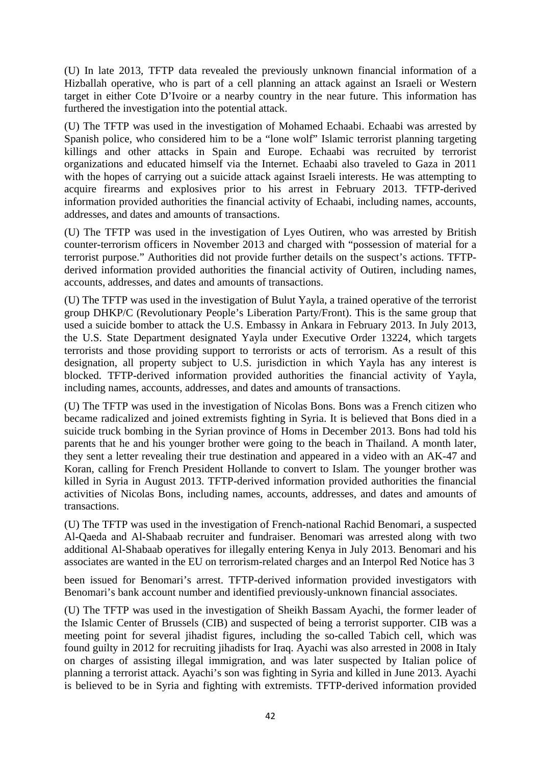(U) In late 2013, TFTP data revealed the previously unknown financial information of a Hizballah operative, who is part of a cell planning an attack against an Israeli or Western target in either Cote D'Ivoire or a nearby country in the near future. This information has furthered the investigation into the potential attack.

(U) The TFTP was used in the investigation of Mohamed Echaabi. Echaabi was arrested by Spanish police, who considered him to be a "lone wolf" Islamic terrorist planning targeting killings and other attacks in Spain and Europe. Echaabi was recruited by terrorist organizations and educated himself via the Internet. Echaabi also traveled to Gaza in 2011 with the hopes of carrying out a suicide attack against Israeli interests. He was attempting to acquire firearms and explosives prior to his arrest in February 2013. TFTP-derived information provided authorities the financial activity of Echaabi, including names, accounts, addresses, and dates and amounts of transactions.

(U) The TFTP was used in the investigation of Lyes Outiren, who was arrested by British counter-terrorism officers in November 2013 and charged with "possession of material for a terrorist purpose." Authorities did not provide further details on the suspect's actions. TFTP-derived information provided authorities the financial activity of Outiren, including names, accounts, addresses, and dates and amounts of transactions.

(U) The TFTP was used in the investigation of Bulut Yayla, a trained operative of the terrorist group DHKP/C (Revolutionary People's Liberation Party/Front). This is the same group that used a suicide bomber to attack the U.S. Embassy in Ankara in February 2013. In July 2013, the U.S. State Department designated Yayla under Executive Order 13224, which targets terrorists and those providing support to terrorists or acts of terrorism. As a result of this designation, all property subject to U.S. jurisdiction in which Yayla has any interest is blocked. TFTP-derived information provided authorities the financial activity of Yayla, including names, accounts, addresses, and dates and amounts of transactions.

(U) The TFTP was used in the investigation of Nicolas Bons. Bons was a French citizen who became radicalized and joined extremists fighting in Syria. It is believed that Bons died in a suicide truck bombing in the Syrian province of Homs in December 2013. Bons had told his parents that he and his younger brother were going to the beach in Thailand. A month later, they sent a letter revealing their true destination and appeared in a video with an AK-47 and Koran, calling for French President Hollande to convert to Islam. The younger brother was killed in Syria in August 2013. TFTP-derived information provided authorities the financial activities of Nicolas Bons, including names, accounts, addresses, and dates and amounts of transactions.

(U) The TFTP was used in the investigation of French-national Rachid Benomari, a suspected Al-Qaeda and Al-Shabaab recruiter and fundraiser. Benomari was arrested along with two additional Al-Shabaab operatives for illegally entering Kenya in July 2013. Benomari and his associates are wanted in the EU on terrorism-related charges and an Interpol Red Notice has been issued for Benomari's arrest. TFTP-derived information provided investigators with Benomari's bank account number and identified previously-unknown financial associates.

(U) The TFTP was used in the investigation of Sheikh Bassam Ayachi, the former leader of the Islamic Center of Brussels (CIB) and suspected of being a terrorist supporter. CIB was a meeting point for several jihadist figures, including the so-called Tabich cell, which was found guilty in 2012 for recruiting jihadists for Iraq. Ayachi was also arrested in 2008 in Italy on charges of assisting illegal immigration, and was later suspected by Italian police of planning a terrorist attack. Ayachi's son was fighting in Syria and killed in June 2013. Ayachi is believed to be in Syria and fighting with extremists. TFTP-derived information provided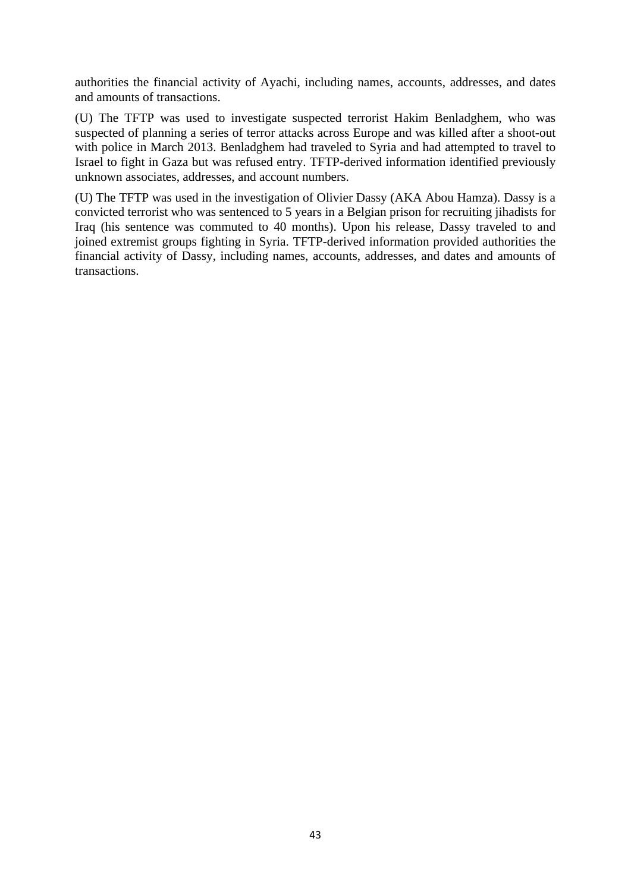authorities the financial activity of Ayachi, including names, accounts, addresses, and dates and amounts of transactions.

(U) The TFTP was used to investigate suspected terrorist Hakim Benladghem, who was suspected of planning a series of terror attacks across Europe and was killed after a shoot-out with police in March 2013. Benladghem had traveled to Syria and had attempted to travel to Israel to fight in Gaza but was refused entry. TFTP-derived information identified previously unknown associates, addresses, and account numbers.

(U) The TFTP was used in the investigation of Olivier Dassy (AKA Abou Hamza). Dassy is a convicted terrorist who was sentenced to 5 years in a Belgian prison for recruiting jihadists for Iraq (his sentence was commuted to 40 months). Upon his release, Dassy traveled to and joined extremist groups fighting in Syria. TFTP-derived information provided authorities the financial activity of Dassy, including names, accounts, addresses, and dates and amounts of transactions.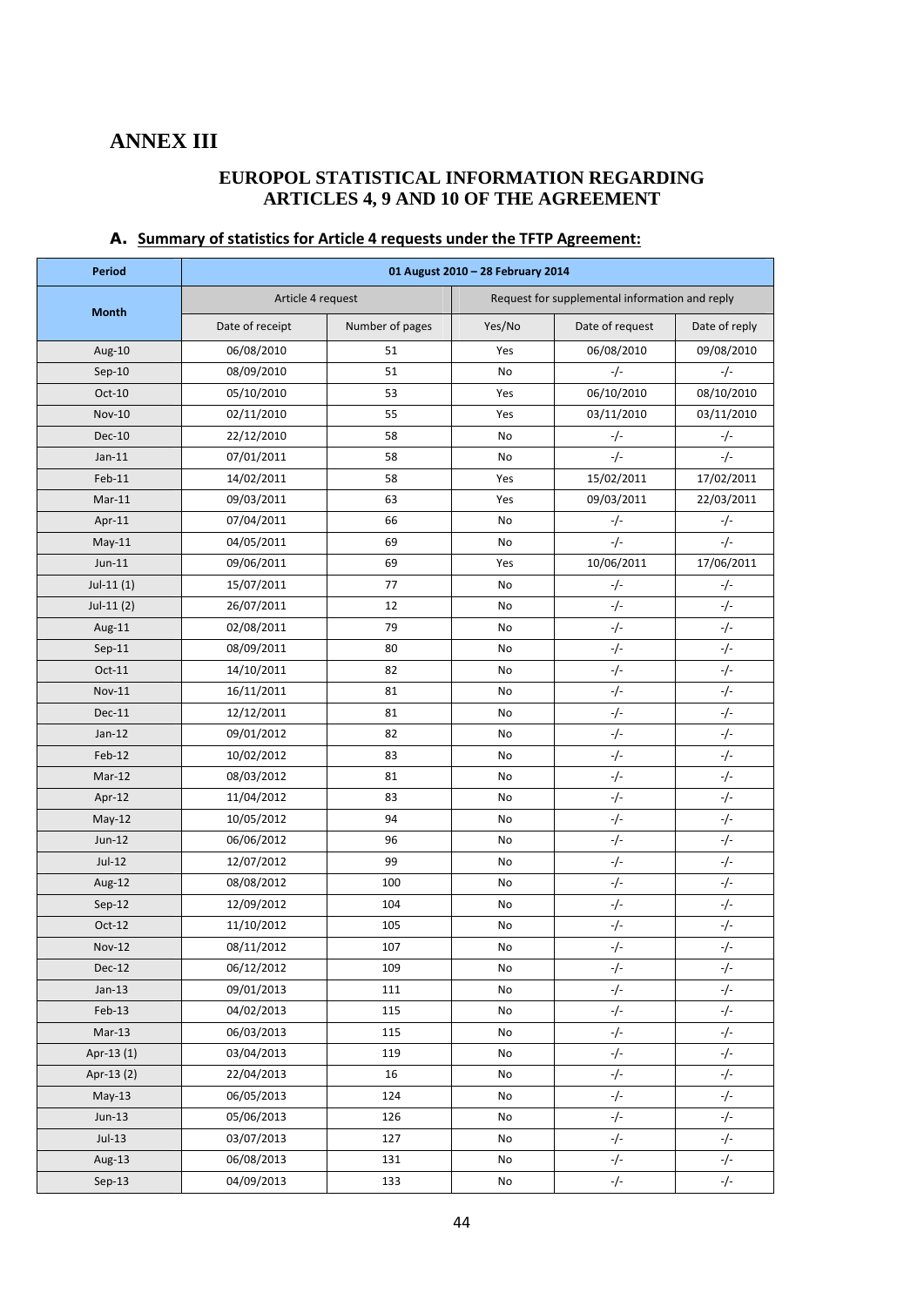# ANNEX III

## EUROPOL STATISTICAL INFORMATION REGARDING ARTICLES 4, 9 AND 10 OF THE AGREEMENT

### A. Summary of statistics for Article 4 requests under the TFTP Agreement:

| Period | 01 August 2010 – 28 February 2014 | | | | |
|---|---|---|---|---|---|
| Month | Article 4 request | | Request for supplemental information and reply | | |
| | Date of receipt | Number of pages | Yes/No | Date of request | Date of reply |
| Aug-10 | 06/08/2010 | 51 | Yes | 06/08/2010 | 09/08/2010 |
| Sep-10 | 08/09/2010 | 51 | No | -/- | -/- |
| Oct-10 | 05/10/2010 | 53 | Yes | 06/10/2010 | 08/10/2010 |
| Nov-10 | 02/11/2010 | 55 | Yes | 03/11/2010 | 03/11/2010 |
| Dec-10 | 22/12/2010 | 58 | No | -/- | -/- |
| Jan-11 | 07/01/2011 | 58 | No | -/- | -/- |
| Feb-11 | 14/02/2011 | 58 | Yes | 15/02/2011 | 17/02/2011 |
| Mar-11 | 09/03/2011 | 63 | Yes | 09/03/2011 | 22/03/2011 |
| Apr-11 | 07/04/2011 | 66 | No | -/- | -/- |
| May-11 | 04/05/2011 | 69 | No | -/- | -/- |
| Jun-11 | 09/06/2011 | 69 | Yes | 10/06/2011 | 17/06/2011 |
| Jul-11 (1) | 15/07/2011 | 77 | No | -/- | -/- |
| Jul-11 (2) | 26/07/2011 | 12 | No | -/- | -/- |
| Aug-11 | 02/08/2011 | 79 | No | -/- | -/- |
| Sep-11 | 08/09/2011 | 80 | No | -/- | -/- |
| Oct-11 | 14/10/2011 | 82 | No | -/- | -/- |
| Nov-11 | 16/11/2011 | 81 | No | -/- | -/- |
| Dec-11 | 12/12/2011 | 81 | No | -/- | -/- |
| Jan-12 | 09/01/2012 | 82 | No | -/- | -/- |
| Feb-12 | 10/02/2012 | 83 | No | -/- | -/- |
| Mar-12 | 08/03/2012 | 81 | No | -/- | -/- |
| Apr-12 | 11/04/2012 | 83 | No | -/- | -/- |
| May-12 | 10/05/2012 | 94 | No | -/- | -/- |
| Jun-12 | 06/06/2012 | 96 | No | -/- | -/- |
| Jul-12 | 12/07/2012 | 99 | No | -/- | -/- |
| Aug-12 | 08/08/2012 | 100 | No | -/- | -/- |
| Sep-12 | 12/09/2012 | 104 | No | -/- | -/- |
| Oct-12 | 11/10/2012 | 105 | No | -/- | -/- |
| Nov-12 | 08/11/2012 | 107 | No | -/- | -/- |
| Dec-12 | 06/12/2012 | 109 | No | -/- | -/- |
| Jan-13 | 09/01/2013 | 111 | No | -/- | -/- |
| Feb-13 | 04/02/2013 | 115 | No | -/- | -/- |
| Mar-13 | 06/03/2013 | 115 | No | -/- | -/- |
| Apr-13 (1) | 03/04/2013 | 119 | No | -/- | -/- |
| Apr-13 (2) | 22/04/2013 | 16 | No | -/- | -/- |
| May-13 | 06/05/2013 | 124 | No | -/- | -/- |
| Jun-13 | 05/06/2013 | 126 | No | -/- | -/- |
| Jul-13 | 03/07/2013 | 127 | No | -/- | -/- |
| Aug-13 | 06/08/2013 | 131 | No | -/- | -/- |
| Sep-13 | 04/09/2013 | 133 | No | -/- | -/- |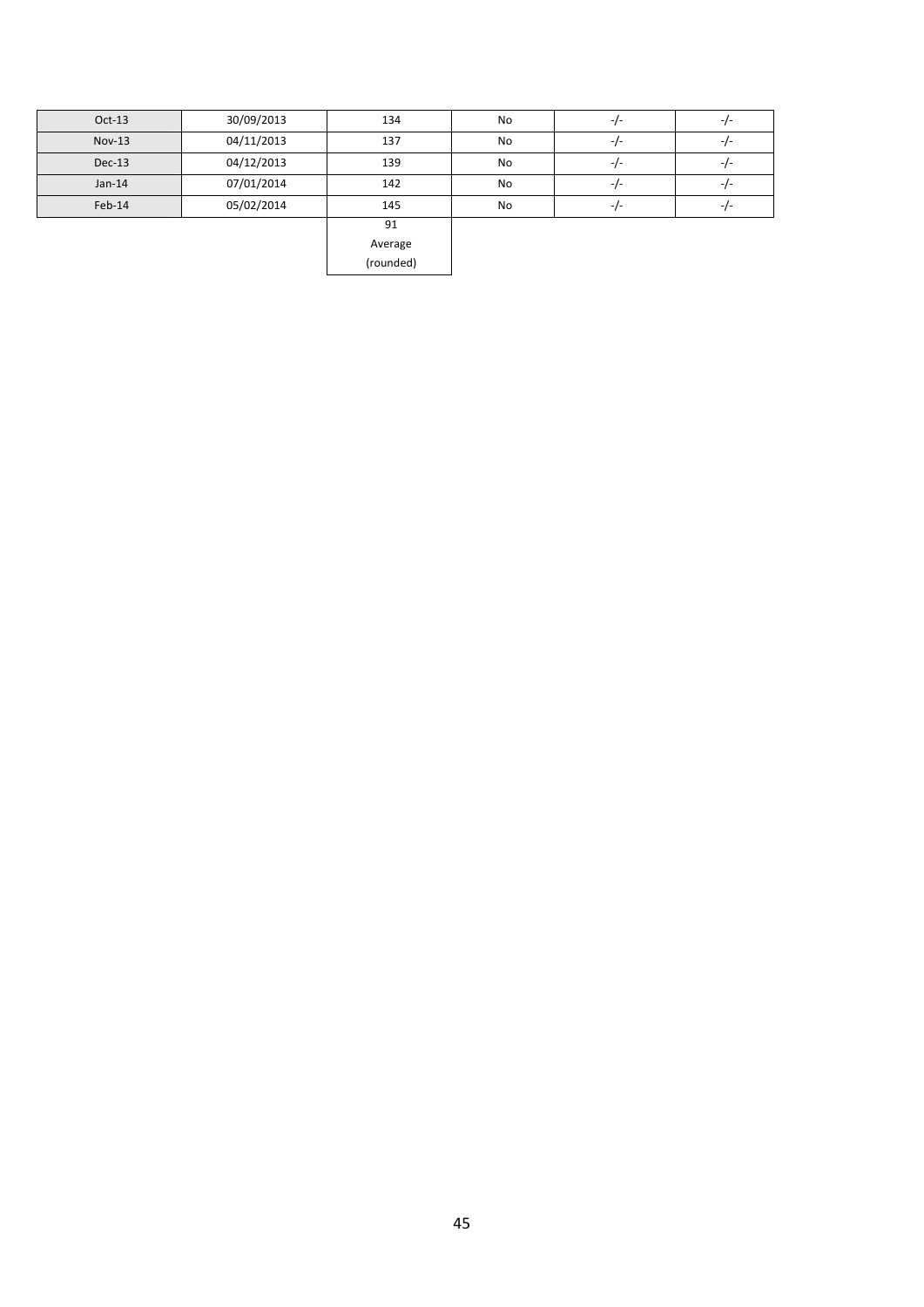| Oct-13 | 30/09/2013 | 134 | No | -/- | -/- |
|---|---|---|---|---|---|
| Nov-13 | 04/11/2013 | 137 | No | -/- | -/- |
| Dec-13 | 04/12/2013 | 139 | No | -/- | -/- |
| Jan-14 | 07/01/2014 | 142 | No | -/- | -/- |
| Feb-14 | 05/02/2014 | 145 | No | -/- | -/- |
| | | 91 Average (rounded) | | | |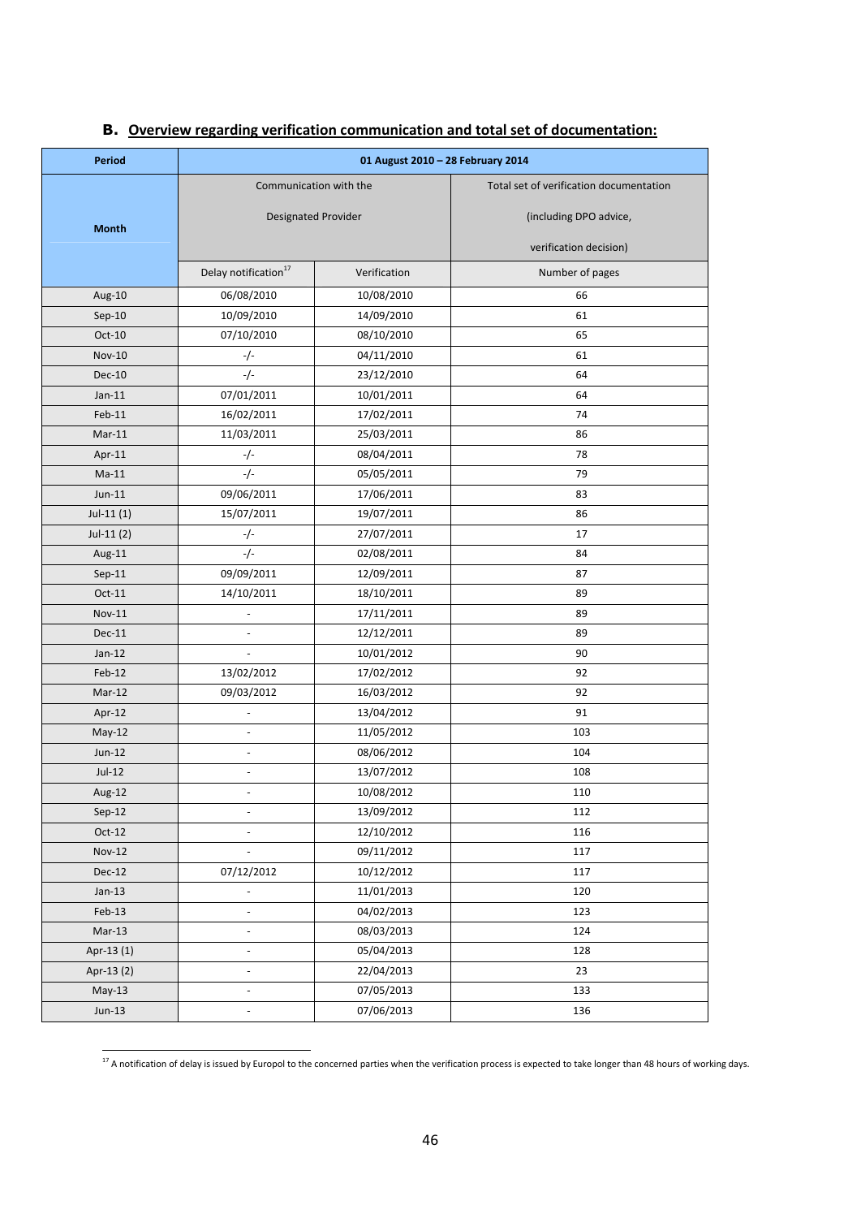## B. Overview regarding verification communication and total set of documentation:

| Period | 01 August 2010 – 28 February 2014 | | |
|---|---|---|---|
| Month | Communication with the Designated Provider | | Total set of verification documentation (including DPO advice, verification decision) |
| | Delay notification[17] | Verification | Number of pages |
| Aug-10 | 06/08/2010 | 10/08/2010 | 66 |
| Sep-10 | 10/09/2010 | 14/09/2010 | 61 |
| Oct-10 | 07/10/2010 | 08/10/2010 | 65 |
| Nov-10 | -/- | 04/11/2010 | 61 |
| Dec-10 | -/- | 23/12/2010 | 64 |
| Jan-11 | 07/01/2011 | 10/01/2011 | 64 |
| Feb-11 | 16/02/2011 | 17/02/2011 | 74 |
| Mar-11 | 11/03/2011 | 25/03/2011 | 86 |
| Apr-11 | -/- | 08/04/2011 | 78 |
| Ma-11 | -/- | 05/05/2011 | 79 |
| Jun-11 | 09/06/2011 | 17/06/2011 | 83 |
| Jul-11 (1) | 15/07/2011 | 19/07/2011 | 86 |
| Jul-11 (2) | -/- | 27/07/2011 | 17 |
| Aug-11 | -/- | 02/08/2011 | 84 |
| Sep-11 | 09/09/2011 | 12/09/2011 | 87 |
| Oct-11 | 14/10/2011 | 18/10/2011 | 89 |
| Nov-11 | - | 17/11/2011 | 89 |
| Dec-11 | - | 12/12/2011 | 89 |
| Jan-12 | - | 10/01/2012 | 90 |
| Feb-12 | 13/02/2012 | 17/02/2012 | 92 |
| Mar-12 | 09/03/2012 | 16/03/2012 | 92 |
| Apr-12 | - | 13/04/2012 | 91 |
| May-12 | - | 11/05/2012 | 103 |
| Jun-12 | - | 08/06/2012 | 104 |
| Jul-12 | - | 13/07/2012 | 108 |
| Aug-12 | - | 10/08/2012 | 110 |
| Sep-12 | - | 13/09/2012 | 112 |
| Oct-12 | - | 12/10/2012 | 116 |
| Nov-12 | - | 09/11/2012 | 117 |
| Dec-12 | 07/12/2012 | 10/12/2012 | 117 |
| Jan-13 | - | 11/01/2013 | 120 |
| Feb-13 | - | 04/02/2013 | 123 |
| Mar-13 | - | 08/03/2013 | 124 |
| Apr-13 (1) | - | 05/04/2013 | 128 |
| Apr-13 (2) | - | 22/04/2013 | 23 |
| May-13 | - | 07/05/2013 | 133 |
| Jun-13 | - | 07/06/2013 | 136 |

[17] A notification of delay is issued by Europol to the concerned parties when the verification process is expected to take longer than 48 hours of working days.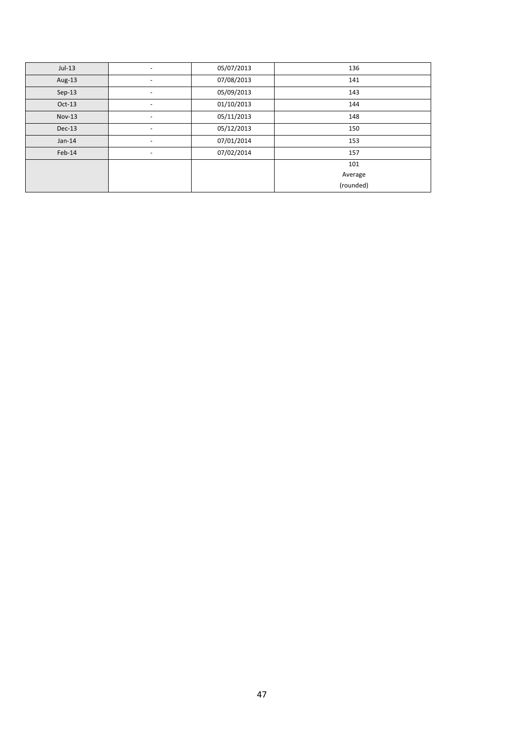| Jul-13 | - | 05/07/2013 | 136 |
| --- | --- | --- | --- |
| Aug-13 | - | 07/08/2013 | 141 |
| Sep-13 | - | 05/09/2013 | 143 |
| Oct-13 | - | 01/10/2013 | 144 |
| Nov-13 | - | 05/11/2013 | 148 |
| Dec-13 | - | 05/12/2013 | 150 |
| Jan-14 | - | 07/01/2014 | 153 |
| Feb-14 | - | 07/02/2014 | 157 |
| | | | 101<br>Average<br>(rounded) |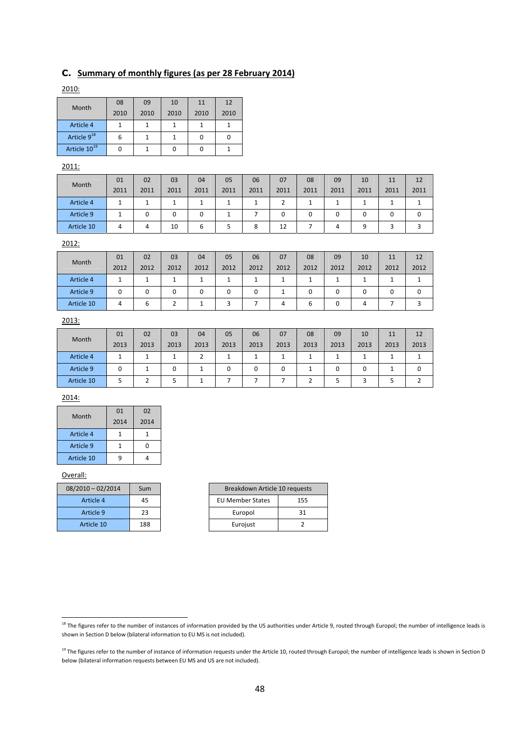## C. Summary of monthly figures (as per 28 February 2014)

2010:

| Month | 08 2010 | 09 2010 | 10 2010 | 11 2010 | 12 2010 |
|---|---|---|---|---|---|
| Article 4 | 1 | 1 | 1 | 1 | 1 |
| Article 9[18] | 6 | 1 | 1 | 0 | 0 |
| Article 10[19] | 0 | 1 | 0 | 0 | 1 |

2011:

| Month | 01 2011 | 02 2011 | 03 2011 | 04 2011 | 05 2011 | 06 2011 | 07 2011 | 08 2011 | 09 2011 | 10 2011 | 11 2011 | 12 2011 |
|---|---|---|---|---|---|---|---|---|---|---|---|---|
| Article 4 | 1 | 1 | 1 | 1 | 1 | 1 | 2 | 1 | 1 | 1 | 1 | 1 |
| Article 9 | 1 | 0 | 0 | 0 | 1 | 7 | 0 | 0 | 0 | 0 | 0 | 0 |
| Article 10 | 4 | 4 | 10 | 6 | 5 | 8 | 12 | 7 | 4 | 9 | 3 | 3 |

2012:

| Month | 01 2012 | 02 2012 | 03 2012 | 04 2012 | 05 2012 | 06 2012 | 07 2012 | 08 2012 | 09 2012 | 10 2012 | 11 2012 | 12 2012 |
|---|---|---|---|---|---|---|---|---|---|---|---|---|
| Article 4 | 1 | 1 | 1 | 1 | 1 | 1 | 1 | 1 | 1 | 1 | 1 | 1 |
| Article 9 | 0 | 0 | 0 | 0 | 0 | 0 | 1 | 0 | 0 | 0 | 0 | 0 |
| Article 10 | 4 | 6 | 2 | 1 | 3 | 7 | 4 | 6 | 0 | 4 | 7 | 3 |

2013:

| Month | 01 2013 | 02 2013 | 03 2013 | 04 2013 | 05 2013 | 06 2013 | 07 2013 | 08 2013 | 09 2013 | 10 2013 | 11 2013 | 12 2013 |
|---|---|---|---|---|---|---|---|---|---|---|---|---|
| Article 4 | 1 | 1 | 1 | 2 | 1 | 1 | 1 | 1 | 1 | 1 | 1 | 1 |
| Article 9 | 0 | 1 | 0 | 1 | 0 | 0 | 0 | 1 | 0 | 0 | 1 | 0 |
| Article 10 | 5 | 2 | 5 | 1 | 7 | 7 | 7 | 2 | 5 | 3 | 5 | 2 |

2014:

| Month | 01 2014 | 02 2014 |
|---|---|---|
| Article 4 | 1 | 1 |
| Article 9 | 1 | 0 |
| Article 10 | 9 | 4 |

Overall:

| 08/2010 – 02/2014 | Sum |
|---|---|
| Article 4 | 45 |
| Article 9 | 23 |
| Article 10 | 188 |

| Breakdown Article 10 requests | |
|---|---|
| EU Member States | 155 |
| Europol | 31 |
| Eurojust | 2 |

[18] The figures refer to the number of instances of information provided by the US authorities under Article 9, routed through Europol; the number of intelligence leads is shown in Section D below (bilateral information to EU MS is not included).

[19] The figures refer to the number of instance of information requests under the Article 10, routed through Europol; the number of intelligence leads is shown in Section D below (bilateral information requests between EU MS and US are not included).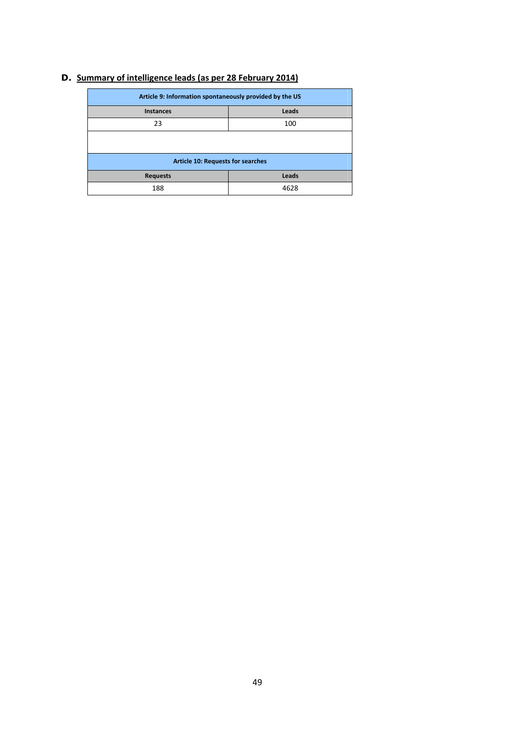## D. Summary of intelligence leads (as per 28 February 2014)

| Article 9: Information spontaneously provided by the US | |
|---|---|
| **Instances** | **Leads** |
| 23 | 100 |

| Article 10: Requests for searches | |
|---|---|
| **Requests** | **Leads** |
| 188 | 4628 |